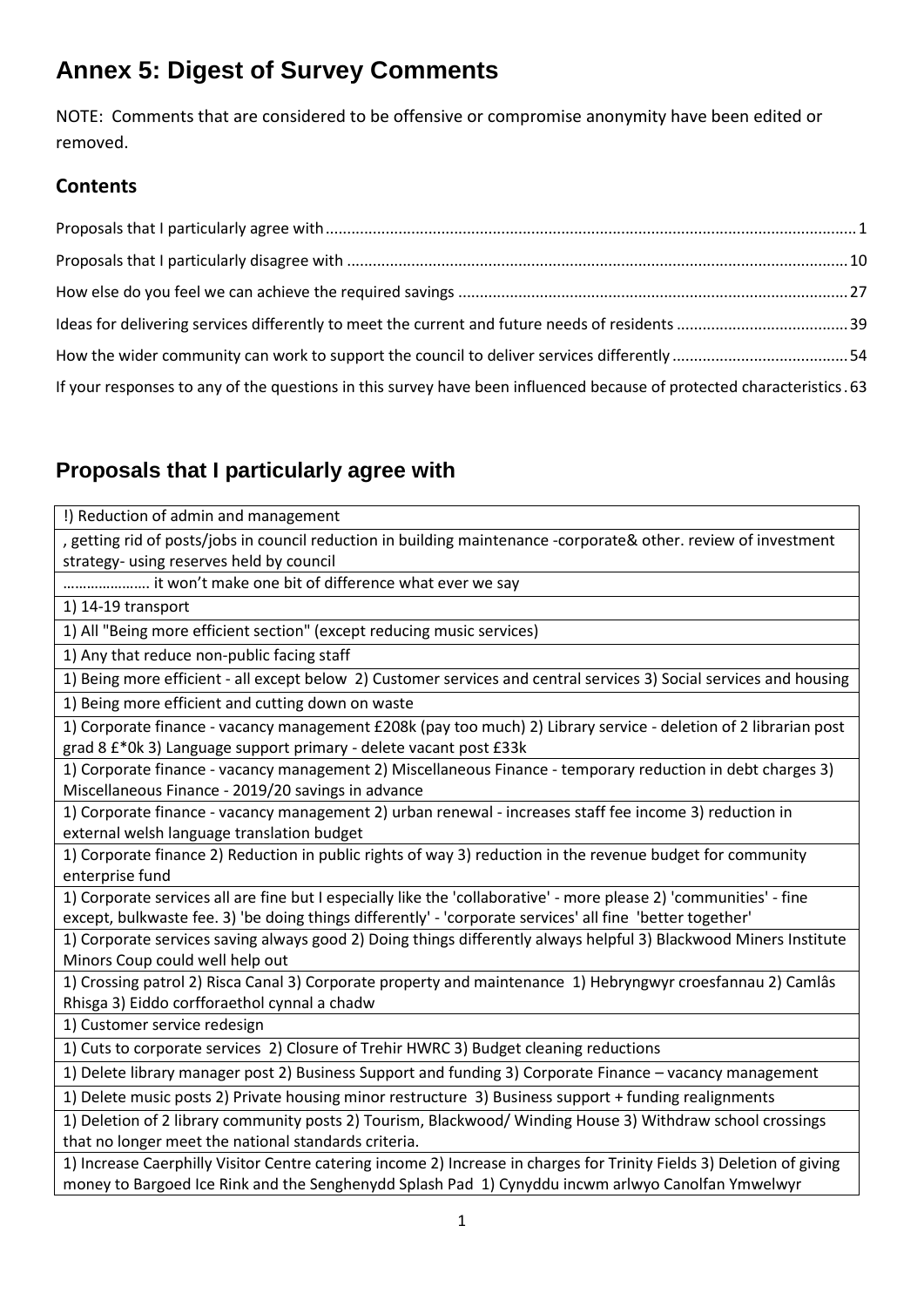# Annex 5: Digest of Survey Comments

NOTE: Comments that are considered to be offensive or compromise anonymity have been edited or removed.

## Contents

Proposals that I particularly agree with ........................................ 1
Proposals that I particularly disagree with ........................................ 10
How else do you feel we can achieve the required savings ........................................ 27
Ideas for delivering services differently to meet the current and future needs of residents ........................................ 39
How the wider community can work to support the council to deliver services differently ........................................ 54
If your responses to any of the questions in this survey have been influenced because of protected characteristics . 63

## Proposals that I particularly agree with

| |
|---|
| !) Reduction of admin and management |
| , getting rid of posts/jobs in council reduction in building maintenance -corporate& other. review of investment strategy- using reserves held by council |
| ………………… it won't make one bit of difference what ever we say |
| 1) 14-19 transport |
| 1) All "Being more efficient section" (except reducing music services) |
| 1) Any that reduce non-public facing staff |
| 1) Being more efficient - all except below 2) Customer services and central services 3) Social services and housing |
| 1) Being more efficient and cutting down on waste |
| 1) Corporate finance - vacancy management £208k (pay too much) 2) Library service - deletion of 2 librarian post grad 8 £*0k 3) Language support primary - delete vacant post £33k |
| 1) Corporate finance - vacancy management 2) Miscellaneous Finance - temporary reduction in debt charges 3) Miscellaneous Finance - 2019/20 savings in advance |
| 1) Corporate finance - vacancy management 2) urban renewal - increases staff fee income 3) reduction in external welsh language translation budget |
| 1) Corporate finance 2) Reduction in public rights of way 3) reduction in the revenue budget for community enterprise fund |
| 1) Corporate services all are fine but I especially like the 'collaborative' - more please 2) 'communities' - fine except, bulkwaste fee. 3) 'be doing things differently' - 'corporate services' all fine 'better together' |
| 1) Corporate services saving always good 2) Doing things differently always helpful 3) Blackwood Miners Institute Minors Coup could well help out |
| 1) Crossing patrol 2) Risca Canal 3) Corporate property and maintenance 1) Hebryngwyr croesfannau 2) Camlâs Rhisga 3) Eiddo corfforaethol cynnal a chadw |
| 1) Customer service redesign |
| 1) Cuts to corporate services 2) Closure of Trehir HWRC 3) Budget cleaning reductions |
| 1) Delete library manager post 2) Business Support and funding 3) Corporate Finance – vacancy management |
| 1) Delete music posts 2) Private housing minor restructure 3) Business support + funding realignments |
| 1) Deletion of 2 library community posts 2) Tourism, Blackwood/ Winding House 3) Withdraw school crossings that no longer meet the national standards criteria. |
| 1) Increase Caerphilly Visitor Centre catering income 2) Increase in charges for Trinity Fields 3) Deletion of giving money to Bargoed Ice Rink and the Senghenydd Splash Pad 1) Cynyddu incwm arlwyo Canolfan Ymwelwyr |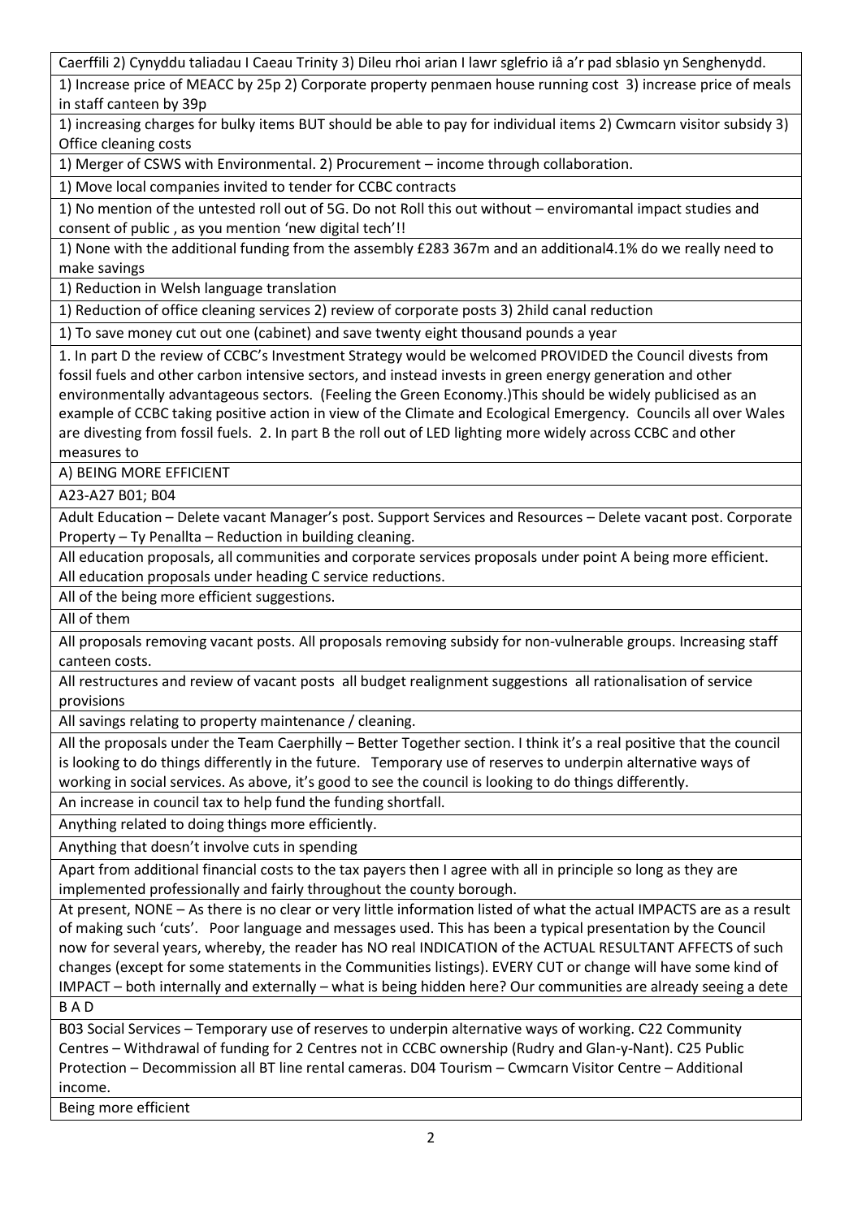| |
|---|
| Caerffili 2) Cynyddu taliadau I Caeau Trinity 3) Dileu rhoi arian I lawr sglefrio iâ a'r pad sblasio yn Senghenydd. |
| 1) Increase price of MEACC by 25p 2) Corporate property penmaen house running cost 3) increase price of meals in staff canteen by 39p |
| 1) increasing charges for bulky items BUT should be able to pay for individual items 2) Cwmcarn visitor subsidy 3) Office cleaning costs |
| 1) Merger of CSWS with Environmental. 2) Procurement – income through collaboration. |
| 1) Move local companies invited to tender for CCBC contracts |
| 1) No mention of the untested roll out of 5G. Do not Roll this out without – enviromantal impact studies and consent of public , as you mention 'new digital tech'!! |
| 1) None with the additional funding from the assembly £283 367m and an additional4.1% do we really need to make savings |
| 1) Reduction in Welsh language translation |
| 1) Reduction of office cleaning services 2) review of corporate posts 3) 2hild canal reduction |
| 1) To save money cut out one (cabinet) and save twenty eight thousand pounds a year |
| 1. In part D the review of CCBC's Investment Strategy would be welcomed PROVIDED the Council divests from fossil fuels and other carbon intensive sectors, and instead invests in green energy generation and other environmentally advantageous sectors. (Feeling the Green Economy.)This should be widely publicised as an example of CCBC taking positive action in view of the Climate and Ecological Emergency. Councils all over Wales are divesting from fossil fuels. 2. In part B the roll out of LED lighting more widely across CCBC and other measures to |
| A) BEING MORE EFFICIENT |
| A23-A27 B01; B04 |
| Adult Education – Delete vacant Manager's post. Support Services and Resources – Delete vacant post. Corporate Property – Ty Penallta – Reduction in building cleaning. |
| All education proposals, all communities and corporate services proposals under point A being more efficient. All education proposals under heading C service reductions. |
| All of the being more efficient suggestions. |
| All of them |
| All proposals removing vacant posts. All proposals removing subsidy for non-vulnerable groups. Increasing staff canteen costs. |
| All restructures and review of vacant posts all budget realignment suggestions all rationalisation of service provisions |
| All savings relating to property maintenance / cleaning. |
| All the proposals under the Team Caerphilly – Better Together section. I think it's a real positive that the council is looking to do things differently in the future. Temporary use of reserves to underpin alternative ways of working in social services. As above, it's good to see the council is looking to do things differently. |
| An increase in council tax to help fund the funding shortfall. |
| Anything related to doing things more efficiently. |
| Anything that doesn't involve cuts in spending |
| Apart from additional financial costs to the tax payers then I agree with all in principle so long as they are implemented professionally and fairly throughout the county borough. |
| At present, NONE – As there is no clear or very little information listed of what the actual IMPACTS are as a result of making such 'cuts'. Poor language and messages used. This has been a typical presentation by the Council now for several years, whereby, the reader has NO real INDICATION of the ACTUAL RESULTANT AFFECTS of such changes (except for some statements in the Communities listings). EVERY CUT or change will have some kind of IMPACT – both internally and externally – what is being hidden here? Our communities are already seeing a dete |
| B A D |
| B03 Social Services – Temporary use of reserves to underpin alternative ways of working. C22 Community Centres – Withdrawal of funding for 2 Centres not in CCBC ownership (Rudry and Glan-y-Nant). C25 Public Protection – Decommission all BT line rental cameras. D04 Tourism – Cwmcarn Visitor Centre – Additional income. |
| Being more efficient |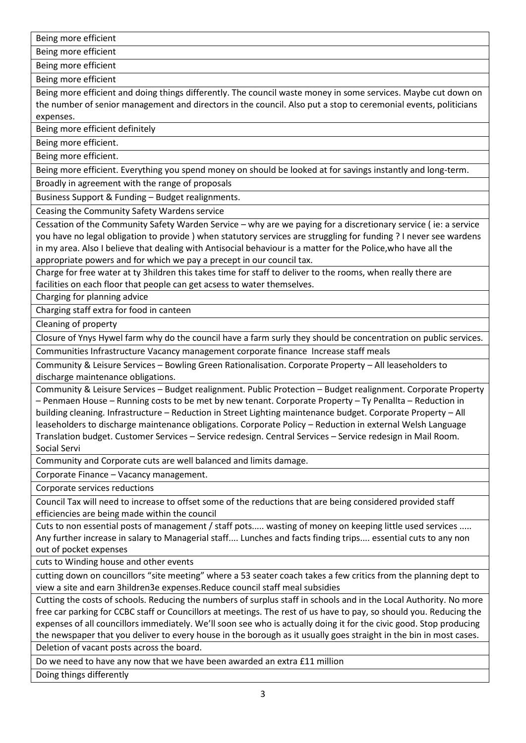| Being more efficient |
|---|
| Being more efficient |
| Being more efficient |
| Being more efficient |
| Being more efficient and doing things differently. The council waste money in some services. Maybe cut down on the number of senior management and directors in the council. Also put a stop to ceremonial events, politicians expenses. |
| Being more efficient definitely |
| Being more efficient. |
| Being more efficient. |
| Being more efficient. Everything you spend money on should be looked at for savings instantly and long-term. |
| Broadly in agreement with the range of proposals |
| Business Support & Funding – Budget realignments. |
| Ceasing the Community Safety Wardens service |
| Cessation of the Community Safety Warden Service – why are we paying for a discretionary service ( ie: a service you have no legal obligation to provide ) when statutory services are struggling for funding ? I never see wardens in my area. Also I believe that dealing with Antisocial behaviour is a matter for the Police,who have all the appropriate powers and for which we pay a precept in our council tax. |
| Charge for free water at ty 3hildren this takes time for staff to deliver to the rooms, when really there are facilities on each floor that people can get acsess to water themselves. |
| Charging for planning advice |
| Charging staff extra for food in canteen |
| Cleaning of property |
| Closure of Ynys Hywel farm why do the council have a farm surly they should be concentration on public services. |
| Communities Infrastructure Vacancy management corporate finance Increase staff meals |
| Community & Leisure Services – Bowling Green Rationalisation. Corporate Property – All leaseholders to discharge maintenance obligations. |
| Community & Leisure Services – Budget realignment. Public Protection – Budget realignment. Corporate Property – Penmaen House – Running costs to be met by new tenant. Corporate Property – Ty Penallta – Reduction in building cleaning. Infrastructure – Reduction in Street Lighting maintenance budget. Corporate Property – All leaseholders to discharge maintenance obligations. Corporate Policy – Reduction in external Welsh Language Translation budget. Customer Services – Service redesign. Central Services – Service redesign in Mail Room. Social Servi |
| Community and Corporate cuts are well balanced and limits damage. |
| Corporate Finance – Vacancy management. |
| Corporate services reductions |
| Council Tax will need to increase to offset some of the reductions that are being considered provided staff efficiencies are being made within the council |
| Cuts to non essential posts of management / staff pots..... wasting of money on keeping little used services ..... Any further increase in salary to Managerial staff.... Lunches and facts finding trips.... essential cuts to any non out of pocket expenses |
| cuts to Winding house and other events |
| cutting down on councillors "site meeting" where a 53 seater coach takes a few critics from the planning dept to view a site and earn 3hildren3e expenses.Reduce council staff meal subsidies |
| Cutting the costs of schools. Reducing the numbers of surplus staff in schools and in the Local Authority. No more free car parking for CCBC staff or Councillors at meetings. The rest of us have to pay, so should you. Reducing the expenses of all councillors immediately. We'll soon see who is actually doing it for the civic good. Stop producing the newspaper that you deliver to every house in the borough as it usually goes straight in the bin in most cases. |
| Deletion of vacant posts across the board. |
| Do we need to have any now that we have been awarded an extra £11 million |
| Doing things differently |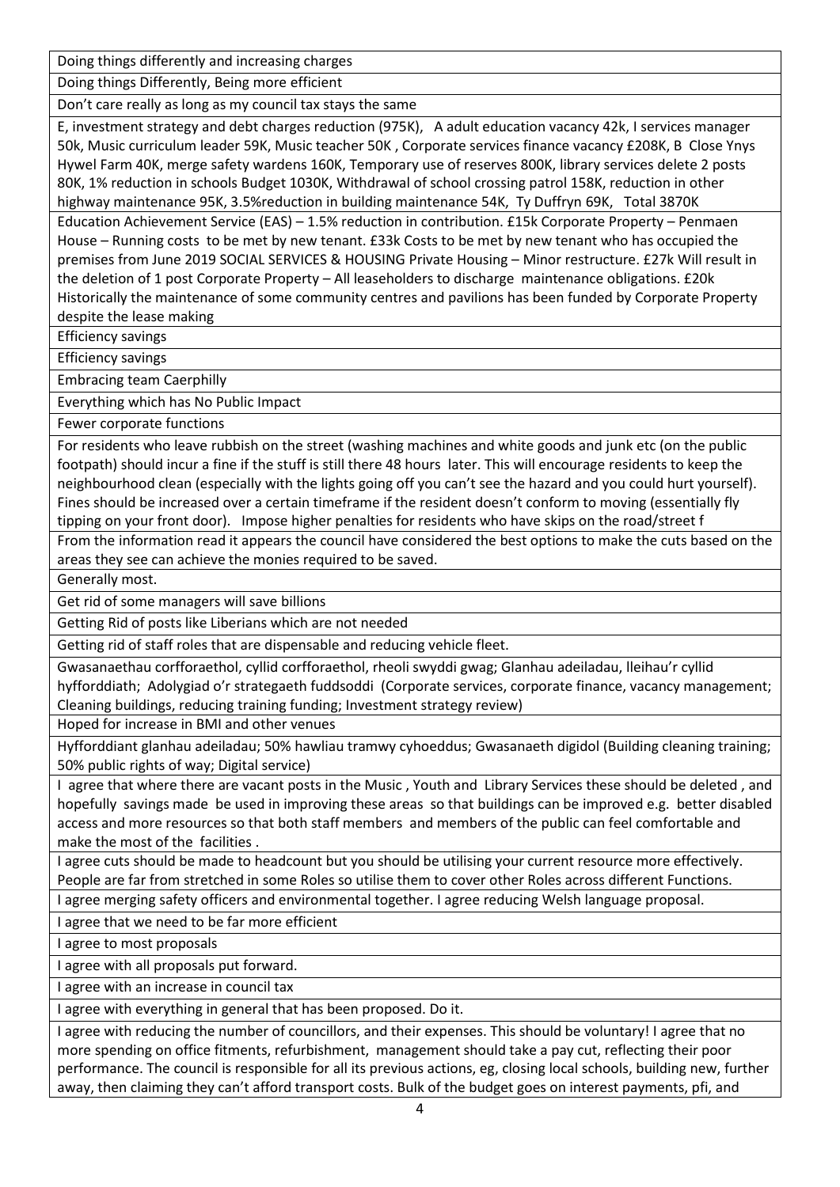| |
|---|
| Doing things differently and increasing charges |
| Doing things Differently, Being more efficient |
| Don't care really as long as my council tax stays the same |
| E, investment strategy and debt charges reduction (975K), A adult education vacancy 42k, I services manager 50k, Music curriculum leader 59K, Music teacher 50K , Corporate services finance vacancy £208K, B Close Ynys Hywel Farm 40K, merge safety wardens 160K, Temporary use of reserves 800K, library services delete 2 posts 80K, 1% reduction in schools Budget 1030K, Withdrawal of school crossing patrol 158K, reduction in other highway maintenance 95K, 3.5%reduction in building maintenance 54K, Ty Duffryn 69K, Total 3870K |
| Education Achievement Service (EAS) – 1.5% reduction in contribution. £15k Corporate Property – Penmaen House – Running costs to be met by new tenant. £33k Costs to be met by new tenant who has occupied the premises from June 2019 SOCIAL SERVICES & HOUSING Private Housing – Minor restructure. £27k Will result in the deletion of 1 post Corporate Property – All leaseholders to discharge maintenance obligations. £20k Historically the maintenance of some community centres and pavilions has been funded by Corporate Property despite the lease making |
| Efficiency savings |
| Efficiency savings |
| Embracing team Caerphilly |
| Everything which has No Public Impact |
| Fewer corporate functions |
| For residents who leave rubbish on the street (washing machines and white goods and junk etc (on the public footpath) should incur a fine if the stuff is still there 48 hours later. This will encourage residents to keep the neighbourhood clean (especially with the lights going off you can't see the hazard and you could hurt yourself). Fines should be increased over a certain timeframe if the resident doesn't conform to moving (essentially fly tipping on your front door). Impose higher penalties for residents who have skips on the road/street f |
| From the information read it appears the council have considered the best options to make the cuts based on the areas they see can achieve the monies required to be saved. |
| Generally most. |
| Get rid of some managers will save billions |
| Getting Rid of posts like Liberians which are not needed |
| Getting rid of staff roles that are dispensable and reducing vehicle fleet. |
| Gwasanaethau corfforaethol, cyllid corfforaethol, rheoli swyddi gwag; Glanhau adeiladau, lleihau'r cyllid hyfforddiath; Adolygiad o'r strategaeth fuddsoddi (Corporate services, corporate finance, vacancy management; Cleaning buildings, reducing training funding; Investment strategy review) |
| Hoped for increase in BMI and other venues |
| Hyfforddiant glanhau adeiladau; 50% hawliau tramwy cyhoeddus; Gwasanaeth digidol (Building cleaning training; 50% public rights of way; Digital service) |
| I agree that where there are vacant posts in the Music , Youth and Library Services these should be deleted , and hopefully savings made be used in improving these areas so that buildings can be improved e.g. better disabled access and more resources so that both staff members and members of the public can feel comfortable and make the most of the facilities . |
| I agree cuts should be made to headcount but you should be utilising your current resource more effectively. People are far from stretched in some Roles so utilise them to cover other Roles across different Functions. |
| I agree merging safety officers and environmental together. I agree reducing Welsh language proposal. |
| I agree that we need to be far more efficient |
| I agree to most proposals |
| I agree with all proposals put forward. |
| I agree with an increase in council tax |
| I agree with everything in general that has been proposed. Do it. |
| I agree with reducing the number of councillors, and their expenses. This should be voluntary! I agree that no more spending on office fitments, refurbishment, management should take a pay cut, reflecting their poor performance. The council is responsible for all its previous actions, eg, closing local schools, building new, further away, then claiming they can't afford transport costs. Bulk of the budget goes on interest payments, pfi, and |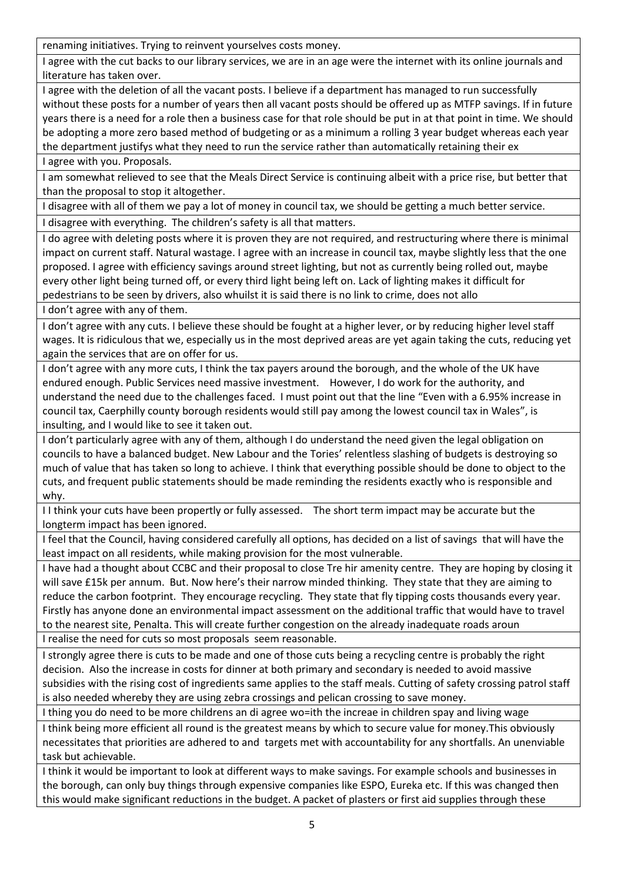| renaming initiatives. Trying to reinvent yourselves costs money. |
|---|
| I agree with the cut backs to our library services, we are in an age were the internet with its online journals and literature has taken over. |
| I agree with the deletion of all the vacant posts. I believe if a department has managed to run successfully without these posts for a number of years then all vacant posts should be offered up as MTFP savings. If in future years there is a need for a role then a business case for that role should be put in at that point in time. We should be adopting a more zero based method of budgeting or as a minimum a rolling 3 year budget whereas each year the department justifys what they need to run the service rather than automatically retaining their ex |
| I agree with you. Proposals. |
| I am somewhat relieved to see that the Meals Direct Service is continuing albeit with a price rise, but better that than the proposal to stop it altogether. |
| I disagree with all of them we pay a lot of money in council tax, we should be getting a much better service. |
| I disagree with everything. The children's safety is all that matters. |
| I do agree with deleting posts where it is proven they are not required, and restructuring where there is minimal impact on current staff. Natural wastage. I agree with an increase in council tax, maybe slightly less that the one proposed. I agree with efficiency savings around street lighting, but not as currently being rolled out, maybe every other light being turned off, or every third light being left on. Lack of lighting makes it difficult for pedestrians to be seen by drivers, also whuilst it is said there is no link to crime, does not allo |
| I don't agree with any of them. |
| I don't agree with any cuts. I believe these should be fought at a higher lever, or by reducing higher level staff wages. It is ridiculous that we, especially us in the most deprived areas are yet again taking the cuts, reducing yet again the services that are on offer for us. |
| I don't agree with any more cuts, I think the tax payers around the borough, and the whole of the UK have endured enough. Public Services need massive investment. However, I do work for the authority, and understand the need due to the challenges faced. I must point out that the line "Even with a 6.95% increase in council tax, Caerphilly county borough residents would still pay among the lowest council tax in Wales", is insulting, and I would like to see it taken out. |
| I don't particularly agree with any of them, although I do understand the need given the legal obligation on councils to have a balanced budget. New Labour and the Tories' relentless slashing of budgets is destroying so much of value that has taken so long to achieve. I think that everything possible should be done to object to the cuts, and frequent public statements should be made reminding the residents exactly who is responsible and why. |
| I I think your cuts have been propertly or fully assessed. The short term impact may be accurate but the longterm impact has been ignored. |
| I feel that the Council, having considered carefully all options, has decided on a list of savings that will have the least impact on all residents, while making provision for the most vulnerable. |
| I have had a thought about CCBC and their proposal to close Tre hir amenity centre. They are hoping by closing it will save £15k per annum. But. Now here's their narrow minded thinking. They state that they are aiming to reduce the carbon footprint. They encourage recycling. They state that fly tipping costs thousands every year. Firstly has anyone done an environmental impact assessment on the additional traffic that would have to travel to the nearest site, Penalta. This will create further congestion on the already inadequate roads aroun |
| I realise the need for cuts so most proposals seem reasonable. |
| I strongly agree there is cuts to be made and one of those cuts being a recycling centre is probably the right decision. Also the increase in costs for dinner at both primary and secondary is needed to avoid massive subsidies with the rising cost of ingredients same applies to the staff meals. Cutting of safety crossing patrol staff is also needed whereby they are using zebra crossings and pelican crossing to save money. |
| I thing you do need to be more childrens an di agree wo=ith the increae in children spay and living wage |
| I think being more efficient all round is the greatest means by which to secure value for money.This obviously necessitates that priorities are adhered to and targets met with accountability for any shortfalls. An unenviable task but achievable. |
| I think it would be important to look at different ways to make savings. For example schools and businesses in the borough, can only buy things through expensive companies like ESPO, Eureka etc. If this was changed then this would make significant reductions in the budget. A packet of plasters or first aid supplies through these |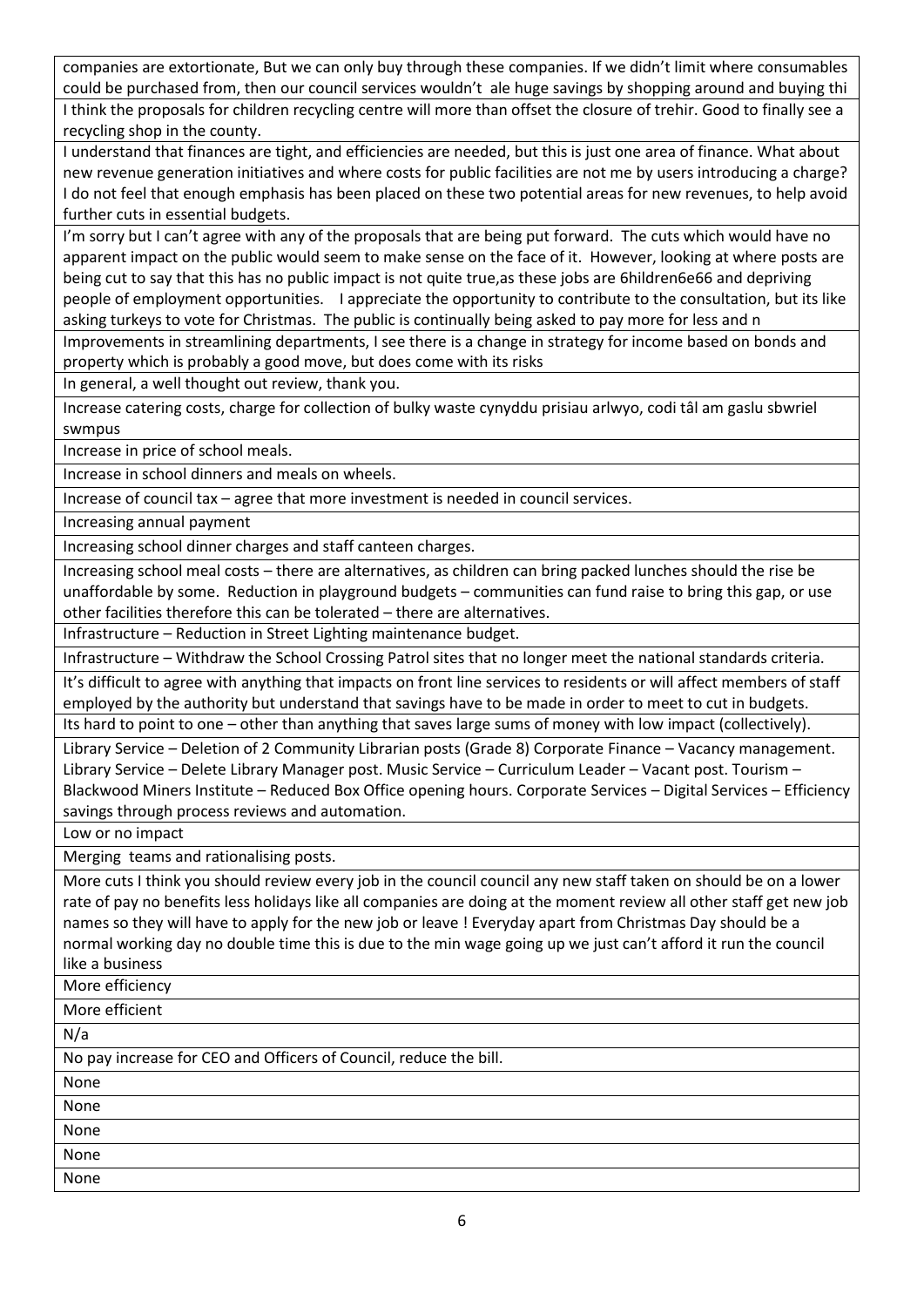| |
|---|
| companies are extortionate, But we can only buy through these companies. If we didn't limit where consumables could be purchased from, then our council services wouldn't ale huge savings by shopping around and buying thi |
| I think the proposals for children recycling centre will more than offset the closure of trehir. Good to finally see a recycling shop in the county. |
| I understand that finances are tight, and efficiencies are needed, but this is just one area of finance. What about new revenue generation initiatives and where costs for public facilities are not me by users introducing a charge? I do not feel that enough emphasis has been placed on these two potential areas for new revenues, to help avoid further cuts in essential budgets. |
| I'm sorry but I can't agree with any of the proposals that are being put forward. The cuts which would have no apparent impact on the public would seem to make sense on the face of it. However, looking at where posts are being cut to say that this has no public impact is not quite true,as these jobs are 6hildren6e66 and depriving people of employment opportunities. I appreciate the opportunity to contribute to the consultation, but its like asking turkeys to vote for Christmas. The public is continually being asked to pay more for less and n |
| Improvements in streamlining departments, I see there is a change in strategy for income based on bonds and property which is probably a good move, but does come with its risks |
| In general, a well thought out review, thank you. |
| Increase catering costs, charge for collection of bulky waste cynyddu prisiau arlwyo, codi tâl am gaslu sbwriel swmpus |
| Increase in price of school meals. |
| Increase in school dinners and meals on wheels. |
| Increase of council tax – agree that more investment is needed in council services. |
| Increasing annual payment |
| Increasing school dinner charges and staff canteen charges. |
| Increasing school meal costs – there are alternatives, as children can bring packed lunches should the rise be unaffordable by some. Reduction in playground budgets – communities can fund raise to bring this gap, or use other facilities therefore this can be tolerated – there are alternatives. |
| Infrastructure – Reduction in Street Lighting maintenance budget. |
| Infrastructure – Withdraw the School Crossing Patrol sites that no longer meet the national standards criteria. |
| It's difficult to agree with anything that impacts on front line services to residents or will affect members of staff employed by the authority but understand that savings have to be made in order to meet to cut in budgets. |
| Its hard to point to one – other than anything that saves large sums of money with low impact (collectively). |
| Library Service – Deletion of 2 Community Librarian posts (Grade 8) Corporate Finance – Vacancy management. Library Service – Delete Library Manager post. Music Service – Curriculum Leader – Vacant post. Tourism – Blackwood Miners Institute – Reduced Box Office opening hours. Corporate Services – Digital Services – Efficiency savings through process reviews and automation. |
| Low or no impact |
| Merging teams and rationalising posts. |
| More cuts I think you should review every job in the council council any new staff taken on should be on a lower rate of pay no benefits less holidays like all companies are doing at the moment review all other staff get new job names so they will have to apply for the new job or leave ! Everyday apart from Christmas Day should be a normal working day no double time this is due to the min wage going up we just can't afford it run the council like a business |
| More efficiency |
| More efficient |
| N/a |
| No pay increase for CEO and Officers of Council, reduce the bill. |
| None |
| None |
| None |
| None |
| None |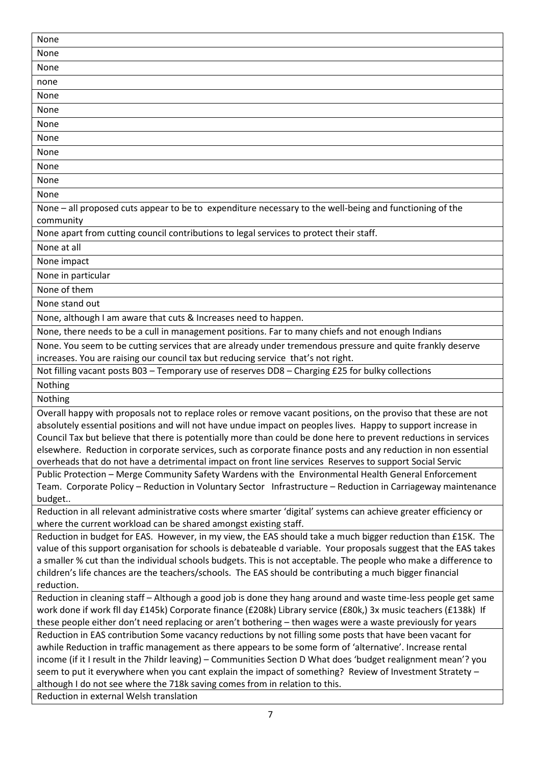| None |
|---|
| None |
| None |
| none |
| None |
| None |
| None |
| None |
| None |
| None |
| None |
| None |
| None – all proposed cuts appear to be to expenditure necessary to the well-being and functioning of the community |
| None apart from cutting council contributions to legal services to protect their staff. |
| None at all |
| None impact |
| None in particular |
| None of them |
| None stand out |
| None, although I am aware that cuts & Increases need to happen. |
| None, there needs to be a cull in management positions. Far to many chiefs and not enough Indians |
| None. You seem to be cutting services that are already under tremendous pressure and quite frankly deserve increases. You are raising our council tax but reducing service that's not right. |
| Not filling vacant posts B03 – Temporary use of reserves DD8 – Charging £25 for bulky collections |
| Nothing |
| Nothing |
| Overall happy with proposals not to replace roles or remove vacant positions, on the proviso that these are not absolutely essential positions and will not have undue impact on peoples lives. Happy to support increase in Council Tax but believe that there is potentially more than could be done here to prevent reductions in services elsewhere. Reduction in corporate services, such as corporate finance posts and any reduction in non essential overheads that do not have a detrimental impact on front line services Reserves to support Social Servic |
| Public Protection – Merge Community Safety Wardens with the Environmental Health General Enforcement Team. Corporate Policy – Reduction in Voluntary Sector Infrastructure – Reduction in Carriageway maintenance budget.. |
| Reduction in all relevant administrative costs where smarter 'digital' systems can achieve greater efficiency or where the current workload can be shared amongst existing staff. |
| Reduction in budget for EAS. However, in my view, the EAS should take a much bigger reduction than £15K. The value of this support organisation for schools is debateable d variable. Your proposals suggest that the EAS takes a smaller % cut than the individual schools budgets. This is not acceptable. The people who make a difference to children's life chances are the teachers/schools. The EAS should be contributing a much bigger financial reduction. |
| Reduction in cleaning staff – Although a good job is done they hang around and waste time-less people get same work done if work fll day £145k) Corporate finance (£208k) Library service (£80k,) 3x music teachers (£138k) If these people either don't need replacing or aren't bothering – then wages were a waste previously for years |
| Reduction in EAS contribution Some vacancy reductions by not filling some posts that have been vacant for awhile Reduction in traffic management as there appears to be some form of 'alternative'. Increase rental income (if it I result in the 7hildr leaving) – Communities Section D What does 'budget realignment mean'? you seem to put it everywhere when you cant explain the impact of something? Review of Investment Stratety – although I do not see where the 718k saving comes from in relation to this. |
| Reduction in external Welsh translation |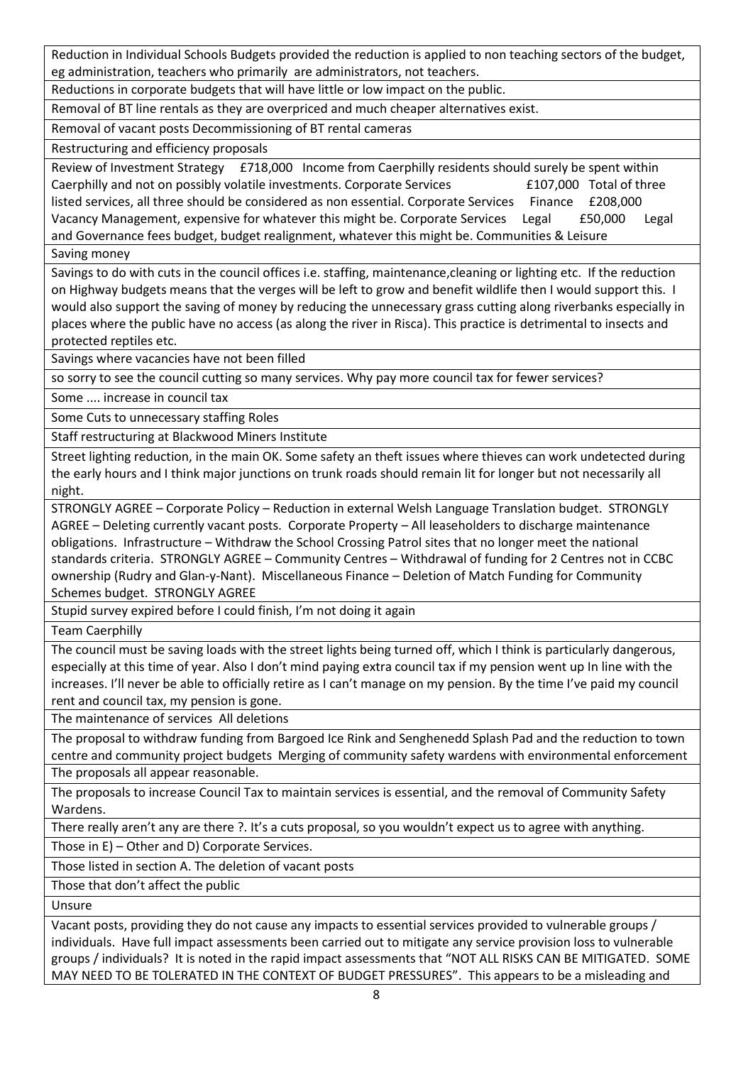| |
|---|
| Reduction in Individual Schools Budgets provided the reduction is applied to non teaching sectors of the budget, eg administration, teachers who primarily are administrators, not teachers. |
| Reductions in corporate budgets that will have little or low impact on the public. |
| Removal of BT line rentals as they are overpriced and much cheaper alternatives exist. |
| Removal of vacant posts Decommissioning of BT rental cameras |
| Restructuring and efficiency proposals |
| Review of Investment Strategy £718,000 Income from Caerphilly residents should surely be spent within Caerphilly and not on possibly volatile investments. Corporate Services £107,000 Total of three listed services, all three should be considered as non essential. Corporate Services Finance £208,000 Vacancy Management, expensive for whatever this might be. Corporate Services Legal £50,000 Legal and Governance fees budget, budget realignment, whatever this might be. Communities & Leisure |
| Saving money |
| Savings to do with cuts in the council offices i.e. staffing, maintenance,cleaning or lighting etc. If the reduction on Highway budgets means that the verges will be left to grow and benefit wildlife then I would support this. I would also support the saving of money by reducing the unnecessary grass cutting along riverbanks especially in places where the public have no access (as along the river in Risca). This practice is detrimental to insects and protected reptiles etc. |
| Savings where vacancies have not been filled |
| so sorry to see the council cutting so many services. Why pay more council tax for fewer services? |
| Some .... increase in council tax |
| Some Cuts to unnecessary staffing Roles |
| Staff restructuring at Blackwood Miners Institute |
| Street lighting reduction, in the main OK. Some safety an theft issues where thieves can work undetected during the early hours and I think major junctions on trunk roads should remain lit for longer but not necessarily all night. |
| STRONGLY AGREE – Corporate Policy – Reduction in external Welsh Language Translation budget. STRONGLY AGREE – Deleting currently vacant posts. Corporate Property – All leaseholders to discharge maintenance obligations. Infrastructure – Withdraw the School Crossing Patrol sites that no longer meet the national standards criteria. STRONGLY AGREE – Community Centres – Withdrawal of funding for 2 Centres not in CCBC ownership (Rudry and Glan-y-Nant). Miscellaneous Finance – Deletion of Match Funding for Community Schemes budget. STRONGLY AGREE |
| Stupid survey expired before I could finish, I'm not doing it again |
| Team Caerphilly |
| The council must be saving loads with the street lights being turned off, which I think is particularly dangerous, especially at this time of year. Also I don't mind paying extra council tax if my pension went up In line with the increases. I'll never be able to officially retire as I can't manage on my pension. By the time I've paid my council rent and council tax, my pension is gone. |
| The maintenance of services All deletions |
| The proposal to withdraw funding from Bargoed Ice Rink and Senghenedd Splash Pad and the reduction to town centre and community project budgets Merging of community safety wardens with environmental enforcement |
| The proposals all appear reasonable. |
| The proposals to increase Council Tax to maintain services is essential, and the removal of Community Safety Wardens. |
| There really aren't any are there ?. It's a cuts proposal, so you wouldn't expect us to agree with anything. |
| Those in E) – Other and D) Corporate Services. |
| Those listed in section A. The deletion of vacant posts |
| Those that don't affect the public |
| Unsure |
| Vacant posts, providing they do not cause any impacts to essential services provided to vulnerable groups / individuals. Have full impact assessments been carried out to mitigate any service provision loss to vulnerable groups / individuals? It is noted in the rapid impact assessments that "NOT ALL RISKS CAN BE MITIGATED. SOME MAY NEED TO BE TOLERATED IN THE CONTEXT OF BUDGET PRESSURES". This appears to be a misleading and |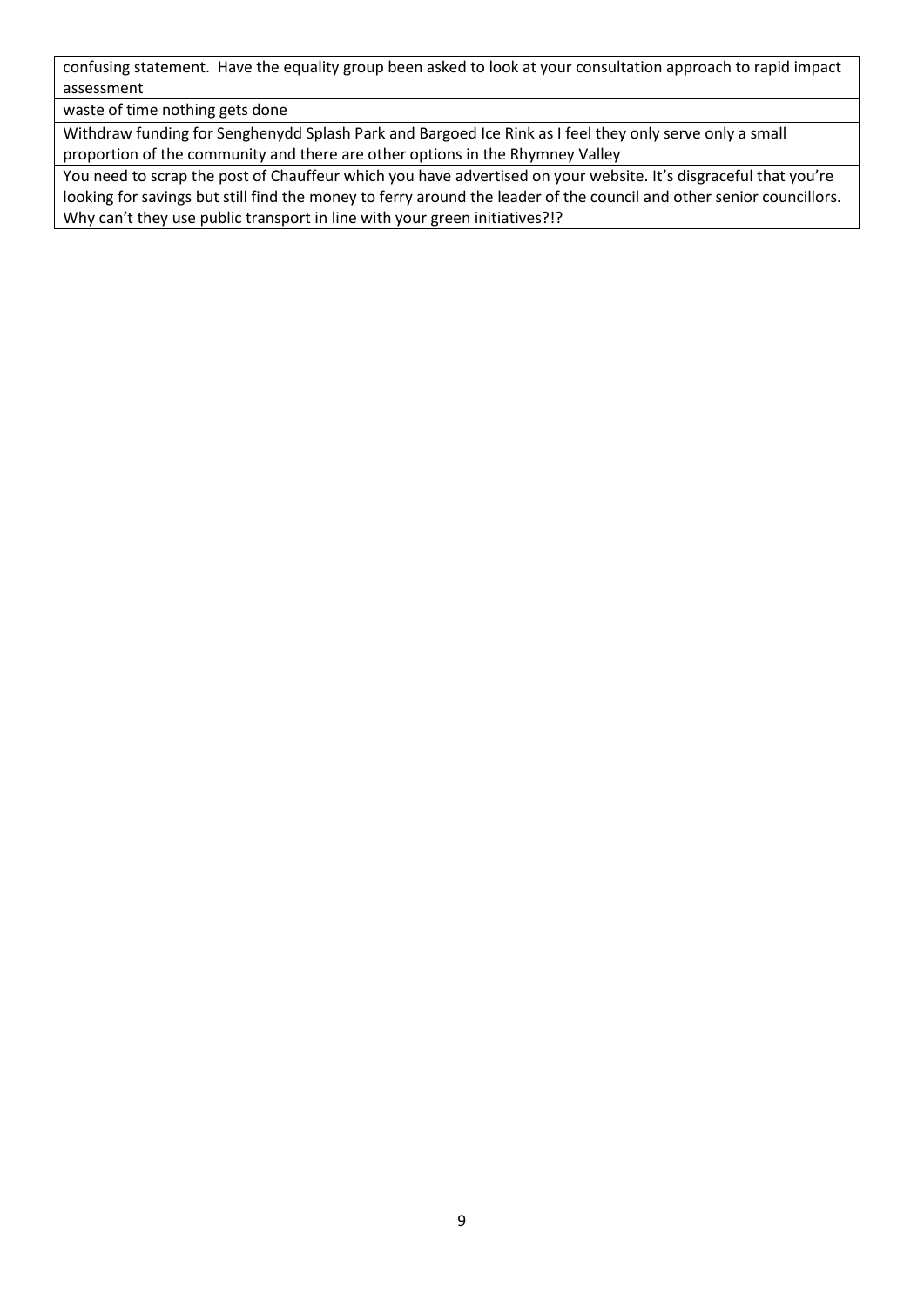| |
|---|
| confusing statement. Have the equality group been asked to look at your consultation approach to rapid impact assessment |
| waste of time nothing gets done |
| Withdraw funding for Senghenydd Splash Park and Bargoed Ice Rink as I feel they only serve only a small proportion of the community and there are other options in the Rhymney Valley |
| You need to scrap the post of Chauffeur which you have advertised on your website. It's disgraceful that you're looking for savings but still find the money to ferry around the leader of the council and other senior councillors. Why can't they use public transport in line with your green initiatives?!? |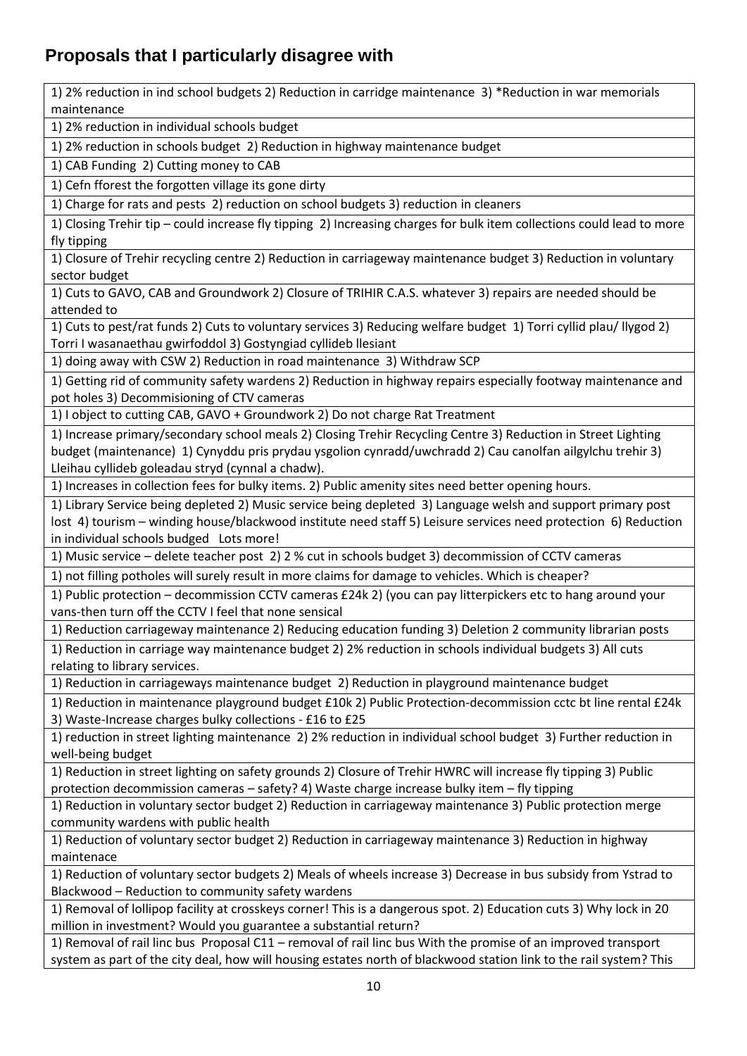## Proposals that I particularly disagree with

| |
|---|
| 1) 2% reduction in ind school budgets 2) Reduction in carridge maintenance 3) *Reduction in war memorials maintenance |
| 1) 2% reduction in individual schools budget |
| 1) 2% reduction in schools budget 2) Reduction in highway maintenance budget |
| 1) CAB Funding 2) Cutting money to CAB |
| 1) Cefn fforest the forgotten village its gone dirty |
| 1) Charge for rats and pests 2) reduction on school budgets 3) reduction in cleaners |
| 1) Closing Trehir tip – could increase fly tipping 2) Increasing charges for bulk item collections could lead to more fly tipping |
| 1) Closure of Trehir recycling centre 2) Reduction in carriageway maintenance budget 3) Reduction in voluntary sector budget |
| 1) Cuts to GAVO, CAB and Groundwork 2) Closure of TRIHIR C.A.S. whatever 3) repairs are needed should be attended to |
| 1) Cuts to pest/rat funds 2) Cuts to voluntary services 3) Reducing welfare budget 1) Torri cyllid plau/ llygod 2) Torri I wasanaethau gwirfoddol 3) Gostyngiad cyllideb llesiant |
| 1) doing away with CSW 2) Reduction in road maintenance 3) Withdraw SCP |
| 1) Getting rid of community safety wardens 2) Reduction in highway repairs especially footway maintenance and pot holes 3) Decommisioning of CTV cameras |
| 1) I object to cutting CAB, GAVO + Groundwork 2) Do not charge Rat Treatment |
| 1) Increase primary/secondary school meals 2) Closing Trehir Recycling Centre 3) Reduction in Street Lighting budget (maintenance) 1) Cynyddu pris prydau ysgolion cynradd/uwchradd 2) Cau canolfan ailgylchu trehir 3) Lleihau cyllideb goleadau stryd (cynnal a chadw). |
| 1) Increases in collection fees for bulky items. 2) Public amenity sites need better opening hours. |
| 1) Library Service being depleted 2) Music service being depleted 3) Language welsh and support primary post lost 4) tourism – winding house/blackwood institute need staff 5) Leisure services need protection 6) Reduction in individual schools budged Lots more! |
| 1) Music service – delete teacher post 2) 2 % cut in schools budget 3) decommission of CCTV cameras |
| 1) not filling potholes will surely result in more claims for damage to vehicles. Which is cheaper? |
| 1) Public protection – decommission CCTV cameras £24k 2) (you can pay litterpickers etc to hang around your vans-then turn off the CCTV I feel that none sensical |
| 1) Reduction carriageway maintenance 2) Reducing education funding 3) Deletion 2 community librarian posts |
| 1) Reduction in carriage way maintenance budget 2) 2% reduction in schools individual budgets 3) All cuts relating to library services. |
| 1) Reduction in carriageways maintenance budget 2) Reduction in playground maintenance budget |
| 1) Reduction in maintenance playground budget £10k 2) Public Protection-decommission cctc bt line rental £24k 3) Waste-Increase charges bulky collections - £16 to £25 |
| 1) reduction in street lighting maintenance 2) 2% reduction in individual school budget 3) Further reduction in well-being budget |
| 1) Reduction in street lighting on safety grounds 2) Closure of Trehir HWRC will increase fly tipping 3) Public protection decommission cameras – safety? 4) Waste charge increase bulky item – fly tipping |
| 1) Reduction in voluntary sector budget 2) Reduction in carriageway maintenance 3) Public protection merge community wardens with public health |
| 1) Reduction of voluntary sector budget 2) Reduction in carriageway maintenance 3) Reduction in highway maintenace |
| 1) Reduction of voluntary sector budgets 2) Meals of wheels increase 3) Decrease in bus subsidy from Ystrad to Blackwood – Reduction to community safety wardens |
| 1) Removal of lollipop facility at crosskeys corner! This is a dangerous spot. 2) Education cuts 3) Why lock in 20 million in investment? Would you guarantee a substantial return? |
| 1) Removal of rail linc bus Proposal C11 – removal of rail linc bus With the promise of an improved transport system as part of the city deal, how will housing estates north of blackwood station link to the rail system? This |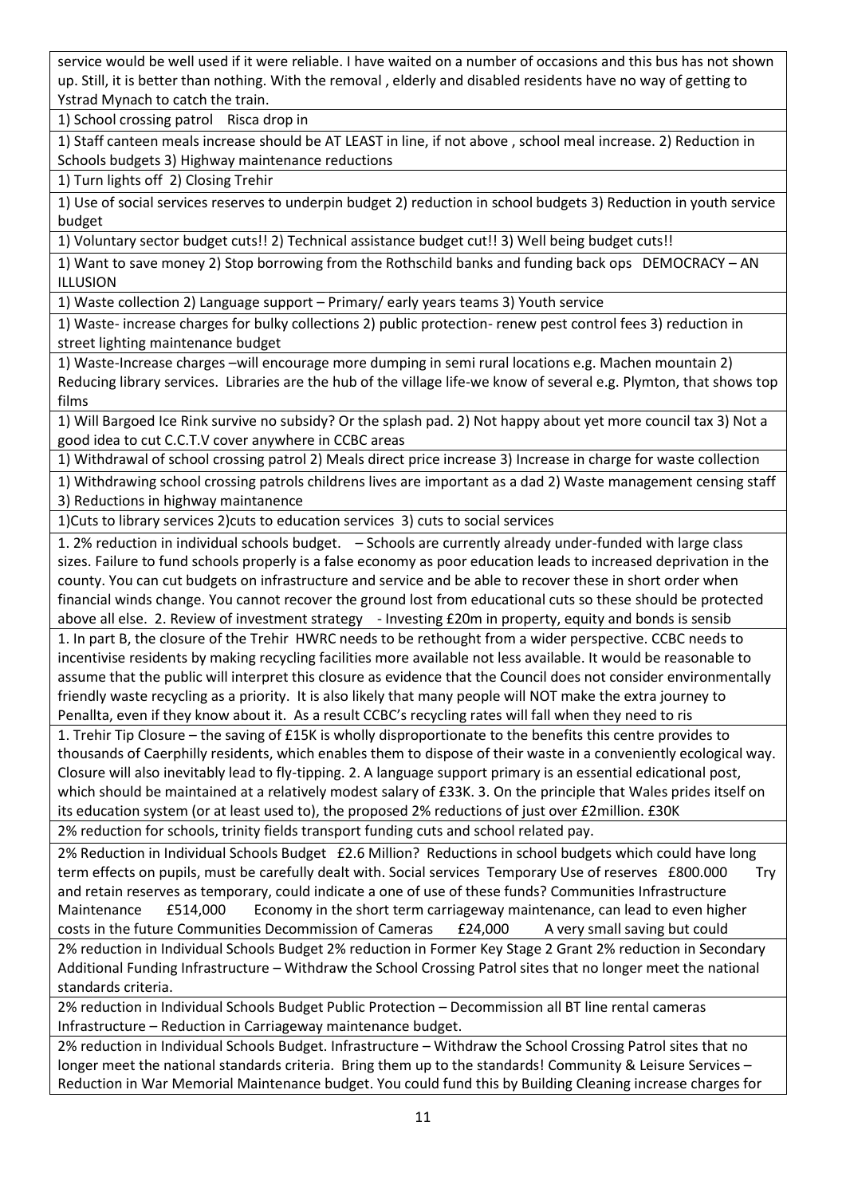| |
|---|
| service would be well used if it were reliable. I have waited on a number of occasions and this bus has not shown up. Still, it is better than nothing. With the removal , elderly and disabled residents have no way of getting to Ystrad Mynach to catch the train. |
| 1) School crossing patrol Risca drop in |
| 1) Staff canteen meals increase should be AT LEAST in line, if not above , school meal increase. 2) Reduction in Schools budgets 3) Highway maintenance reductions |
| 1) Turn lights off 2) Closing Trehir |
| 1) Use of social services reserves to underpin budget 2) reduction in school budgets 3) Reduction in youth service budget |
| 1) Voluntary sector budget cuts!! 2) Technical assistance budget cut!! 3) Well being budget cuts!! |
| 1) Want to save money 2) Stop borrowing from the Rothschild banks and funding back ops DEMOCRACY – AN ILLUSION |
| 1) Waste collection 2) Language support – Primary/ early years teams 3) Youth service |
| 1) Waste- increase charges for bulky collections 2) public protection- renew pest control fees 3) reduction in street lighting maintenance budget |
| 1) Waste-Increase charges –will encourage more dumping in semi rural locations e.g. Machen mountain 2) Reducing library services. Libraries are the hub of the village life-we know of several e.g. Plymton, that shows top films |
| 1) Will Bargoed Ice Rink survive no subsidy? Or the splash pad. 2) Not happy about yet more council tax 3) Not a good idea to cut C.C.T.V cover anywhere in CCBC areas |
| 1) Withdrawal of school crossing patrol 2) Meals direct price increase 3) Increase in charge for waste collection |
| 1) Withdrawing school crossing patrols childrens lives are important as a dad 2) Waste management censing staff 3) Reductions in highway maintanence |
| 1)Cuts to library services 2)cuts to education services 3) cuts to social services |
| 1. 2% reduction in individual schools budget. – Schools are currently already under-funded with large class sizes. Failure to fund schools properly is a false economy as poor education leads to increased deprivation in the county. You can cut budgets on infrastructure and service and be able to recover these in short order when financial winds change. You cannot recover the ground lost from educational cuts so these should be protected above all else. 2. Review of investment strategy - Investing £20m in property, equity and bonds is sensib |
| 1. In part B, the closure of the Trehir HWRC needs to be rethought from a wider perspective. CCBC needs to incentivise residents by making recycling facilities more available not less available. It would be reasonable to assume that the public will interpret this closure as evidence that the Council does not consider environmentally friendly waste recycling as a priority. It is also likely that many people will NOT make the extra journey to Penallta, even if they know about it. As a result CCBC's recycling rates will fall when they need to ris |
| 1. Trehir Tip Closure – the saving of £15K is wholly disproportionate to the benefits this centre provides to thousands of Caerphilly residents, which enables them to dispose of their waste in a conveniently ecological way. Closure will also inevitably lead to fly-tipping. 2. A language support primary is an essential edicational post, which should be maintained at a relatively modest salary of £33K. 3. On the principle that Wales prides itself on its education system (or at least used to), the proposed 2% reductions of just over £2million. £30K |
| 2% reduction for schools, trinity fields transport funding cuts and school related pay. |
| 2% Reduction in Individual Schools Budget £2.6 Million? Reductions in school budgets which could have long term effects on pupils, must be carefully dealt with. Social services Temporary Use of reserves £800.000 Try and retain reserves as temporary, could indicate a one of use of these funds? Communities Infrastructure Maintenance £514,000 Economy in the short term carriageway maintenance, can lead to even higher costs in the future Communities Decommission of Cameras £24,000 A very small saving but could |
| 2% reduction in Individual Schools Budget 2% reduction in Former Key Stage 2 Grant 2% reduction in Secondary Additional Funding Infrastructure – Withdraw the School Crossing Patrol sites that no longer meet the national standards criteria. |
| 2% reduction in Individual Schools Budget Public Protection – Decommission all BT line rental cameras Infrastructure – Reduction in Carriageway maintenance budget. |
| 2% reduction in Individual Schools Budget. Infrastructure – Withdraw the School Crossing Patrol sites that no longer meet the national standards criteria. Bring them up to the standards! Community & Leisure Services – Reduction in War Memorial Maintenance budget. You could fund this by Building Cleaning increase charges for |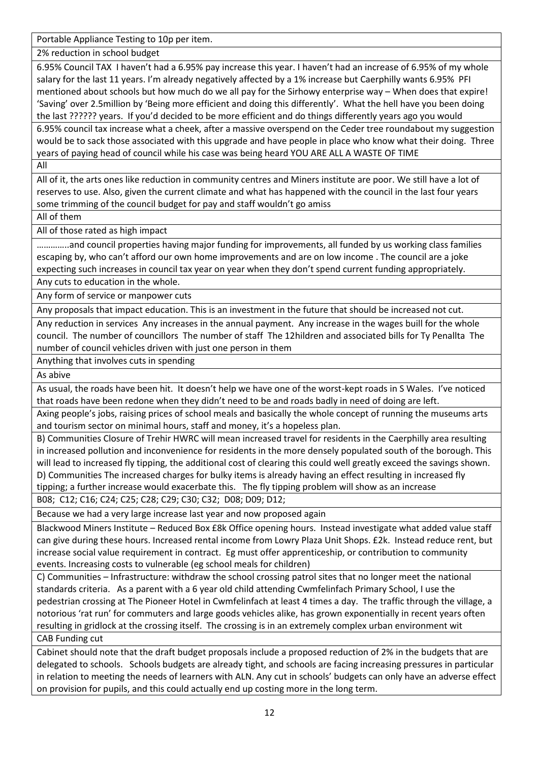| |
|---|
| Portable Appliance Testing to 10p per item. |
| 2% reduction in school budget |
| 6.95% Council TAX I haven't had a 6.95% pay increase this year. I haven't had an increase of 6.95% of my whole salary for the last 11 years. I'm already negatively affected by a 1% increase but Caerphilly wants 6.95% PFI mentioned about schools but how much do we all pay for the Sirhowy enterprise way – When does that expire! 'Saving' over 2.5million by 'Being more efficient and doing this differently'. What the hell have you been doing the last ?????? years. If you'd decided to be more efficient and do things differently years ago you would |
| 6.95% council tax increase what a cheek, after a massive overspend on the Ceder tree roundabout my suggestion would be to sack those associated with this upgrade and have people in place who know what their doing. Three years of paying head of council while his case was being heard YOU ARE ALL A WASTE OF TIME |
| All |
| All of it, the arts ones like reduction in community centres and Miners institute are poor. We still have a lot of reserves to use. Also, given the current climate and what has happened with the council in the last four years some trimming of the council budget for pay and staff wouldn't go amiss |
| All of them |
| All of those rated as high impact |
| ………….and council properties having major funding for improvements, all funded by us working class families escaping by, who can't afford our own home improvements and are on low income . The council are a joke expecting such increases in council tax year on year when they don't spend current funding appropriately. |
| Any cuts to education in the whole. |
| Any form of service or manpower cuts |
| Any proposals that impact education. This is an investment in the future that should be increased not cut. |
| Any reduction in services Any increases in the annual payment. Any increase in the wages buill for the whole council. The number of councillors The number of staff The 12hildren and associated bills for Ty Penallta The number of council vehicles driven with just one person in them |
| Anything that involves cuts in spending |
| As abive |
| As usual, the roads have been hit. It doesn't help we have one of the worst-kept roads in S Wales. I've noticed that roads have been redone when they didn't need to be and roads badly in need of doing are left. |
| Axing people's jobs, raising prices of school meals and basically the whole concept of running the museums arts and tourism sector on minimal hours, staff and money, it's a hopeless plan. |
| B) Communities Closure of Trehir HWRC will mean increased travel for residents in the Caerphilly area resulting in increased pollution and inconvenience for residents in the more densely populated south of the borough. This will lead to increased fly tipping, the additional cost of clearing this could well greatly exceed the savings shown. D) Communities The increased charges for bulky items is already having an effect resulting in increased fly tipping; a further increase would exacerbate this. The fly tipping problem will show as an increase |
| B08; C12; C16; C24; C25; C28; C29; C30; C32; D08; D09; D12; |
| Because we had a very large increase last year and now proposed again |
| Blackwood Miners Institute – Reduced Box £8k Office opening hours. Instead investigate what added value staff can give during these hours. Increased rental income from Lowry Plaza Unit Shops. £2k. Instead reduce rent, but increase social value requirement in contract. Eg must offer apprenticeship, or contribution to community events. Increasing costs to vulnerable (eg school meals for children) |
| C) Communities – Infrastructure: withdraw the school crossing patrol sites that no longer meet the national standards criteria. As a parent with a 6 year old child attending Cwmfelinfach Primary School, I use the pedestrian crossing at The Pioneer Hotel in Cwmfelinfach at least 4 times a day. The traffic through the village, a notorious 'rat run' for commuters and large goods vehicles alike, has grown exponentially in recent years often resulting in gridlock at the crossing itself. The crossing is in an extremely complex urban environment wit |
| CAB Funding cut |
| Cabinet should note that the draft budget proposals include a proposed reduction of 2% in the budgets that are delegated to schools. Schools budgets are already tight, and schools are facing increasing pressures in particular in relation to meeting the needs of learners with ALN. Any cut in schools' budgets can only have an adverse effect on provision for pupils, and this could actually end up costing more in the long term. |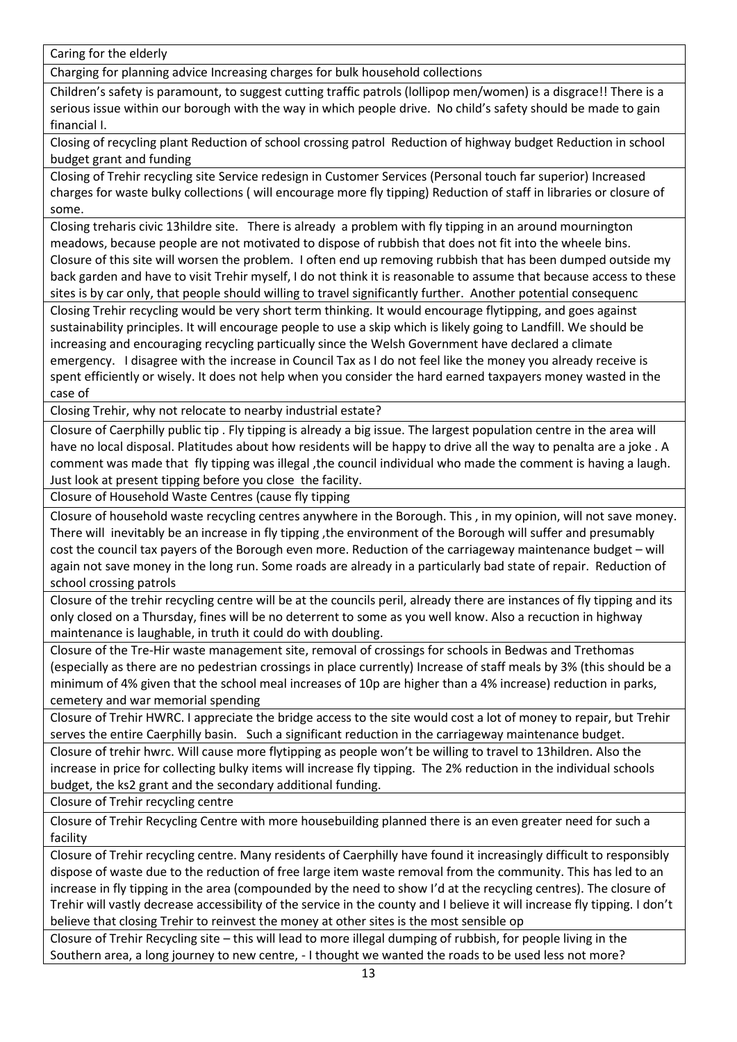| |
|---|
| Caring for the elderly |
| Charging for planning advice Increasing charges for bulk household collections |
| Children's safety is paramount, to suggest cutting traffic patrols (lollipop men/women) is a disgrace!! There is a serious issue within our borough with the way in which people drive. No child's safety should be made to gain financial I. |
| Closing of recycling plant Reduction of school crossing patrol Reduction of highway budget Reduction in school budget grant and funding |
| Closing of Trehir recycling site Service redesign in Customer Services (Personal touch far superior) Increased charges for waste bulky collections ( will encourage more fly tipping) Reduction of staff in libraries or closure of some. |
| Closing treharis civic 13hildre site. There is already a problem with fly tipping in an around mournington meadows, because people are not motivated to dispose of rubbish that does not fit into the wheele bins. Closure of this site will worsen the problem. I often end up removing rubbish that has been dumped outside my back garden and have to visit Trehir myself, I do not think it is reasonable to assume that because access to these sites is by car only, that people should willing to travel significantly further. Another potential consequenc |
| Closing Trehir recycling would be very short term thinking. It would encourage flytipping, and goes against sustainability principles. It will encourage people to use a skip which is likely going to Landfill. We should be increasing and encouraging recycling particually since the Welsh Government have declared a climate emergency. I disagree with the increase in Council Tax as I do not feel like the money you already receive is spent efficiently or wisely. It does not help when you consider the hard earned taxpayers money wasted in the case of |
| Closing Trehir, why not relocate to nearby industrial estate? |
| Closure of Caerphilly public tip . Fly tipping is already a big issue. The largest population centre in the area will have no local disposal. Platitudes about how residents will be happy to drive all the way to penalta are a joke . A comment was made that fly tipping was illegal ,the council individual who made the comment is having a laugh. Just look at present tipping before you close the facility. |
| Closure of Household Waste Centres (cause fly tipping |
| Closure of household waste recycling centres anywhere in the Borough. This , in my opinion, will not save money. There will inevitably be an increase in fly tipping ,the environment of the Borough will suffer and presumably cost the council tax payers of the Borough even more. Reduction of the carriageway maintenance budget – will again not save money in the long run. Some roads are already in a particularly bad state of repair. Reduction of school crossing patrols |
| Closure of the trehir recycling centre will be at the councils peril, already there are instances of fly tipping and its only closed on a Thursday, fines will be no deterrent to some as you well know. Also a recuction in highway maintenance is laughable, in truth it could do with doubling. |
| Closure of the Tre-Hir waste management site, removal of crossings for schools in Bedwas and Trethomas (especially as there are no pedestrian crossings in place currently) Increase of staff meals by 3% (this should be a minimum of 4% given that the school meal increases of 10p are higher than a 4% increase) reduction in parks, cemetery and war memorial spending |
| Closure of Trehir HWRC. I appreciate the bridge access to the site would cost a lot of money to repair, but Trehir serves the entire Caerphilly basin. Such a significant reduction in the carriageway maintenance budget. |
| Closure of trehir hwrc. Will cause more flytipping as people won't be willing to travel to 13hildren. Also the increase in price for collecting bulky items will increase fly tipping. The 2% reduction in the individual schools budget, the ks2 grant and the secondary additional funding. |
| Closure of Trehir recycling centre |
| Closure of Trehir Recycling Centre with more housebuilding planned there is an even greater need for such a facility |
| Closure of Trehir recycling centre. Many residents of Caerphilly have found it increasingly difficult to responsibly dispose of waste due to the reduction of free large item waste removal from the community. This has led to an increase in fly tipping in the area (compounded by the need to show I'd at the recycling centres). The closure of Trehir will vastly decrease accessibility of the service in the county and I believe it will increase fly tipping. I don't believe that closing Trehir to reinvest the money at other sites is the most sensible op |
| Closure of Trehir Recycling site – this will lead to more illegal dumping of rubbish, for people living in the Southern area, a long journey to new centre, - I thought we wanted the roads to be used less not more? |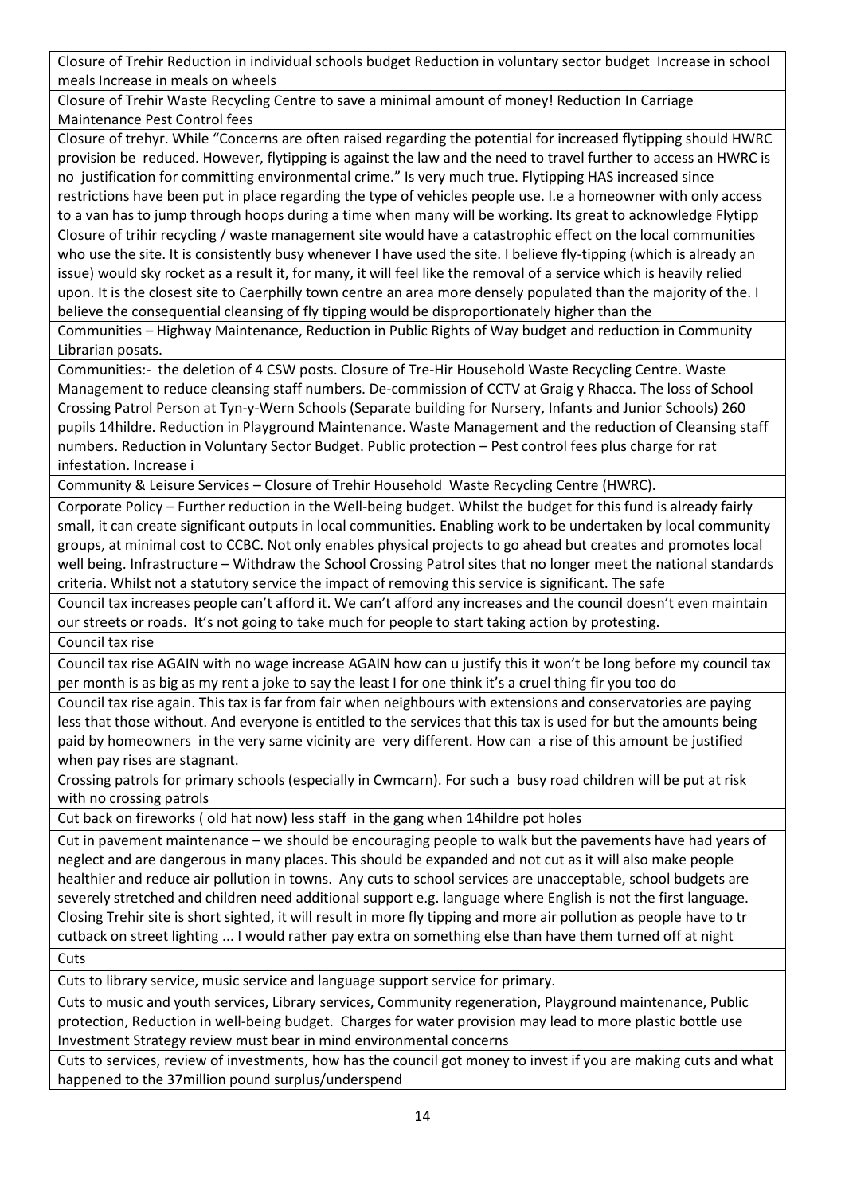| |
|---|
| Closure of Trehir Reduction in individual schools budget Reduction in voluntary sector budget Increase in school meals Increase in meals on wheels |
| Closure of Trehir Waste Recycling Centre to save a minimal amount of money! Reduction In Carriage Maintenance Pest Control fees |
| Closure of trehyr. While "Concerns are often raised regarding the potential for increased flytipping should HWRC provision be reduced. However, flytipping is against the law and the need to travel further to access an HWRC is no justification for committing environmental crime." Is very much true. Flytipping HAS increased since restrictions have been put in place regarding the type of vehicles people use. I.e a homeowner with only access to a van has to jump through hoops during a time when many will be working. Its great to acknowledge Flytipp |
| Closure of trihir recycling / waste management site would have a catastrophic effect on the local communities who use the site. It is consistently busy whenever I have used the site. I believe fly-tipping (which is already an issue) would sky rocket as a result it, for many, it will feel like the removal of a service which is heavily relied upon. It is the closest site to Caerphilly town centre an area more densely populated than the majority of the. I believe the consequential cleansing of fly tipping would be disproportionately higher than the |
| Communities – Highway Maintenance, Reduction in Public Rights of Way budget and reduction in Community Librarian posats. |
| Communities:- the deletion of 4 CSW posts. Closure of Tre-Hir Household Waste Recycling Centre. Waste Management to reduce cleansing staff numbers. De-commission of CCTV at Graig y Rhacca. The loss of School Crossing Patrol Person at Tyn-y-Wern Schools (Separate building for Nursery, Infants and Junior Schools) 260 pupils 14hildre. Reduction in Playground Maintenance. Waste Management and the reduction of Cleansing staff numbers. Reduction in Voluntary Sector Budget. Public protection – Pest control fees plus charge for rat infestation. Increase i |
| Community & Leisure Services – Closure of Trehir Household Waste Recycling Centre (HWRC). |
| Corporate Policy – Further reduction in the Well-being budget. Whilst the budget for this fund is already fairly small, it can create significant outputs in local communities. Enabling work to be undertaken by local community groups, at minimal cost to CCBC. Not only enables physical projects to go ahead but creates and promotes local well being. Infrastructure – Withdraw the School Crossing Patrol sites that no longer meet the national standards criteria. Whilst not a statutory service the impact of removing this service is significant. The safe |
| Council tax increases people can't afford it. We can't afford any increases and the council doesn't even maintain our streets or roads. It's not going to take much for people to start taking action by protesting. |
| Council tax rise |
| Council tax rise AGAIN with no wage increase AGAIN how can u justify this it won't be long before my council tax per month is as big as my rent a joke to say the least I for one think it's a cruel thing fir you too do |
| Council tax rise again. This tax is far from fair when neighbours with extensions and conservatories are paying less that those without. And everyone is entitled to the services that this tax is used for but the amounts being paid by homeowners in the very same vicinity are very different. How can a rise of this amount be justified when pay rises are stagnant. |
| Crossing patrols for primary schools (especially in Cwmcarn). For such a busy road children will be put at risk with no crossing patrols |
| Cut back on fireworks ( old hat now) less staff in the gang when 14hildre pot holes |
| Cut in pavement maintenance – we should be encouraging people to walk but the pavements have had years of neglect and are dangerous in many places. This should be expanded and not cut as it will also make people healthier and reduce air pollution in towns. Any cuts to school services are unacceptable, school budgets are severely stretched and children need additional support e.g. language where English is not the first language. Closing Trehir site is short sighted, it will result in more fly tipping and more air pollution as people have to tr |
| cutback on street lighting ... I would rather pay extra on something else than have them turned off at night |
| Cuts |
| Cuts to library service, music service and language support service for primary. |
| Cuts to music and youth services, Library services, Community regeneration, Playground maintenance, Public protection, Reduction in well-being budget. Charges for water provision may lead to more plastic bottle use Investment Strategy review must bear in mind environmental concerns |
| Cuts to services, review of investments, how has the council got money to invest if you are making cuts and what happened to the 37million pound surplus/underspend |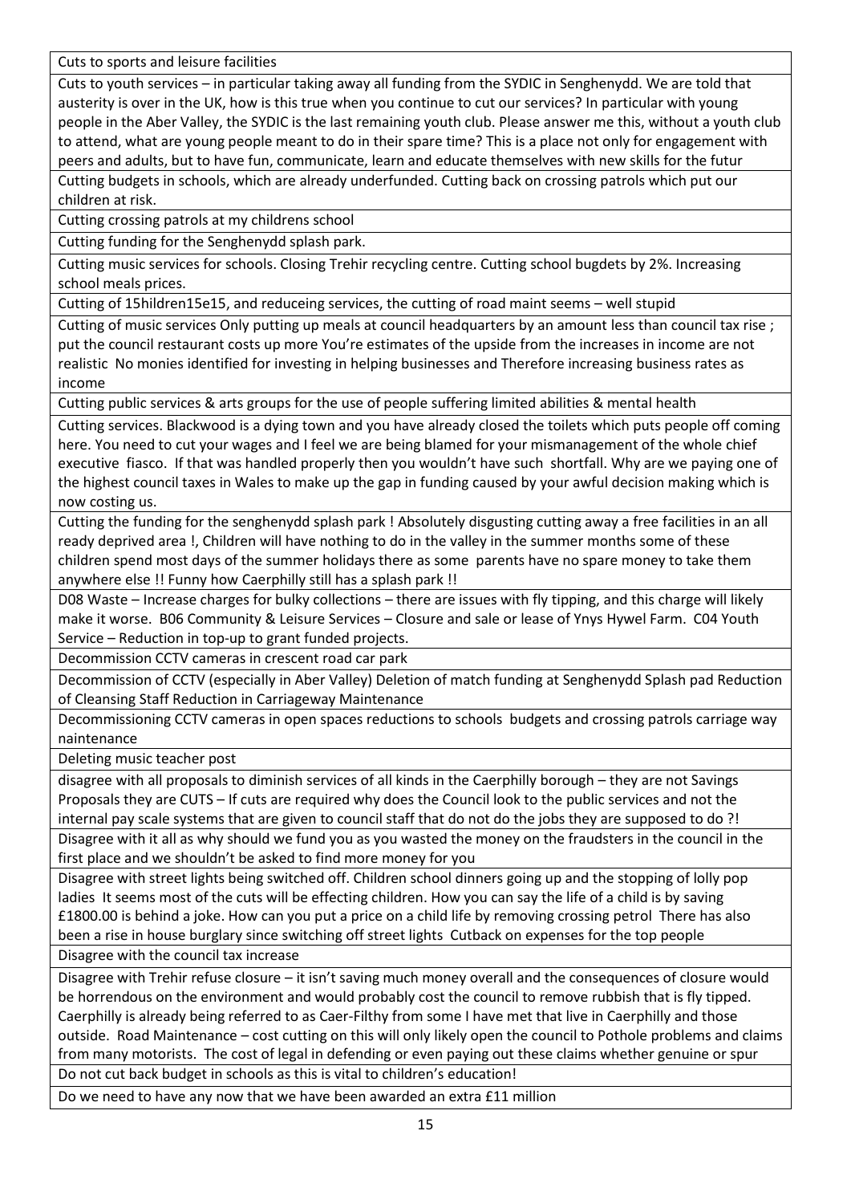| Cuts to sports and leisure facilities |
| --- |
| Cuts to youth services – in particular taking away all funding from the SYDIC in Senghenydd. We are told that austerity is over in the UK, how is this true when you continue to cut our services? In particular with young people in the Aber Valley, the SYDIC is the last remaining youth club. Please answer me this, without a youth club to attend, what are young people meant to do in their spare time? This is a place not only for engagement with peers and adults, but to have fun, communicate, learn and educate themselves with new skills for the futur |
| Cutting budgets in schools, which are already underfunded. Cutting back on crossing patrols which put our children at risk. |
| Cutting crossing patrols at my childrens school |
| Cutting funding for the Senghenydd splash park. |
| Cutting music services for schools. Closing Trehir recycling centre. Cutting school bugdets by 2%. Increasing school meals prices. |
| Cutting of 15hildren15e15, and reduceing services, the cutting of road maint seems – well stupid |
| Cutting of music services Only putting up meals at council headquarters by an amount less than council tax rise ; put the council restaurant costs up more You're estimates of the upside from the increases in income are not realistic No monies identified for investing in helping businesses and Therefore increasing business rates as income |
| Cutting public services & arts groups for the use of people suffering limited abilities & mental health |
| Cutting services. Blackwood is a dying town and you have already closed the toilets which puts people off coming here. You need to cut your wages and I feel we are being blamed for your mismanagement of the whole chief executive fiasco. If that was handled properly then you wouldn't have such shortfall. Why are we paying one of the highest council taxes in Wales to make up the gap in funding caused by your awful decision making which is now costing us. |
| Cutting the funding for the senghenydd splash park ! Absolutely disgusting cutting away a free facilities in an all ready deprived area !, Children will have nothing to do in the valley in the summer months some of these children spend most days of the summer holidays there as some parents have no spare money to take them anywhere else !! Funny how Caerphilly still has a splash park !! |
| D08 Waste – Increase charges for bulky collections – there are issues with fly tipping, and this charge will likely make it worse. B06 Community & Leisure Services – Closure and sale or lease of Ynys Hywel Farm. C04 Youth Service – Reduction in top-up to grant funded projects. |
| Decommission CCTV cameras in crescent road car park |
| Decommission of CCTV (especially in Aber Valley) Deletion of match funding at Senghenydd Splash pad Reduction of Cleansing Staff Reduction in Carriageway Maintenance |
| Decommissioning CCTV cameras in open spaces reductions to schools budgets and crossing patrols carriage way naintenance |
| Deleting music teacher post |
| disagree with all proposals to diminish services of all kinds in the Caerphilly borough – they are not Savings Proposals they are CUTS – If cuts are required why does the Council look to the public services and not the internal pay scale systems that are given to council staff that do not do the jobs they are supposed to do ?! |
| Disagree with it all as why should we fund you as you wasted the money on the fraudsters in the council in the first place and we shouldn't be asked to find more money for you |
| Disagree with street lights being switched off. Children school dinners going up and the stopping of lolly pop ladies It seems most of the cuts will be effecting children. How you can say the life of a child is by saving £1800.00 is behind a joke. How can you put a price on a child life by removing crossing petrol There has also been a rise in house burglary since switching off street lights Cutback on expenses for the top people |
| Disagree with the council tax increase |
| Disagree with Trehir refuse closure – it isn't saving much money overall and the consequences of closure would be horrendous on the environment and would probably cost the council to remove rubbish that is fly tipped. Caerphilly is already being referred to as Caer-Filthy from some I have met that live in Caerphilly and those outside. Road Maintenance – cost cutting on this will only likely open the council to Pothole problems and claims from many motorists. The cost of legal in defending or even paying out these claims whether genuine or spur |
| Do not cut back budget in schools as this is vital to children's education! |
| Do we need to have any now that we have been awarded an extra £11 million |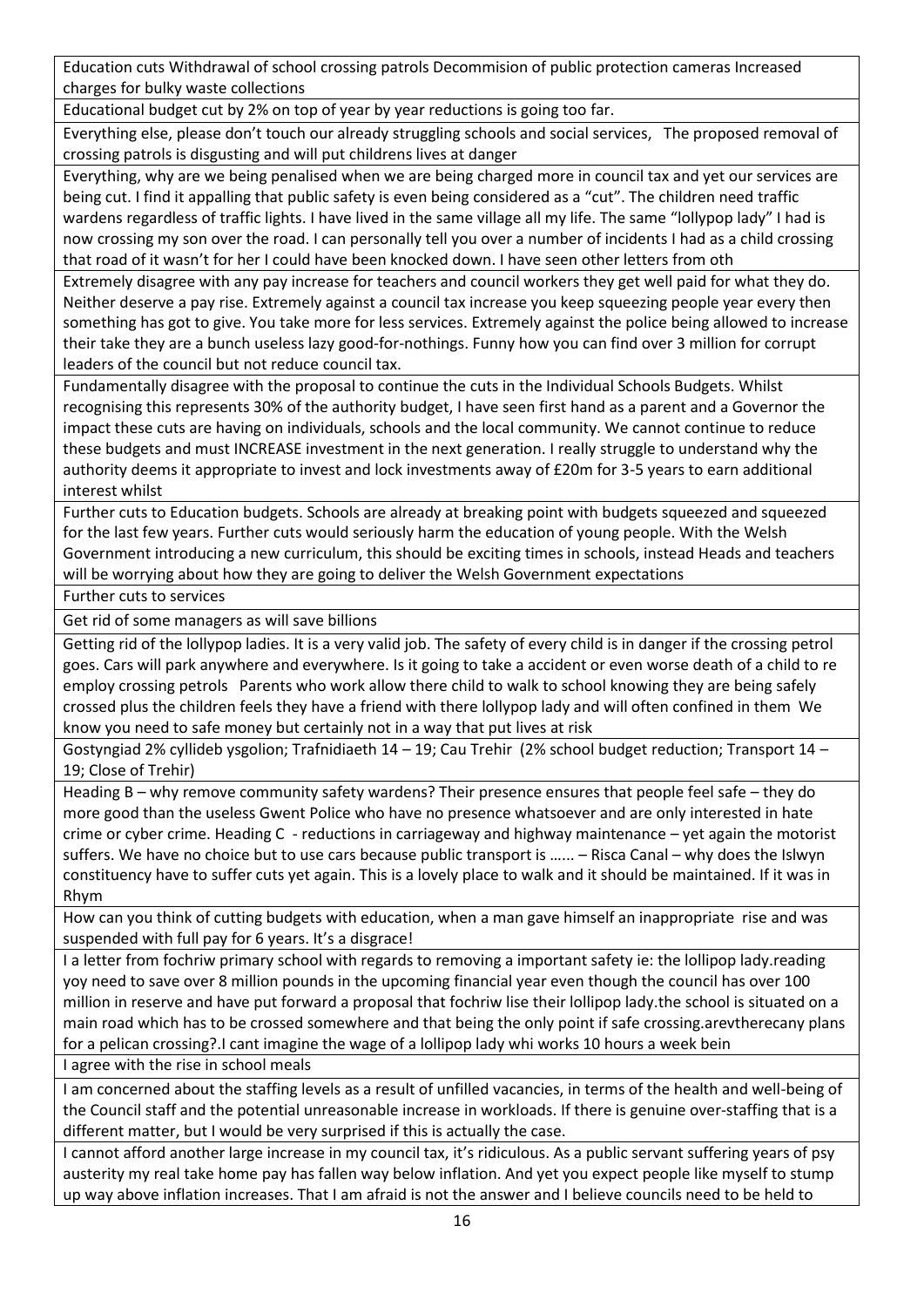| |
|---|
| Education cuts Withdrawal of school crossing patrols Decommision of public protection cameras Increased charges for bulky waste collections |
| Educational budget cut by 2% on top of year by year reductions is going too far. |
| Everything else, please don't touch our already struggling schools and social services, The proposed removal of crossing patrols is disgusting and will put childrens lives at danger |
| Everything, why are we being penalised when we are being charged more in council tax and yet our services are being cut. I find it appalling that public safety is even being considered as a "cut". The children need traffic wardens regardless of traffic lights. I have lived in the same village all my life. The same "lollypop lady" I had is now crossing my son over the road. I can personally tell you over a number of incidents I had as a child crossing that road of it wasn't for her I could have been knocked down. I have seen other letters from oth |
| Extremely disagree with any pay increase for teachers and council workers they get well paid for what they do. Neither deserve a pay rise. Extremely against a council tax increase you keep squeezing people year every then something has got to give. You take more for less services. Extremely against the police being allowed to increase their take they are a bunch useless lazy good-for-nothings. Funny how you can find over 3 million for corrupt leaders of the council but not reduce council tax. |
| Fundamentally disagree with the proposal to continue the cuts in the Individual Schools Budgets. Whilst recognising this represents 30% of the authority budget, I have seen first hand as a parent and a Governor the impact these cuts are having on individuals, schools and the local community. We cannot continue to reduce these budgets and must INCREASE investment in the next generation. I really struggle to understand why the authority deems it appropriate to invest and lock investments away of £20m for 3-5 years to earn additional interest whilst |
| Further cuts to Education budgets. Schools are already at breaking point with budgets squeezed and squeezed for the last few years. Further cuts would seriously harm the education of young people. With the Welsh Government introducing a new curriculum, this should be exciting times in schools, instead Heads and teachers will be worrying about how they are going to deliver the Welsh Government expectations |
| Further cuts to services |
| Get rid of some managers as will save billions |
| Getting rid of the lollypop ladies. It is a very valid job. The safety of every child is in danger if the crossing petrol goes. Cars will park anywhere and everywhere. Is it going to take a accident or even worse death of a child to re employ crossing petrols Parents who work allow there child to walk to school knowing they are being safely crossed plus the children feels they have a friend with there lollypop lady and will often confined in them We know you need to safe money but certainly not in a way that put lives at risk |
| Gostyngiad 2% cyllideb ysgolion; Trafnidiaeth 14 – 19; Cau Trehir (2% school budget reduction; Transport 14 – 19; Close of Trehir) |
| Heading B – why remove community safety wardens? Their presence ensures that people feel safe – they do more good than the useless Gwent Police who have no presence whatsoever and are only interested in hate crime or cyber crime. Heading C - reductions in carriageway and highway maintenance – yet again the motorist suffers. We have no choice but to use cars because public transport is …... – Risca Canal – why does the Islwyn constituency have to suffer cuts yet again. This is a lovely place to walk and it should be maintained. If it was in Rhym |
| How can you think of cutting budgets with education, when a man gave himself an inappropriate rise and was suspended with full pay for 6 years. It's a disgrace! |
| I a letter from fochriw primary school with regards to removing a important safety ie: the lollipop lady.reading yoy need to save over 8 million pounds in the upcoming financial year even though the council has over 100 million in reserve and have put forward a proposal that fochriw lise their lollipop lady.the school is situated on a main road which has to be crossed somewhere and that being the only point if safe crossing.arevtherecany plans for a pelican crossing?.I cant imagine the wage of a lollipop lady whi works 10 hours a week bein |
| I agree with the rise in school meals |
| I am concerned about the staffing levels as a result of unfilled vacancies, in terms of the health and well-being of the Council staff and the potential unreasonable increase in workloads. If there is genuine over-staffing that is a different matter, but I would be very surprised if this is actually the case. |
| I cannot afford another large increase in my council tax, it's ridiculous. As a public servant suffering years of psy austerity my real take home pay has fallen way below inflation. And yet you expect people like myself to stump up way above inflation increases. That I am afraid is not the answer and I believe councils need to be held to |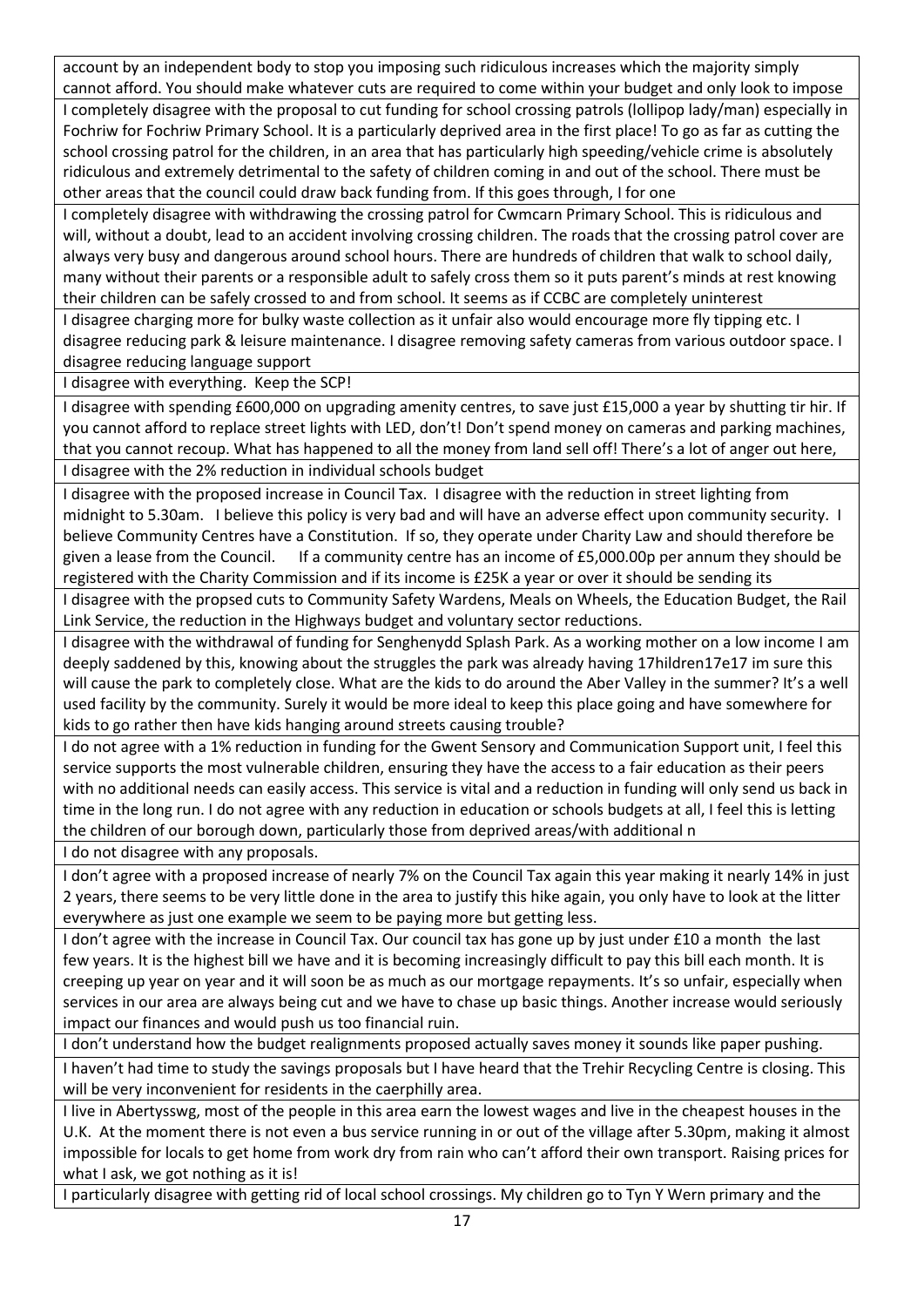| |
|---|
| account by an independent body to stop you imposing such ridiculous increases which the majority simply cannot afford. You should make whatever cuts are required to come within your budget and only look to impose |
| I completely disagree with the proposal to cut funding for school crossing patrols (lollipop lady/man) especially in Fochriw for Fochriw Primary School. It is a particularly deprived area in the first place! To go as far as cutting the school crossing patrol for the children, in an area that has particularly high speeding/vehicle crime is absolutely ridiculous and extremely detrimental to the safety of children coming in and out of the school. There must be other areas that the council could draw back funding from. If this goes through, I for one |
| I completely disagree with withdrawing the crossing patrol for Cwmcarn Primary School. This is ridiculous and will, without a doubt, lead to an accident involving crossing children. The roads that the crossing patrol cover are always very busy and dangerous around school hours. There are hundreds of children that walk to school daily, many without their parents or a responsible adult to safely cross them so it puts parent's minds at rest knowing their children can be safely crossed to and from school. It seems as if CCBC are completely uninterest |
| I disagree charging more for bulky waste collection as it unfair also would encourage more fly tipping etc. I disagree reducing park & leisure maintenance. I disagree removing safety cameras from various outdoor space. I disagree reducing language support |
| I disagree with everything. Keep the SCP! |
| I disagree with spending £600,000 on upgrading amenity centres, to save just £15,000 a year by shutting tir hir. If you cannot afford to replace street lights with LED, don't! Don't spend money on cameras and parking machines, that you cannot recoup. What has happened to all the money from land sell off! There's a lot of anger out here, |
| I disagree with the 2% reduction in individual schools budget |
| I disagree with the proposed increase in Council Tax. I disagree with the reduction in street lighting from midnight to 5.30am. I believe this policy is very bad and will have an adverse effect upon community security. I believe Community Centres have a Constitution. If so, they operate under Charity Law and should therefore be given a lease from the Council. If a community centre has an income of £5,000.00p per annum they should be registered with the Charity Commission and if its income is £25K a year or over it should be sending its |
| I disagree with the propsed cuts to Community Safety Wardens, Meals on Wheels, the Education Budget, the Rail Link Service, the reduction in the Highways budget and voluntary sector reductions. |
| I disagree with the withdrawal of funding for Senghenydd Splash Park. As a working mother on a low income I am deeply saddened by this, knowing about the struggles the park was already having 17hildren17e17 im sure this will cause the park to completely close. What are the kids to do around the Aber Valley in the summer? It's a well used facility by the community. Surely it would be more ideal to keep this place going and have somewhere for kids to go rather then have kids hanging around streets causing trouble? |
| I do not agree with a 1% reduction in funding for the Gwent Sensory and Communication Support unit, I feel this service supports the most vulnerable children, ensuring they have the access to a fair education as their peers with no additional needs can easily access. This service is vital and a reduction in funding will only send us back in time in the long run. I do not agree with any reduction in education or schools budgets at all, I feel this is letting the children of our borough down, particularly those from deprived areas/with additional n |
| I do not disagree with any proposals. |
| I don't agree with a proposed increase of nearly 7% on the Council Tax again this year making it nearly 14% in just 2 years, there seems to be very little done in the area to justify this hike again, you only have to look at the litter everywhere as just one example we seem to be paying more but getting less. |
| I don't agree with the increase in Council Tax. Our council tax has gone up by just under £10 a month the last few years. It is the highest bill we have and it is becoming increasingly difficult to pay this bill each month. It is creeping up year on year and it will soon be as much as our mortgage repayments. It's so unfair, especially when services in our area are always being cut and we have to chase up basic things. Another increase would seriously impact our finances and would push us too financial ruin. |
| I don't understand how the budget realignments proposed actually saves money it sounds like paper pushing. |
| I haven't had time to study the savings proposals but I have heard that the Trehir Recycling Centre is closing. This will be very inconvenient for residents in the caerphilly area. |
| I live in Abertysswg, most of the people in this area earn the lowest wages and live in the cheapest houses in the U.K. At the moment there is not even a bus service running in or out of the village after 5.30pm, making it almost impossible for locals to get home from work dry from rain who can't afford their own transport. Raising prices for what I ask, we got nothing as it is! |
| I particularly disagree with getting rid of local school crossings. My children go to Tyn Y Wern primary and the |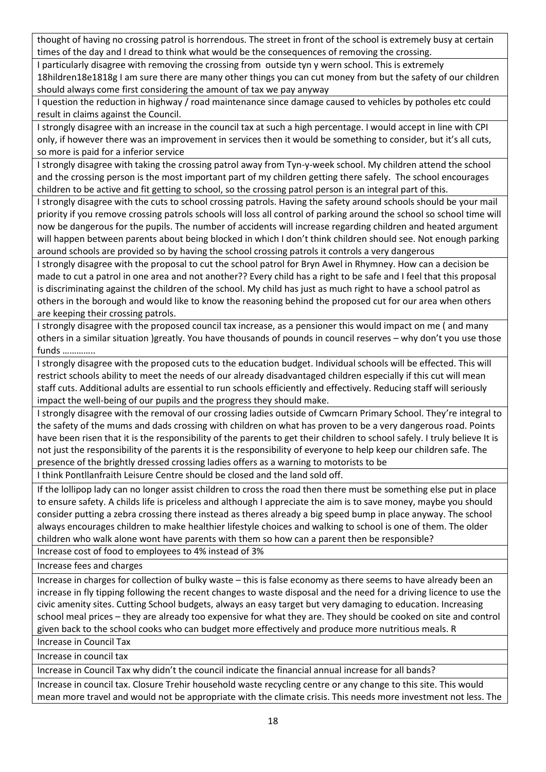| |
|---|
| thought of having no crossing patrol is horrendous. The street in front of the school is extremely busy at certain times of the day and I dread to think what would be the consequences of removing the crossing. |
| I particularly disagree with removing the crossing from outside tyn y wern school. This is extremely 18hildren18e1818g I am sure there are many other things you can cut money from but the safety of our children should always come first considering the amount of tax we pay anyway |
| I question the reduction in highway / road maintenance since damage caused to vehicles by potholes etc could result in claims against the Council. |
| I strongly disagree with an increase in the council tax at such a high percentage. I would accept in line with CPI only, if however there was an improvement in services then it would be something to consider, but it's all cuts, so more is paid for a inferior service |
| I strongly disagree with taking the crossing patrol away from Tyn-y-week school. My children attend the school and the crossing person is the most important part of my children getting there safely. The school encourages children to be active and fit getting to school, so the crossing patrol person is an integral part of this. |
| I strongly disagree with the cuts to school crossing patrols. Having the safety around schools should be your mail priority if you remove crossing patrols schools will loss all control of parking around the school so school time will now be dangerous for the pupils. The number of accidents will increase regarding children and heated argument will happen between parents about being blocked in which I don't think children should see. Not enough parking around schools are provided so by having the school crossing patrols it controls a very dangerous |
| I strongly disagree with the proposal to cut the school patrol for Bryn Awel in Rhymney. How can a decision be made to cut a patrol in one area and not another?? Every child has a right to be safe and I feel that this proposal is discriminating against the children of the school. My child has just as much right to have a school patrol as others in the borough and would like to know the reasoning behind the proposed cut for our area when others are keeping their crossing patrols. |
| I strongly disagree with the proposed council tax increase, as a pensioner this would impact on me ( and many others in a similar situation )greatly. You have thousands of pounds in council reserves – why don't you use those funds ………….. |
| I strongly disagree with the proposed cuts to the education budget. Individual schools will be effected. This will restrict schools ability to meet the needs of our already disadvantaged children especially if this cut will mean staff cuts. Additional adults are essential to run schools efficiently and effectively. Reducing staff will seriously impact the well-being of our pupils and the progress they should make. |
| I strongly disagree with the removal of our crossing ladies outside of Cwmcarn Primary School. They're integral to the safety of the mums and dads crossing with children on what has proven to be a very dangerous road. Points have been risen that it is the responsibility of the parents to get their children to school safely. I truly believe It is not just the responsibility of the parents it is the responsibility of everyone to help keep our children safe. The presence of the brightly dressed crossing ladies offers as a warning to motorists to be |
| I think Pontllanfraith Leisure Centre should be closed and the land sold off. |
| If the lollipop lady can no longer assist children to cross the road then there must be something else put in place to ensure safety. A childs life is priceless and although I appreciate the aim is to save money, maybe you should consider putting a zebra crossing there instead as theres already a big speed bump in place anyway. The school always encourages children to make healthier lifestyle choices and walking to school is one of them. The older children who walk alone wont have parents with them so how can a parent then be responsible? |
| Increase cost of food to employees to 4% instead of 3% |
| Increase fees and charges |
| Increase in charges for collection of bulky waste – this is false economy as there seems to have already been an increase in fly tipping following the recent changes to waste disposal and the need for a driving licence to use the civic amenity sites. Cutting School budgets, always an easy target but very damaging to education. Increasing school meal prices – they are already too expensive for what they are. They should be cooked on site and control given back to the school cooks who can budget more effectively and produce more nutritious meals. R |
| Increase in Council Tax |
| Increase in council tax |
| Increase in Council Tax why didn't the council indicate the financial annual increase for all bands? |
| Increase in council tax. Closure Trehir household waste recycling centre or any change to this site. This would mean more travel and would not be appropriate with the climate crisis. This needs more investment not less. The |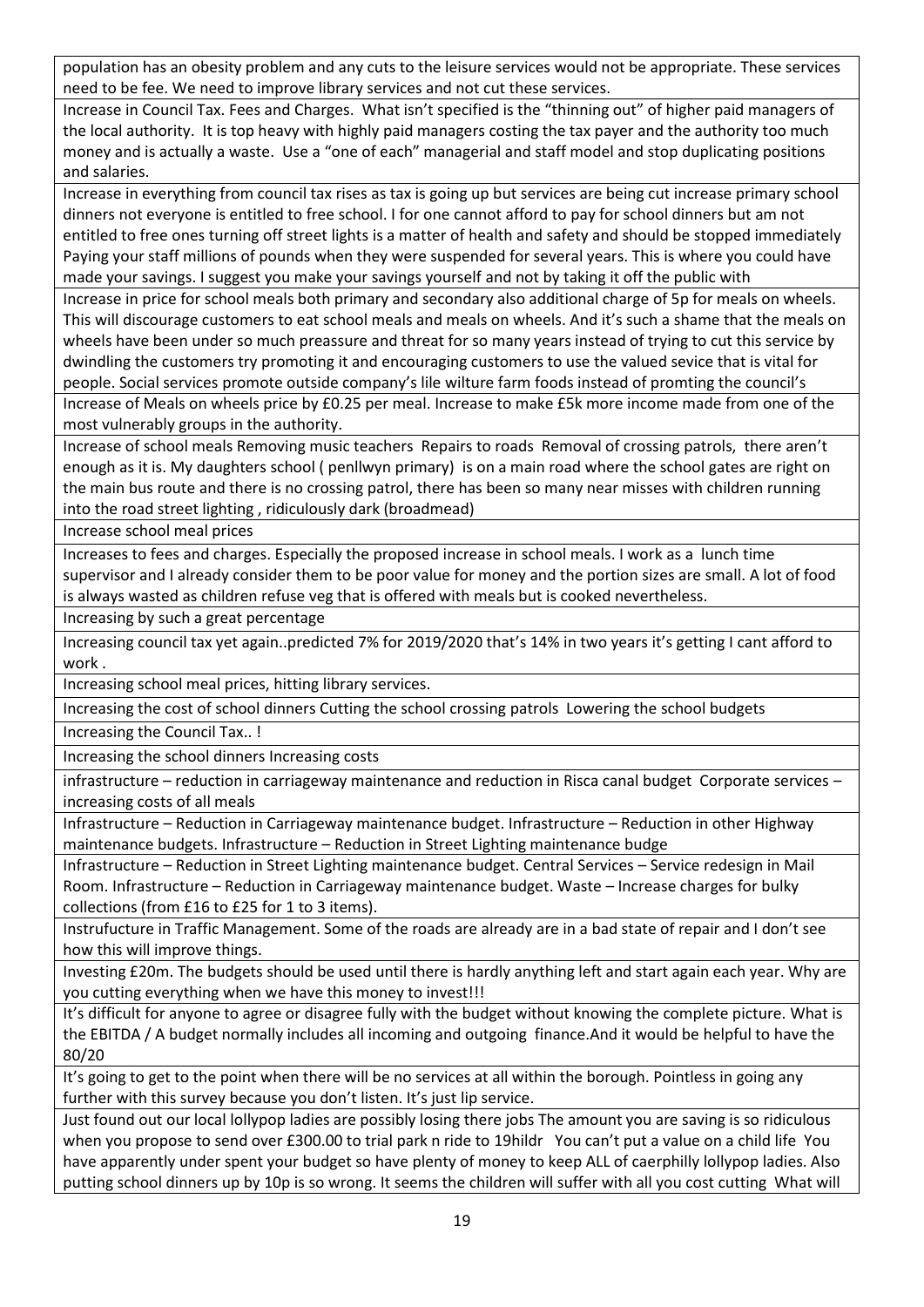| |
|---|
| population has an obesity problem and any cuts to the leisure services would not be appropriate. These services need to be fee. We need to improve library services and not cut these services. |
| Increase in Council Tax. Fees and Charges. What isn't specified is the "thinning out" of higher paid managers of the local authority. It is top heavy with highly paid managers costing the tax payer and the authority too much money and is actually a waste. Use a "one of each" managerial and staff model and stop duplicating positions and salaries. |
| Increase in everything from council tax rises as tax is going up but services are being cut increase primary school dinners not everyone is entitled to free school. I for one cannot afford to pay for school dinners but am not entitled to free ones turning off street lights is a matter of health and safety and should be stopped immediately Paying your staff millions of pounds when they were suspended for several years. This is where you could have made your savings. I suggest you make your savings yourself and not by taking it off the public with |
| Increase in price for school meals both primary and secondary also additional charge of 5p for meals on wheels. This will discourage customers to eat school meals and meals on wheels. And it's such a shame that the meals on wheels have been under so much preassure and threat for so many years instead of trying to cut this service by dwindling the customers try promoting it and encouraging customers to use the valued sevice that is vital for people. Social services promote outside company's lile wilture farm foods instead of promting the council's |
| Increase of Meals on wheels price by £0.25 per meal. Increase to make £5k more income made from one of the most vulnerably groups in the authority. |
| Increase of school meals Removing music teachers Repairs to roads Removal of crossing patrols, there aren't enough as it is. My daughters school ( penllwyn primary) is on a main road where the school gates are right on the main bus route and there is no crossing patrol, there has been so many near misses with children running into the road street lighting , ridiculusly dark (broadmead) |
| Increase school meal prices |
| Increases to fees and charges. Especially the proposed increase in school meals. I work as a lunch time supervisor and I already consider them to be poor value for money and the portion sizes are small. A lot of food is always wasted as children refuse veg that is offered with meals but is cooked nevertheless. |
| Increasing by such a great percentage |
| Increasing council tax yet again..predicted 7% for 2019/2020 that's 14% in two years it's getting I cant afford to work . |
| Increasing school meal prices, hitting library services. |
| Increasing the cost of school dinners Cutting the school crossing patrols Lowering the school budgets |
| Increasing the Council Tax.. ! |
| Increasing the school dinners Increasing costs |
| infrastructure – reduction in carriageway maintenance and reduction in Risca canal budget Corporate services – increasing costs of all meals |
| Infrastructure – Reduction in Carriageway maintenance budget. Infrastructure – Reduction in other Highway maintenance budgets. Infrastructure – Reduction in Street Lighting maintenance budge |
| Infrastructure – Reduction in Street Lighting maintenance budget. Central Services – Service redesign in Mail Room. Infrastructure – Reduction in Carriageway maintenance budget. Waste – Increase charges for bulky collections (from £16 to £25 for 1 to 3 items). |
| Instrufucture in Traffic Management. Some of the roads are already are in a bad state of repair and I don't see how this will improve things. |
| Investing £20m. The budgets should be used until there is hardly anything left and start again each year. Why are you cutting everything when we have this money to invest!!! |
| It's difficult for anyone to agree or disagree fully with the budget without knowing the complete picture. What is the EBITDA / A budget normally includes all incoming and outgoing finance.And it would be helpful to have the 80/20 |
| It's going to get to the point when there will be no services at all within the borough. Pointless in going any further with this survey because you don't listen. It's just lip service. |
| Just found out our local lollypop ladies are possibly losing there jobs The amount you are saving is so ridiculous when you propose to send over £300.00 to trial park n ride to 19hildr You can't put a value on a child life You have apparently under spent your budget so have plenty of money to keep ALL of caerphilly lollypop ladies. Also putting school dinners up by 10p is so wrong. It seems the children will suffer with all you cost cutting What will |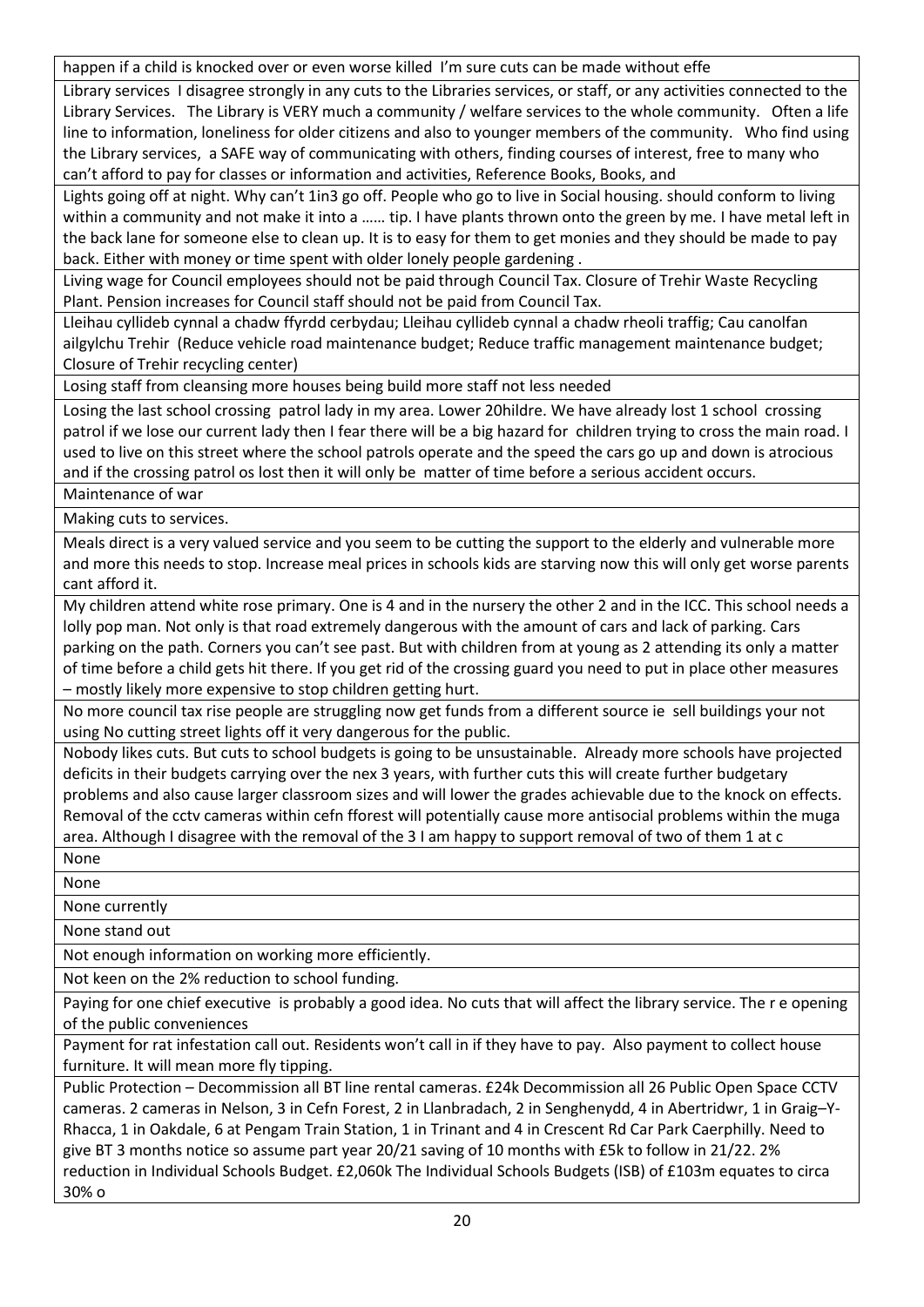| |
|---|
| happen if a child is knocked over or even worse killed I'm sure cuts can be made without effe |
| Library services I disagree strongly in any cuts to the Libraries services, or staff, or any activities connected to the Library Services. The Library is VERY much a community / welfare services to the whole community. Often a life line to information, loneliness for older citizens and also to younger members of the community. Who find using the Library services, a SAFE way of communicating with others, finding courses of interest, free to many who can't afford to pay for classes or information and activities, Reference Books, Books, and |
| Lights going off at night. Why can't 1in3 go off. People who go to live in Social housing. should conform to living within a community and not make it into a …… tip. I have plants thrown onto the green by me. I have metal left in the back lane for someone else to clean up. It is to easy for them to get monies and they should be made to pay back. Either with money or time spent with older lonely people gardening . |
| Living wage for Council employees should not be paid through Council Tax. Closure of Trehir Waste Recycling Plant. Pension increases for Council staff should not be paid from Council Tax. |
| Lleihau cyllideb cynnal a chadw ffyrdd cerbydau; Lleihau cyllideb cynnal a chadw rheoli traffig; Cau canolfan ailgylchu Trehir (Reduce vehicle road maintenance budget; Reduce traffic management maintenance budget; Closure of Trehir recycling center) |
| Losing staff from cleansing more houses being build more staff not less needed |
| Losing the last school crossing patrol lady in my area. Lower 20hildre. We have already lost 1 school crossing patrol if we lose our current lady then I fear there will be a big hazard for children trying to cross the main road. I used to live on this street where the school patrols operate and the speed the cars go up and down is atrocious and if the crossing patrol os lost then it will only be matter of time before a serious accident occurs. |
| Maintenance of war |
| Making cuts to services. |
| Meals direct is a very valued service and you seem to be cutting the support to the elderly and vulnerable more and more this needs to stop. Increase meal prices in schools kids are starving now this will only get worse parents cant afford it. |
| My children attend white rose primary. One is 4 and in the nursery the other 2 and in the ICC. This school needs a lolly pop man. Not only is that road extremely dangerous with the amount of cars and lack of parking. Cars parking on the path. Corners you can't see past. But with children from at young as 2 attending its only a matter of time before a child gets hit there. If you get rid of the crossing guard you need to put in place other measures – mostly likely more expensive to stop children getting hurt. |
| No more council tax rise people are struggling now get funds from a different source ie sell buildings your not using No cutting street lights off it very dangerous for the public. |
| Nobody likes cuts. But cuts to school budgets is going to be unsustainable. Already more schools have projected deficits in their budgets carrying over the nex 3 years, with further cuts this will create further budgetary problems and also cause larger classroom sizes and will lower the grades achievable due to the knock on effects. Removal of the cctv cameras within cefn fforest will potentially cause more antisocial problems within the muga area. Although I disagree with the removal of the 3 I am happy to support removal of two of them 1 at c |
| None |
| None |
| None currently |
| None stand out |
| Not enough information on working more efficiently. |
| Not keen on the 2% reduction to school funding. |
| Paying for one chief executive is probably a good idea. No cuts that will affect the library service. The r e opening of the public conveniences |
| Payment for rat infestation call out. Residents won't call in if they have to pay. Also payment to collect house furniture. It will mean more fly tipping. |
| Public Protection – Decommission all BT line rental cameras. £24k Decommission all 26 Public Open Space CCTV cameras. 2 cameras in Nelson, 3 in Cefn Forest, 2 in Llanbradach, 2 in Senghenydd, 4 in Abertridwr, 1 in Graig–Y-Rhacca, 1 in Oakdale, 6 at Pengam Train Station, 1 in Trinant and 4 in Crescent Rd Car Park Caerphilly. Need to give BT 3 months notice so assume part year 20/21 saving of 10 months with £5k to follow in 21/22. 2% reduction in Individual Schools Budget. £2,060k The Individual Schools Budgets (ISB) of £103m equates to circa 30% o |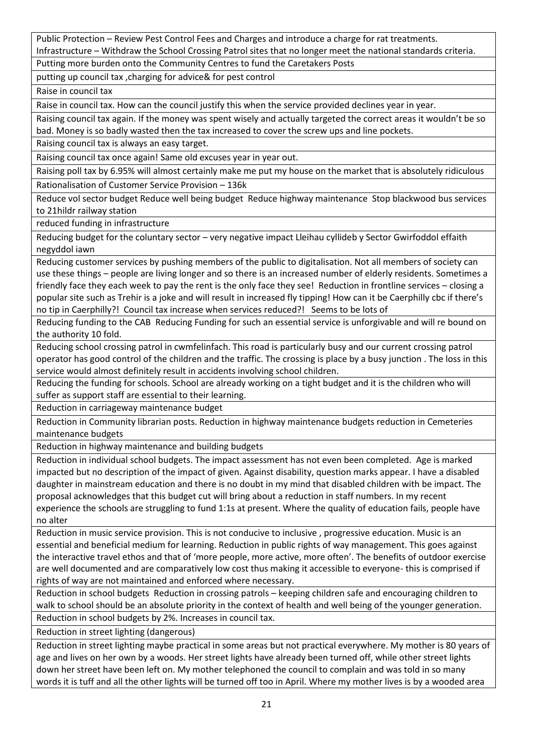| |
|---|
| Public Protection – Review Pest Control Fees and Charges and introduce a charge for rat treatments. Infrastructure – Withdraw the School Crossing Patrol sites that no longer meet the national standards criteria. |
| Putting more burden onto the Community Centres to fund the Caretakers Posts |
| putting up council tax ,charging for advice& for pest control |
| Raise in council tax |
| Raise in council tax. How can the council justify this when the service provided declines year in year. |
| Raising council tax again. If the money was spent wisely and actually targeted the correct areas it wouldn't be so bad. Money is so badly wasted then the tax increased to cover the screw ups and line pockets. |
| Raising council tax is always an easy target. |
| Raising council tax once again! Same old excuses year in year out. |
| Raising poll tax by 6.95% will almost certainly make me put my house on the market that is absolutely ridiculous |
| Rationalisation of Customer Service Provision – 136k |
| Reduce vol sector budget Reduce well being budget Reduce highway maintenance Stop blackwood bus services to 21hildr railway station |
| reduced funding in infrastructure |
| Reducing budget for the coluntary sector – very negative impact Lleihau cyllideb y Sector Gwirfoddol effaith negyddol iawn |
| Reducing customer services by pushing members of the public to digitalisation. Not all members of society can use these things – people are living longer and so there is an increased number of elderly residents. Sometimes a friendly face they each week to pay the rent is the only face they see! Reduction in frontline services – closing a popular site such as Trehir is a joke and will result in increased fly tipping! How can it be Caerphilly cbc if there's no tip in Caerphilly?! Council tax increase when services reduced?! Seems to be lots of |
| Reducing funding to the CAB Reducing Funding for such an essential service is unforgivable and will re bound on the authority 10 fold. |
| Reducing school crossing patrol in cwmfelinfach. This road is particularly busy and our current crossing patrol operator has good control of the children and the traffic. The crossing is place by a busy junction . The loss in this service would almost definitely result in accidents involving school children. |
| Reducing the funding for schools. School are already working on a tight budget and it is the children who will suffer as support staff are essential to their learning. |
| Reduction in carriageway maintenance budget |
| Reduction in Community librarian posts. Reduction in highway maintenance budgets reduction in Cemeteries maintenance budgets |
| Reduction in highway maintenance and building budgets |
| Reduction in individual school budgets. The impact assessment has not even been completed. Age is marked impacted but no description of the impact of given. Against disability, question marks appear. I have a disabled daughter in mainstream education and there is no doubt in my mind that disabled children with be impact. The proposal acknowledges that this budget cut will bring about a reduction in staff numbers. In my recent experience the schools are struggling to fund 1:1s at present. Where the quality of education fails, people have no alter |
| Reduction in music service provision. This is not conducive to inclusive , progressive education. Music is an essential and beneficial medium for learning. Reduction in public rights of way management. This goes against the interactive travel ethos and that of 'more people, more active, more often'. The benefits of outdoor exercise are well documented and are comparatively low cost thus making it accessible to everyone- this is comprised if rights of way are not maintained and enforced where necessary. |
| Reduction in school budgets Reduction in crossing patrols – keeping children safe and encouraging children to walk to school should be an absolute priority in the context of health and well being of the younger generation. |
| Reduction in school budgets by 2%. Increases in council tax. |
| Reduction in street lighting (dangerous) |
| Reduction in street lighting maybe practical in some areas but not practical everywhere. My mother is 80 years of age and lives on her own by a woods. Her street lights have already been turned off, while other street lights down her street have been left on. My mother telephoned the council to complain and was told in so many words it is tuff and all the other lights will be turned off too in April. Where my mother lives is by a wooded area |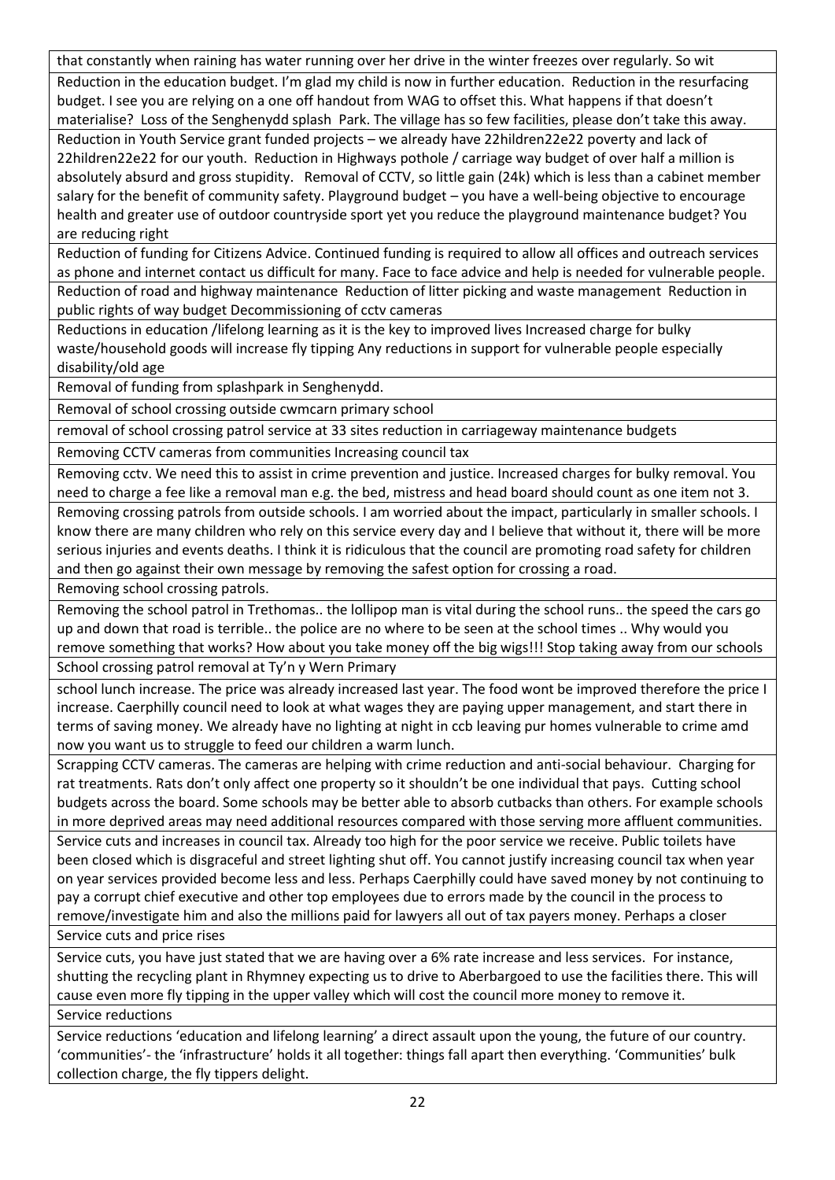| |
|---|
| that constantly when raining has water running over her drive in the winter freezes over regularly. So wit |
| Reduction in the education budget. I'm glad my child is now in further education. Reduction in the resurfacing budget. I see you are relying on a one off handout from WAG to offset this. What happens if that doesn't materialise? Loss of the Senghenydd splash Park. The village has so few facilities, please don't take this away. |
| Reduction in Youth Service grant funded projects – we already have 22hildren22e22 poverty and lack of 22hildren22e22 for our youth. Reduction in Highways pothole / carriage way budget of over half a million is absolutely absurd and gross stupidity. Removal of CCTV, so little gain (24k) which is less than a cabinet member salary for the benefit of community safety. Playground budget – you have a well-being objective to encourage health and greater use of outdoor countryside sport yet you reduce the playground maintenance budget? You are reducing right |
| Reduction of funding for Citizens Advice. Continued funding is required to allow all offices and outreach services as phone and internet contact us difficult for many. Face to face advice and help is needed for vulnerable people. |
| Reduction of road and highway maintenance Reduction of litter picking and waste management Reduction in public rights of way budget Decommissioning of cctv cameras |
| Reductions in education /lifelong learning as it is the key to improved lives Increased charge for bulky waste/household goods will increase fly tipping Any reductions in support for vulnerable people especially disability/old age |
| Removal of funding from splashpark in Senghenydd. |
| Removal of school crossing outside cwmcarn primary school |
| removal of school crossing patrol service at 33 sites reduction in carriageway maintenance budgets |
| Removing CCTV cameras from communities Increasing council tax |
| Removing cctv. We need this to assist in crime prevention and justice. Increased charges for bulky removal. You need to charge a fee like a removal man e.g. the bed, mistress and head board should count as one item not 3. |
| Removing crossing patrols from outside schools. I am worried about the impact, particularly in smaller schools. I know there are many children who rely on this service every day and I believe that without it, there will be more serious injuries and events deaths. I think it is ridiculous that the council are promoting road safety for children and then go against their own message by removing the safest option for crossing a road. |
| Removing school crossing patrols. |
| Removing the school patrol in Trethomas.. the lollipop man is vital during the school runs.. the speed the cars go up and down that road is terrible.. the police are no where to be seen at the school times .. Why would you remove something that works? How about you take money off the big wigs!!! Stop taking away from our schools |
| School crossing patrol removal at Ty'n y Wern Primary |
| school lunch increase. The price was already increased last year. The food wont be improved therefore the price I increase. Caerphilly council need to look at what wages they are paying upper management, and start there in terms of saving money. We already have no lighting at night in ccb leaving pur homes vulnerable to crime amd now you want us to struggle to feed our children a warm lunch. |
| Scrapping CCTV cameras. The cameras are helping with crime reduction and anti-social behaviour. Charging for rat treatments. Rats don't only affect one property so it shouldn't be one individual that pays. Cutting school budgets across the board. Some schools may be better able to absorb cutbacks than others. For example schools in more deprived areas may need additional resources compared with those serving more affluent communities. |
| Service cuts and increases in council tax. Already too high for the poor service we receive. Public toilets have been closed which is disgraceful and street lighting shut off. You cannot justify increasing council tax when year on year services provided become less and less. Perhaps Caerphilly could have saved money by not continuing to pay a corrupt chief executive and other top employees due to errors made by the council in the process to remove/investigate him and also the millions paid for lawyers all out of tax payers money. Perhaps a closer |
| Service cuts and price rises |
| Service cuts, you have just stated that we are having over a 6% rate increase and less services. For instance, shutting the recycling plant in Rhymney expecting us to drive to Aberbargoed to use the facilities there. This will cause even more fly tipping in the upper valley which will cost the council more money to remove it. |
| Service reductions |
| Service reductions 'education and lifelong learning' a direct assault upon the young, the future of our country. 'communities'- the 'infrastructure' holds it all together: things fall apart then everything. 'Communities' bulk collection charge, the fly tippers delight. |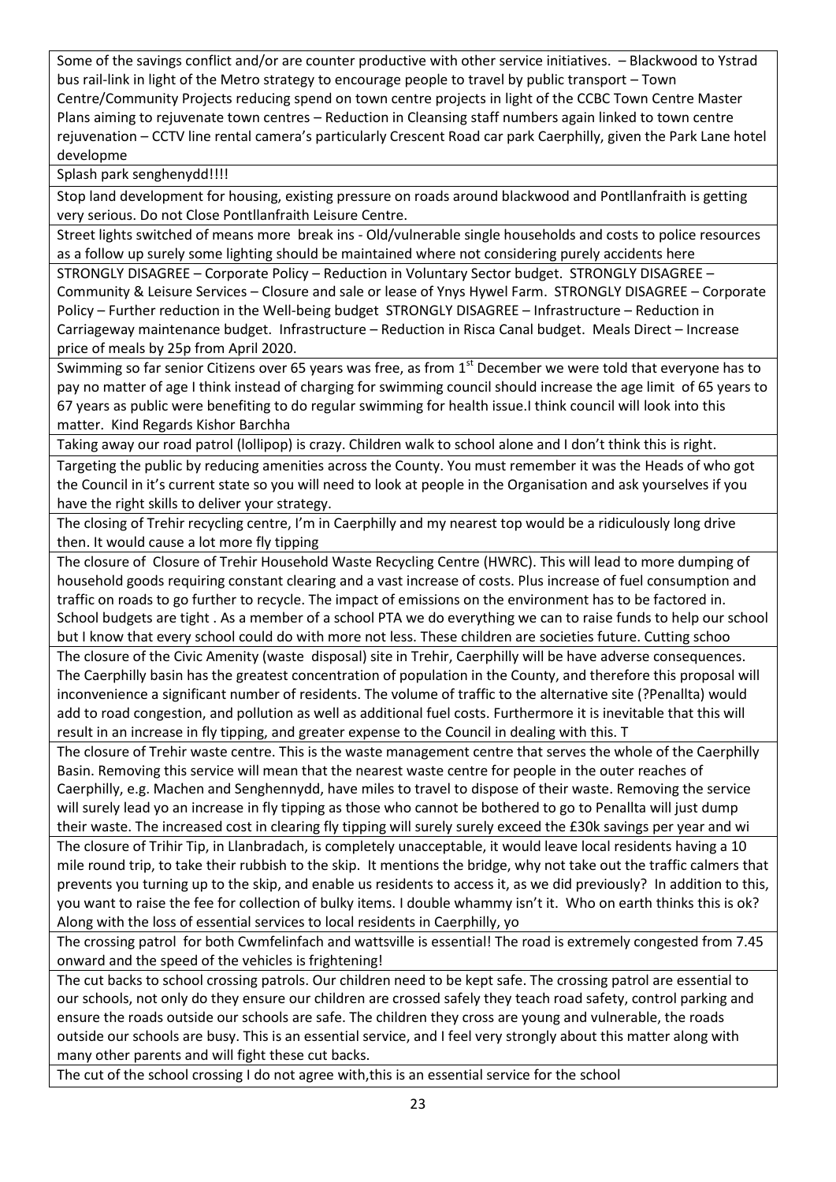| |
|---|
| Some of the savings conflict and/or are counter productive with other service initiatives. – Blackwood to Ystrad bus rail-link in light of the Metro strategy to encourage people to travel by public transport – Town Centre/Community Projects reducing spend on town centre projects in light of the CCBC Town Centre Master Plans aiming to rejuvenate town centres – Reduction in Cleansing staff numbers again linked to town centre rejuvenation – CCTV line rental camera's particularly Crescent Road car park Caerphilly, given the Park Lane hotel developme |
| Splash park senghenydd!!!! |
| Stop land development for housing, existing pressure on roads around blackwood and Pontllanfraith is getting very serious. Do not Close Pontllanfraith Leisure Centre. |
| Street lights switched of means more break ins - Old/vulnerable single households and costs to police resources as a follow up surely some lighting should be maintained where not considering purely accidents here |
| STRONGLY DISAGREE – Corporate Policy – Reduction in Voluntary Sector budget. STRONGLY DISAGREE – Community & Leisure Services – Closure and sale or lease of Ynys Hywel Farm. STRONGLY DISAGREE – Corporate Policy – Further reduction in the Well-being budget STRONGLY DISAGREE – Infrastructure – Reduction in Carriageway maintenance budget. Infrastructure – Reduction in Risca Canal budget. Meals Direct – Increase price of meals by 25p from April 2020. |
| Swimming so far senior Citizens over 65 years was free, as from 1st December we were told that everyone has to pay no matter of age I think instead of charging for swimming council should increase the age limit of 65 years to 67 years as public were benefiting to do regular swimming for health issue.I think council will look into this matter. Kind Regards Kishor Barchha |
| Taking away our road patrol (lollipop) is crazy. Children walk to school alone and I don't think this is right. |
| Targeting the public by reducing amenities across the County. You must remember it was the Heads of who got the Council in it's current state so you will need to look at people in the Organisation and ask yourselves if you have the right skills to deliver your strategy. |
| The closing of Trehir recycling centre, I'm in Caerphilly and my nearest top would be a ridiculously long drive then. It would cause a lot more fly tipping |
| The closure of Closure of Trehir Household Waste Recycling Centre (HWRC). This will lead to more dumping of household goods requiring constant clearing and a vast increase of costs. Plus increase of fuel consumption and traffic on roads to go further to recycle. The impact of emissions on the environment has to be factored in. School budgets are tight . As a member of a school PTA we do everything we can to raise funds to help our school but I know that every school could do with more not less. These children are societies future. Cutting schoo |
| The closure of the Civic Amenity (waste disposal) site in Trehir, Caerphilly will be have adverse consequences. The Caerphilly basin has the greatest concentration of population in the County, and therefore this proposal will inconvenience a significant number of residents. The volume of traffic to the alternative site (?Penallta) would add to road congestion, and pollution as well as additional fuel costs. Furthermore it is inevitable that this will result in an increase in fly tipping, and greater expense to the Council in dealing with this. T |
| The closure of Trehir waste centre. This is the waste management centre that serves the whole of the Caerphilly Basin. Removing this service will mean that the nearest waste centre for people in the outer reaches of Caerphilly, e.g. Machen and Senghennydd, have miles to travel to dispose of their waste. Removing the service will surely lead yo an increase in fly tipping as those who cannot be bothered to go to Penallta will just dump their waste. The increased cost in clearing fly tipping will surely surely exceed the £30k savings per year and wi |
| The closure of Trihir Tip, in Llanbradach, is completely unacceptable, it would leave local residents having a 10 mile round trip, to take their rubbish to the skip. It mentions the bridge, why not take out the traffic calmers that prevents you turning up to the skip, and enable us residents to access it, as we did previously? In addition to this, you want to raise the fee for collection of bulky items. I double whammy isn't it. Who on earth thinks this is ok? Along with the loss of essential services to local residents in Caerphilly, yo |
| The crossing patrol for both Cwmfelinfach and wattsville is essential! The road is extremely congested from 7.45 onward and the speed of the vehicles is frightening! |
| The cut backs to school crossing patrols. Our children need to be kept safe. The crossing patrol are essential to our schools, not only do they ensure our children are crossed safely they teach road safety, control parking and ensure the roads outside our schools are safe. The children they cross are young and vulnerable, the roads outside our schools are busy. This is an essential service, and I feel very strongly about this matter along with many other parents and will fight these cut backs. |
| The cut of the school crossing I do not agree with,this is an essential service for the school |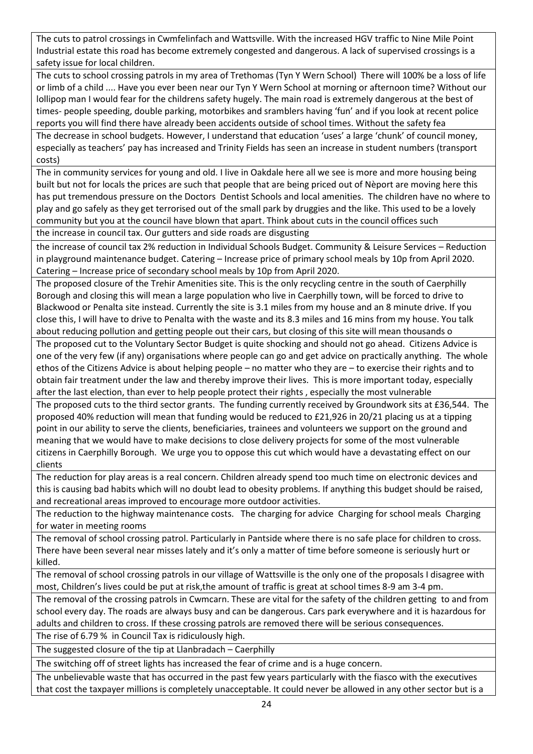| |
|---|
| The cuts to patrol crossings in Cwmfelinfach and Wattsville. With the increased HGV traffic to Nine Mile Point Industrial estate this road has become extremely congested and dangerous. A lack of supervised crossings is a safety issue for local children. |
| The cuts to school crossing patrols in my area of Trethomas (Tyn Y Wern School) There will 100% be a loss of life or limb of a child .... Have you ever been near our Tyn Y Wern School at morning or afternoon time? Without our lollipop man I would fear for the childrens safety hugely. The main road is extremely dangerous at the best of times- people speeding, double parking, motorbikes and sramblers having 'fun' and if you look at recent police reports you will find there have already been accidents outside of school times. Without the safety fea |
| The decrease in school budgets. However, I understand that education 'uses' a large 'chunk' of council money, especially as teachers' pay has increased and Trinity Fields has seen an increase in student numbers (transport costs) |
| The in community services for young and old. I live in Oakdale here all we see is more and more housing being built but not for locals the prices are such that people that are being priced out of Nèport are moving here this has put tremendous pressure on the Doctors Dentist Schools and local amenities. The children have no where to play and go safely as they get terrorised out of the small park by druggies and the like. This used to be a lovely community but you at the council have blown that apart. Think about cuts in the council offices such |
| the increase in council tax. Our gutters and side roads are disgusting |
| the increase of council tax 2% reduction in Individual Schools Budget. Community & Leisure Services – Reduction in playground maintenance budget. Catering – Increase price of primary school meals by 10p from April 2020. Catering – Increase price of secondary school meals by 10p from April 2020. |
| The proposed closure of the Trehir Amenities site. This is the only recycling centre in the south of Caerphilly Borough and closing this will mean a large population who live in Caerphilly town, will be forced to drive to Blackwood or Penalta site instead. Currently the site is 3.1 miles from my house and an 8 minute drive. If you close this, I will have to drive to Penalta with the waste and its 8.3 miles and 16 mins from my house. You talk about reducing pollution and getting people out their cars, but closing of this site will mean thousands o |
| The proposed cut to the Voluntary Sector Budget is quite shocking and should not go ahead. Citizens Advice is one of the very few (if any) organisations where people can go and get advice on practically anything. The whole ethos of the Citizens Advice is about helping people – no matter who they are – to exercise their rights and to obtain fair treatment under the law and thereby improve their lives. This is more important today, especially after the last election, than ever to help people protect their rights , especially the most vulnerable |
| The proposed cuts to the third sector grants. The funding currently received by Groundwork sits at £36,544. The proposed 40% reduction will mean that funding would be reduced to £21,926 in 20/21 placing us at a tipping point in our ability to serve the clients, beneficiaries, trainees and volunteers we support on the ground and meaning that we would have to make decisions to close delivery projects for some of the most vulnerable citizens in Caerphilly Borough. We urge you to oppose this cut which would have a devastating effect on our clients |
| The reduction for play areas is a real concern. Children already spend too much time on electronic devices and this is causing bad habits which will no doubt lead to obesity problems. If anything this budget should be raised, and recreational areas improved to encourage more outdoor activities. |
| The reduction to the highway maintenance costs. The charging for advice Charging for school meals Charging for water in meeting rooms |
| The removal of school crossing patrol. Particularly in Pantside where there is no safe place for children to cross. There have been several near misses lately and it's only a matter of time before someone is seriously hurt or killed. |
| The removal of school crossing patrols in our village of Wattsville is the only one of the proposals I disagree with most, Children's lives could be put at risk,the amount of traffic is great at school times 8-9 am 3-4 pm. |
| The removal of the crossing patrols in Cwmcarn. These are vital for the safety of the children getting to and from school every day. The roads are always busy and can be dangerous. Cars park everywhere and it is hazardous for adults and children to cross. If these crossing patrols are removed there will be serious consequences. |
| The rise of 6.79 % in Council Tax is ridiculously high. |
| The suggested closure of the tip at Llanbradach – Caerphilly |
| The switching off of street lights has increased the fear of crime and is a huge concern. |
| The unbelievable waste that has occurred in the past few years particularly with the fiasco with the executives that cost the taxpayer millions is completely unacceptable. It could never be allowed in any other sector but is a |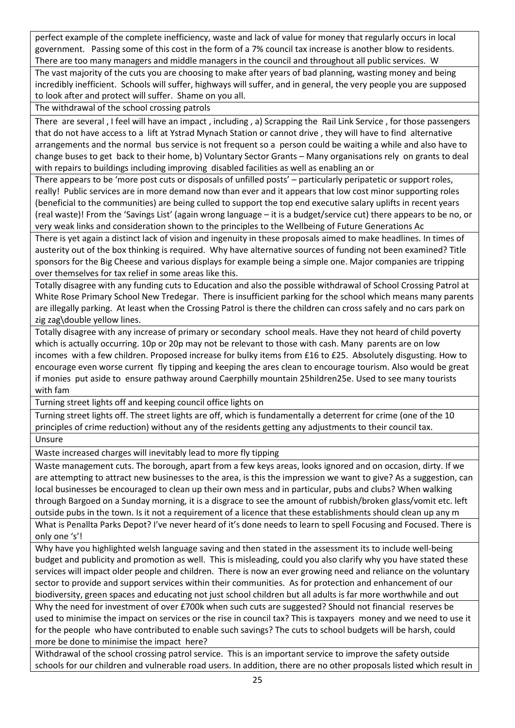| |
|---|
| perfect example of the complete inefficiency, waste and lack of value for money that regularly occurs in local government. Passing some of this cost in the form of a 7% council tax increase is another blow to residents. There are too many managers and middle managers in the council and throughout all public services. W |
| The vast majority of the cuts you are choosing to make after years of bad planning, wasting money and being incredibly inefficient. Schools will suffer, highways will suffer, and in general, the very people you are supposed to look after and protect will suffer. Shame on you all. |
| The withdrawal of the school crossing patrols |
| There are several , I feel will have an impact , including , a) Scrapping the Rail Link Service , for those passengers that do not have access to a lift at Ystrad Mynach Station or cannot drive , they will have to find alternative arrangements and the normal bus service is not frequent so a person could be waiting a while and also have to change buses to get back to their home, b) Voluntary Sector Grants – Many organisations rely on grants to deal with repairs to buildings including improving disabled facilities as well as enabling an or |
| There appears to be 'more post cuts or disposals of unfilled posts' – particularly peripatetic or support roles, really! Public services are in more demand now than ever and it appears that low cost minor supporting roles (beneficial to the communities) are being culled to support the top end executive salary uplifts in recent years (real waste)! From the 'Savings List' (again wrong language – it is a budget/service cut) there appears to be no, or very weak links and consideration shown to the principles to the Wellbeing of Future Generations Ac |
| There is yet again a distinct lack of vision and ingenuity in these proposals aimed to make headlines. In times of austerity out of the box thinking is required. Why have alternative sources of funding not been examined? Title sponsors for the Big Cheese and various displays for example being a simple one. Major companies are tripping over themselves for tax relief in some areas like this. |
| Totally disagree with any funding cuts to Education and also the possible withdrawal of School Crossing Patrol at White Rose Primary School New Tredegar. There is insufficient parking for the school which means many parents are illegally parking. At least when the Crossing Patrol is there the children can cross safely and no cars park on zig zag\double yellow lines. |
| Totally disagree with any increase of primary or secondary school meals. Have they not heard of child poverty which is actually occurring. 10p or 20p may not be relevant to those with cash. Many parents are on low incomes with a few children. Proposed increase for bulky items from £16 to £25. Absolutely disgusting. How to encourage even worse current fly tipping and keeping the ares clean to encourage tourism. Also would be great if monies put aside to ensure pathway around Caerphilly mountain 25hildren25e. Used to see many tourists with fam |
| Turning street lights off and keeping council office lights on |
| Turning street lights off. The street lights are off, which is fundamentally a deterrent for crime (one of the 10 principles of crime reduction) without any of the residents getting any adjustments to their council tax. |
| Unsure |
| Waste increased charges will inevitably lead to more fly tipping |
| Waste management cuts. The borough, apart from a few keys areas, looks ignored and on occasion, dirty. If we are attempting to attract new businesses to the area, is this the impression we want to give? As a suggestion, can local businesses be encouraged to clean up their own mess and in particular, pubs and clubs? When walking through Bargoed on a Sunday morning, it is a disgrace to see the amount of rubbish/broken glass/vomit etc. left outside pubs in the town. Is it not a requirement of a licence that these establishments should clean up any m |
| What is Penallta Parks Depot? I've never heard of it's done needs to learn to spell Focusing and Focused. There is only one 's'! |
| Why have you highlighted welsh language saving and then stated in the assessment its to include well-being budget and publicity and promotion as well. This is misleading, could you also clarify why you have stated these services will impact older people and children. There is now an ever growing need and reliance on the voluntary sector to provide and support services within their communities. As for protection and enhancement of our biodiversity, green spaces and educating not just school children but all adults is far more worthwhile and out |
| Why the need for investment of over £700k when such cuts are suggested? Should not financial reserves be used to minimise the impact on services or the rise in council tax? This is taxpayers money and we need to use it for the people who have contributed to enable such savings? The cuts to school budgets will be harsh, could more be done to minimise the impact here? |
| Withdrawal of the school crossing patrol service. This is an important service to improve the safety outside schools for our children and vulnerable road users. In addition, there are no other proposals listed which result in |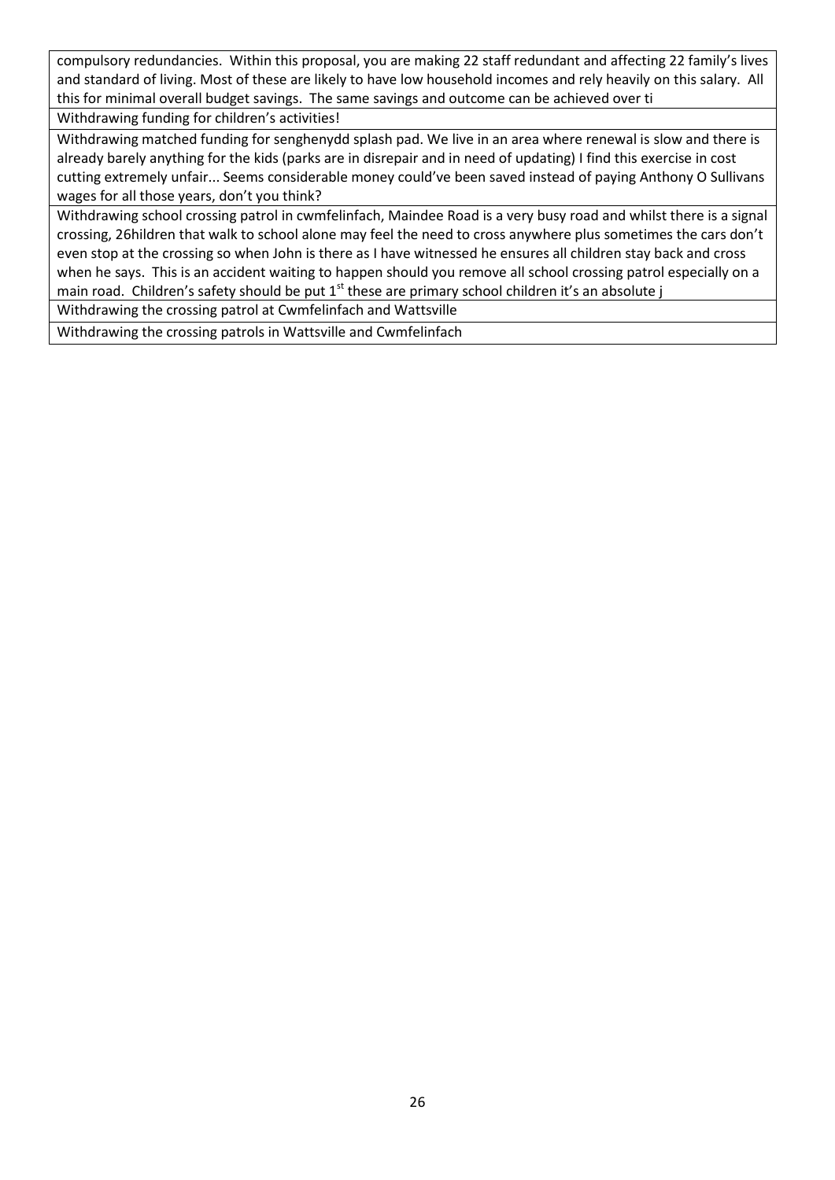| |
|---|
| compulsory redundancies. Within this proposal, you are making 22 staff redundant and affecting 22 family's lives and standard of living. Most of these are likely to have low household incomes and rely heavily on this salary. All this for minimal overall budget savings. The same savings and outcome can be achieved over ti |
| Withdrawing funding for children's activities! |
| Withdrawing matched funding for senghenydd splash pad. We live in an area where renewal is slow and there is already barely anything for the kids (parks are in disrepair and in need of updating) I find this exercise in cost cutting extremely unfair... Seems considerable money could've been saved instead of paying Anthony O Sullivans wages for all those years, don't you think? |
| Withdrawing school crossing patrol in cwmfelinfach, Maindee Road is a very busy road and whilst there is a signal crossing, 26hildren that walk to school alone may feel the need to cross anywhere plus sometimes the cars don't even stop at the crossing so when John is there as I have witnessed he ensures all children stay back and cross when he says. This is an accident waiting to happen should you remove all school crossing patrol especially on a main road. Children's safety should be put 1st these are primary school children it's an absolute j |
| Withdrawing the crossing patrol at Cwmfelinfach and Wattsville |
| Withdrawing the crossing patrols in Wattsville and Cwmfelinfach |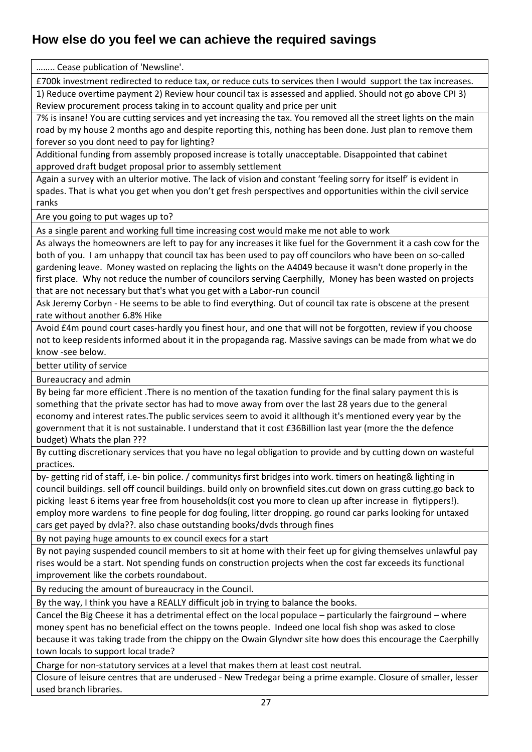## How else do you feel we can achieve the required savings

| |
|---|
| …….. Cease publication of 'Newsline'. |
| £700k investment redirected to reduce tax, or reduce cuts to services then I would support the tax increases. |
| 1) Reduce overtime payment 2) Review hour council tax is assessed and applied. Should not go above CPI 3) Review procurement process taking in to account quality and price per unit |
| 7% is insane! You are cutting services and yet increasing the tax. You removed all the street lights on the main road by my house 2 months ago and despite reporting this, nothing has been done. Just plan to remove them forever so you dont need to pay for lighting? |
| Additional funding from assembly proposed increase is totally unacceptable. Disappointed that cabinet approved draft budget proposal prior to assembly settlement |
| Again a survey with an ulterior motive. The lack of vision and constant 'feeling sorry for itself' is evident in spades. That is what you get when you don't get fresh perspectives and opportunities within the civil service ranks |
| Are you going to put wages up to? |
| As a single parent and working full time increasing cost would make me not able to work |
| As always the homeowners are left to pay for any increases it like fuel for the Government it a cash cow for the both of you. I am unhappy that council tax has been used to pay off councilors who have been on so-called gardening leave. Money wasted on replacing the lights on the A4049 because it wasn't done properly in the first place. Why not reduce the number of councilors serving Caerphilly, Money has been wasted on projects that are not necessary but that's what you get with a Labor-run council |
| Ask Jeremy Corbyn - He seems to be able to find everything. Out of council tax rate is obscene at the present rate without another 6.8% Hike |
| Avoid £4m pound court cases-hardly you finest hour, and one that will not be forgotten, review if you choose not to keep residents informed about it in the propaganda rag. Massive savings can be made from what we do know -see below. |
| better utility of service |
| Bureaucracy and admin |
| By being far more efficient .There is no mention of the taxation funding for the final salary payment this is something that the private sector has had to move away from over the last 28 years due to the general economy and interest rates.The public services seem to avoid it allthough it's mentioned every year by the government that it is not sustainable. I understand that it cost £36Billion last year (more the the defence budget) Whats the plan ??? |
| By cutting discretionary services that you have no legal obligation to provide and by cutting down on wasteful practices. |
| by- getting rid of staff, i.e- bin police. / communitys first bridges into work. timers on heating& lighting in council buildings. sell off council buildings. build only on brownfield sites.cut down on grass cutting.go back to picking least 6 items year free from households(it cost you more to clean up after increase in flytippers!). employ more wardens to fine people for dog fouling, litter dropping. go round car parks looking for untaxed cars get payed by dvla??. also chase outstanding books/dvds through fines |
| By not paying huge amounts to ex council execs for a start |
| By not paying suspended council members to sit at home with their feet up for giving themselves unlawful pay rises would be a start. Not spending funds on construction projects when the cost far exceeds its functional improvement like the corbets roundabout. |
| By reducing the amount of bureaucracy in the Council. |
| By the way, I think you have a REALLY difficult job in trying to balance the books. |
| Cancel the Big Cheese it has a detrimental effect on the local populace – particularly the fairground – where money spent has no beneficial effect on the towns people. Indeed one local fish shop was asked to close because it was taking trade from the chippy on the Owain Glyndwr site how does this encourage the Caerphilly town locals to support local trade? |
| Charge for non-statutory services at a level that makes them at least cost neutral. |
| Closure of leisure centres that are underused - New Tredegar being a prime example. Closure of smaller, lesser used branch libraries. |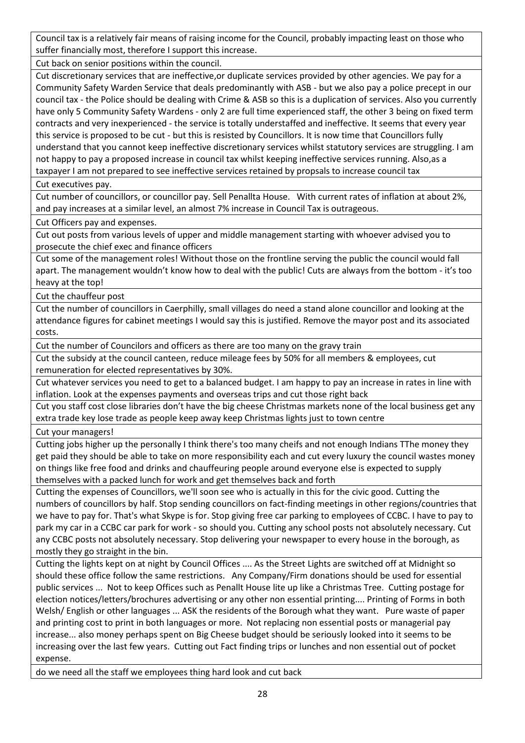| |
|---|
| Council tax is a relatively fair means of raising income for the Council, probably impacting least on those who suffer financially most, therefore I support this increase. |
| Cut back on senior positions within the council. |
| Cut discretionary services that are ineffective,or duplicate services provided by other agencies. We pay for a Community Safety Warden Service that deals predominantly with ASB - but we also pay a police precept in our council tax - the Police should be dealing with Crime & ASB so this is a duplication of services. Also you currently have only 5 Community Safety Wardens - only 2 are full time experienced staff, the other 3 being on fixed term contracts and very inexperienced - the service is totally understaffed and ineffective. It seems that every year this service is proposed to be cut - but this is resisted by Councillors. It is now time that Councillors fully understand that you cannot keep ineffective discretionary services whilst statutory services are struggling. I am not happy to pay a proposed increase in council tax whilst keeping ineffective services running. Also,as a taxpayer I am not prepared to see ineffective services retained by propsals to increase council tax |
| Cut executives pay. |
| Cut number of councillors, or councillor pay. Sell Penallta House. With current rates of inflation at about 2%, and pay increases at a similar level, an almost 7% increase in Council Tax is outrageous. |
| Cut Officers pay and expenses. |
| Cut out posts from various levels of upper and middle management starting with whoever advised you to prosecute the chief exec and finance officers |
| Cut some of the management roles! Without those on the frontline serving the public the council would fall apart. The management wouldn't know how to deal with the public! Cuts are always from the bottom - it's too heavy at the top! |
| Cut the chauffeur post |
| Cut the number of councillors in Caerphilly, small villages do need a stand alone councillor and looking at the attendance figures for cabinet meetings I would say this is justified. Remove the mayor post and its associated costs. |
| Cut the number of Councilors and officers as there are too many on the gravy train |
| Cut the subsidy at the council canteen, reduce mileage fees by 50% for all members & employees, cut remuneration for elected representatives by 30%. |
| Cut whatever services you need to get to a balanced budget. I am happy to pay an increase in rates in line with inflation. Look at the expenses payments and overseas trips and cut those right back |
| Cut you staff cost close libraries don't have the big cheese Christmas markets none of the local business get any extra trade key lose trade as people keep away keep Christmas lights just to town centre |
| Cut your managers! |
| Cutting jobs higher up the personally I think there's too many cheifs and not enough Indians TThe money they get paid they should be able to take on more responsibility each and cut every luxury the council wastes money on things like free food and drinks and chauffeuring people around everyone else is expected to supply themselves with a packed lunch for work and get themselves back and forth |
| Cutting the expenses of Councillors, we'll soon see who is actually in this for the civic good. Cutting the numbers of councillors by half. Stop sending councillors on fact-finding meetings in other regions/countries that we have to pay for. That's what Skype is for. Stop giving free car parking to employees of CCBC. I have to pay to park my car in a CCBC car park for work - so should you. Cutting any school posts not absolutely necessary. Cut any CCBC posts not absolutely necessary. Stop delivering your newspaper to every house in the borough, as mostly they go straight in the bin. |
| Cutting the lights kept on at night by Council Offices .... As the Street Lights are switched off at Midnight so should these office follow the same restrictions. Any Company/Firm donations should be used for essential public services ... Not to keep Offices such as Penallt House lite up like a Christmas Tree. Cutting postage for election notices/letters/brochures advertising or any other non essential printing.... Printing of Forms in both Welsh/ English or other languages ... ASK the residents of the Borough what they want. Pure waste of paper and printing cost to print in both languages or more. Not replacing non essential posts or managerial pay increase... also money perhaps spent on Big Cheese budget should be seriously looked into it seems to be increasing over the last few years. Cutting out Fact finding trips or lunches and non essential out of pocket expense. |
| do we need all the staff we employees thing hard look and cut back |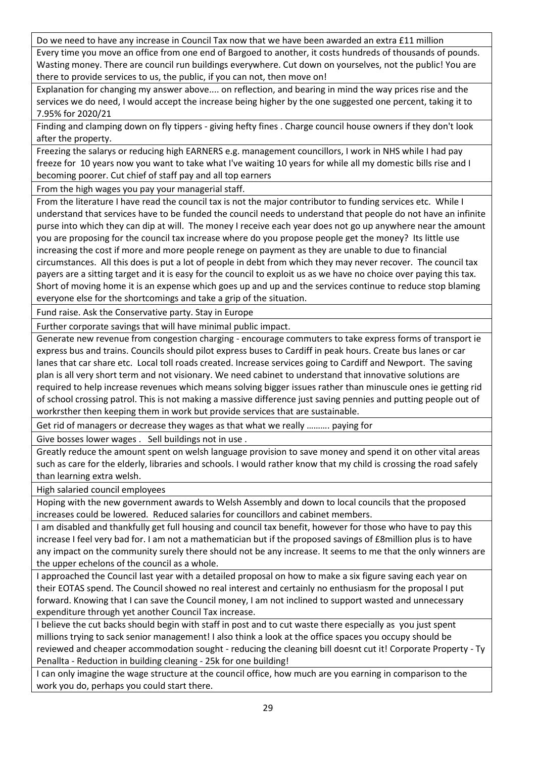| |
|---|
| Do we need to have any increase in Council Tax now that we have been awarded an extra £11 million |
| Every time you move an office from one end of Bargoed to another, it costs hundreds of thousands of pounds. Wasting money. There are council run buildings everywhere. Cut down on yourselves, not the public! You are there to provide services to us, the public, if you can not, then move on! |
| Explanation for changing my answer above.... on reflection, and bearing in mind the way prices rise and the services we do need, I would accept the increase being higher by the one suggested one percent, taking it to 7.95% for 2020/21 |
| Finding and clamping down on fly tippers - giving hefty fines . Charge council house owners if they don't look after the property. |
| Freezing the salarys or reducing high EARNERS e.g. management councillors, I work in NHS while I had pay freeze for 10 years now you want to take what I've waiting 10 years for while all my domestic bills rise and I becoming poorer. Cut chief of staff pay and all top earners |
| From the high wages you pay your managerial staff. |
| From the literature I have read the council tax is not the major contributor to funding services etc. While I understand that services have to be funded the council needs to understand that people do not have an infinite purse into which they can dip at will. The money I receive each year does not go up anywhere near the amount you are proposing for the council tax increase where do you propose people get the money? Its little use increasing the cost if more and more people renege on payment as they are unable to due to financial circumstances. All this does is put a lot of people in debt from which they may never recover. The council tax payers are a sitting target and it is easy for the council to exploit us as we have no choice over paying this tax. Short of moving home it is an expense which goes up and up and the services continue to reduce stop blaming everyone else for the shortcomings and take a grip of the situation. |
| Fund raise. Ask the Conservative party. Stay in Europe |
| Further corporate savings that will have minimal public impact. |
| Generate new revenue from congestion charging - encourage commuters to take express forms of transport ie express bus and trains. Councils should pilot express buses to Cardiff in peak hours. Create bus lanes or car lanes that car share etc. Local toll roads created. Increase services going to Cardiff and Newport. The saving plan is all very short term and not visionary. We need cabinet to understand that innovative solutions are required to help increase revenues which means solving bigger issues rather than minuscule ones ie getting rid of school crossing patrol. This is not making a massive difference just saving pennies and putting people out of workrsther then keeping them in work but provide services that are sustainable. |
| Get rid of managers or decrease they wages as that what we really ………. paying for |
| Give bosses lower wages . Sell buildings not in use . |
| Greatly reduce the amount spent on welsh language provision to save money and spend it on other vital areas such as care for the elderly, libraries and schools. I would rather know that my child is crossing the road safely than learning extra welsh. |
| High salaried council employees |
| Hoping with the new government awards to Welsh Assembly and down to local councils that the proposed increases could be lowered. Reduced salaries for councillors and cabinet members. |
| I am disabled and thankfully get full housing and council tax benefit, however for those who have to pay this increase I feel very bad for. I am not a mathematician but if the proposed savings of £8million plus is to have any impact on the community surely there should not be any increase. It seems to me that the only winners are the upper echelons of the council as a whole. |
| I approached the Council last year with a detailed proposal on how to make a six figure saving each year on their EOTAS spend. The Council showed no real interest and certainly no enthusiasm for the proposal I put forward. Knowing that I can save the Council money, I am not inclined to support wasted and unnecessary expenditure through yet another Council Tax increase. |
| I believe the cut backs should begin with staff in post and to cut waste there especially as you just spent millions trying to sack senior management! I also think a look at the office spaces you occupy should be reviewed and cheaper accommodation sought - reducing the cleaning bill doesnt cut it! Corporate Property - Ty Penallta - Reduction in building cleaning - 25k for one building! |
| I can only imagine the wage structure at the council office, how much are you earning in comparison to the work you do, perhaps you could start there. |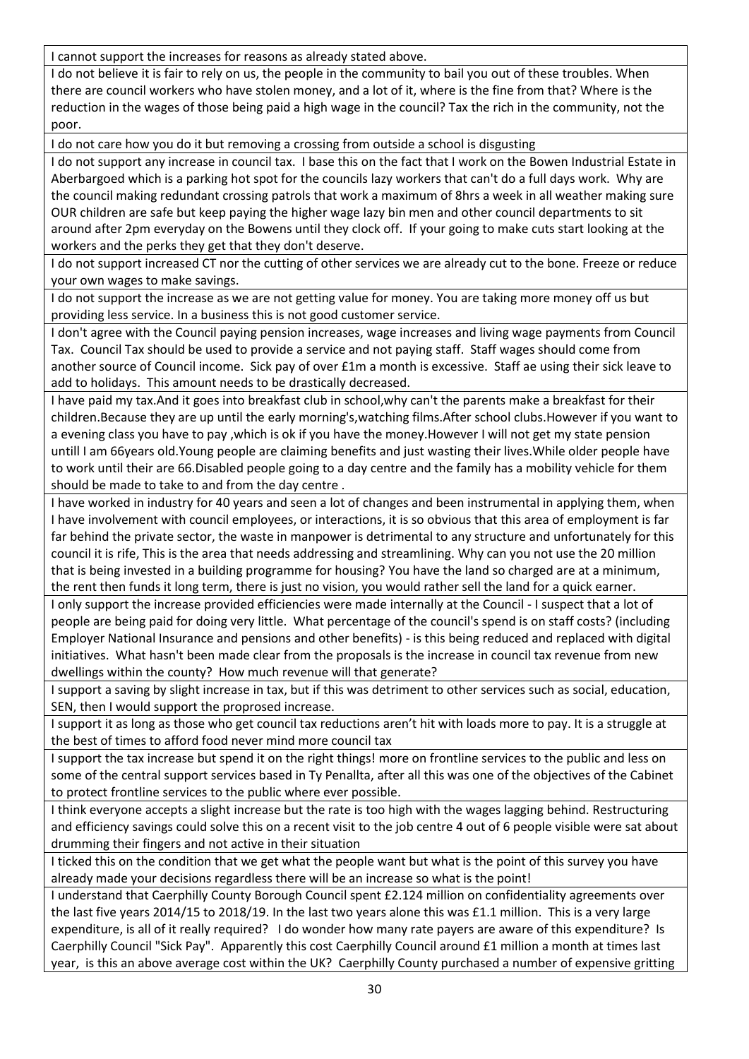| |
|---|
| I cannot support the increases for reasons as already stated above. |
| I do not believe it is fair to rely on us, the people in the community to bail you out of these troubles. When there are council workers who have stolen money, and a lot of it, where is the fine from that? Where is the reduction in the wages of those being paid a high wage in the council? Tax the rich in the community, not the poor. |
| I do not care how you do it but removing a crossing from outside a school is disgusting |
| I do not support any increase in council tax. I base this on the fact that I work on the Bowen Industrial Estate in Aberbargoed which is a parking hot spot for the councils lazy workers that can't do a full days work. Why are the council making redundant crossing patrols that work a maximum of 8hrs a week in all weather making sure OUR children are safe but keep paying the higher wage lazy bin men and other council departments to sit around after 2pm everyday on the Bowens until they clock off. If your going to make cuts start looking at the workers and the perks they get that they don't deserve. |
| I do not support increased CT nor the cutting of other services we are already cut to the bone. Freeze or reduce your own wages to make savings. |
| I do not support the increase as we are not getting value for money. You are taking more money off us but providing less service. In a business this is not good customer service. |
| I don't agree with the Council paying pension increases, wage increases and living wage payments from Council Tax. Council Tax should be used to provide a service and not paying staff. Staff wages should come from another source of Council income. Sick pay of over £1m a month is excessive. Staff ae using their sick leave to add to holidays. This amount needs to be drastically decreased. |
| I have paid my tax.And it goes into breakfast club in school,why can't the parents make a breakfast for their children.Because they are up until the early morning's,watching films.After school clubs.However if you want to a evening class you have to pay ,which is ok if you have the money.However I will not get my state pension untill I am 66years old.Young people are claiming benefits and just wasting their lives.While older people have to work until their are 66.Disabled people going to a day centre and the family has a mobility vehicle for them should be made to take to and from the day centre . |
| I have worked in industry for 40 years and seen a lot of changes and been instrumental in applying them, when I have involvement with council employees, or interactions, it is so obvious that this area of employment is far far behind the private sector, the waste in manpower is detrimental to any structure and unfortunately for this council it is rife, This is the area that needs addressing and streamlining. Why can you not use the 20 million that is being invested in a building programme for housing? You have the land so charged are at a minimum, the rent then funds it long term, there is just no vision, you would rather sell the land for a quick earner. |
| I only support the increase provided efficiencies were made internally at the Council - I suspect that a lot of people are being paid for doing very little. What percentage of the council's spend is on staff costs? (including Employer National Insurance and pensions and other benefits) - is this being reduced and replaced with digital initiatives. What hasn't been made clear from the proposals is the increase in council tax revenue from new dwellings within the county? How much revenue will that generate? |
| I support a saving by slight increase in tax, but if this was detriment to other services such as social, education, SEN, then I would support the proprosed increase. |
| I support it as long as those who get council tax reductions aren't hit with loads more to pay. It is a struggle at the best of times to afford food never mind more council tax |
| I support the tax increase but spend it on the right things! more on frontline services to the public and less on some of the central support services based in Ty Penallta, after all this was one of the objectives of the Cabinet to protect frontline services to the public where ever possible. |
| I think everyone accepts a slight increase but the rate is too high with the wages lagging behind. Restructuring and efficiency savings could solve this on a recent visit to the job centre 4 out of 6 people visible were sat about drumming their fingers and not active in their situation |
| I ticked this on the condition that we get what the people want but what is the point of this survey you have already made your decisions regardless there will be an increase so what is the point! |
| I understand that Caerphilly County Borough Council spent £2.124 million on confidentiality agreements over the last five years 2014/15 to 2018/19. In the last two years alone this was £1.1 million. This is a very large expenditure, is all of it really required? I do wonder how many rate payers are aware of this expenditure? Is Caerphilly Council "Sick Pay". Apparently this cost Caerphilly Council around £1 million a month at times last year, is this an above average cost within the UK? Caerphilly County purchased a number of expensive gritting |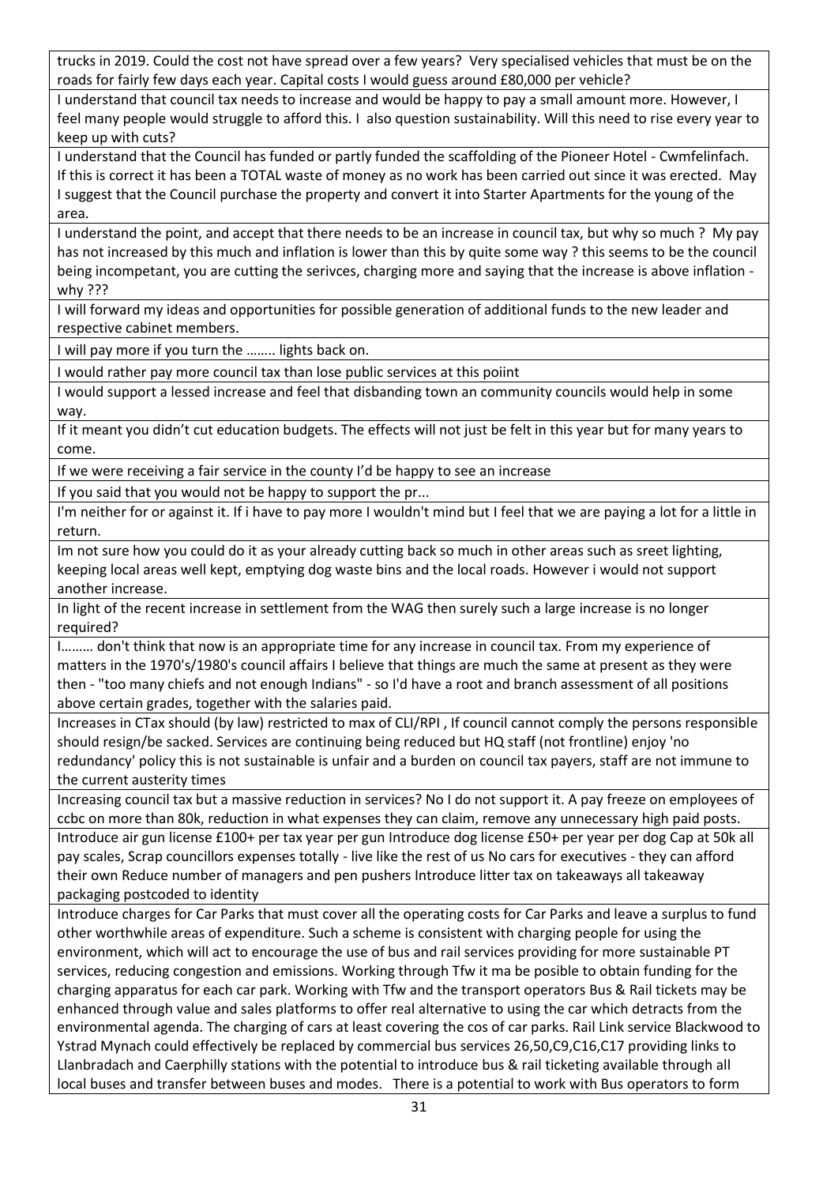| |
|---|
| trucks in 2019. Could the cost not have spread over a few years? Very specialised vehicles that must be on the roads for fairly few days each year. Capital costs I would guess around £80,000 per vehicle? |
| I understand that council tax needs to increase and would be happy to pay a small amount more. However, I feel many people would struggle to afford this. I also question sustainability. Will this need to rise every year to keep up with cuts? |
| I understand that the Council has funded or partly funded the scaffolding of the Pioneer Hotel - Cwmfelinfach. If this is correct it has been a TOTAL waste of money as no work has been carried out since it was erected. May I suggest that the Council purchase the property and convert it into Starter Apartments for the young of the area. |
| I understand the point, and accept that there needs to be an increase in council tax, but why so much ? My pay has not increased by this much and inflation is lower than this by quite some way ? this seems to be the council being incompetant, you are cutting the serivces, charging more and saying that the increase is above inflation - why ??? |
| I will forward my ideas and opportunities for possible generation of additional funds to the new leader and respective cabinet members. |
| I will pay more if you turn the …….. lights back on. |
| I would rather pay more council tax than lose public services at this poiint |
| I would support a lessed increase and feel that disbanding town an community councils would help in some way. |
| If it meant you didn't cut education budgets. The effects will not just be felt in this year but for many years to come. |
| If we were receiving a fair service in the county I'd be happy to see an increase |
| If you said that you would not be happy to support the pr... |
| I'm neither for or against it. If i have to pay more I wouldn't mind but I feel that we are paying a lot for a little in return. |
| Im not sure how you could do it as your already cutting back so much in other areas such as sreet lighting, keeping local areas well kept, emptying dog waste bins and the local roads. However i would not support another increase. |
| In light of the recent increase in settlement from the WAG then surely such a large increase is no longer required? |
| I……… don't think that now is an appropriate time for any increase in council tax. From my experience of matters in the 1970's/1980's council affairs I believe that things are much the same at present as they were then - "too many chiefs and not enough Indians" - so I'd have a root and branch assessment of all positions above certain grades, together with the salaries paid. |
| Increases in CTax should (by law) restricted to max of CLI/RPI , If council cannot comply the persons responsible should resign/be sacked. Services are continuing being reduced but HQ staff (not frontline) enjoy 'no redundancy' policy this is not sustainable is unfair and a burden on council tax payers, staff are not immune to the current austerity times |
| Increasing council tax but a massive reduction in services? No I do not support it. A pay freeze on employees of ccbc on more than 80k, reduction in what expenses they can claim, remove any unnecessary high paid posts. |
| Introduce air gun license £100+ per tax year per gun Introduce dog license £50+ per year per dog Cap at 50k all pay scales, Scrap councillors expenses totally - live like the rest of us No cars for executives - they can afford their own Reduce number of managers and pen pushers Introduce litter tax on takeaways all takeaway packaging postcoded to identity |
| Introduce charges for Car Parks that must cover all the operating costs for Car Parks and leave a surplus to fund other worthwhile areas of expenditure. Such a scheme is consistent with charging people for using the environment, which will act to encourage the use of bus and rail services providing for more sustainable PT services, reducing congestion and emissions. Working through Tfw it ma be posible to obtain funding for the charging apparatus for each car park. Working with Tfw and the transport operators Bus & Rail tickets may be enhanced through value and sales platforms to offer real alternative to using the car which detracts from the environmental agenda. The charging of cars at least covering the cos of car parks. Rail Link service Blackwood to Ystrad Mynach could effectively be replaced by commercial bus services 26,50,C9,C16,C17 providing links to Llanbradach and Caerphilly stations with the potential to introduce bus & rail ticketing available through all local buses and transfer between buses and modes. There is a potential to work with Bus operators to form |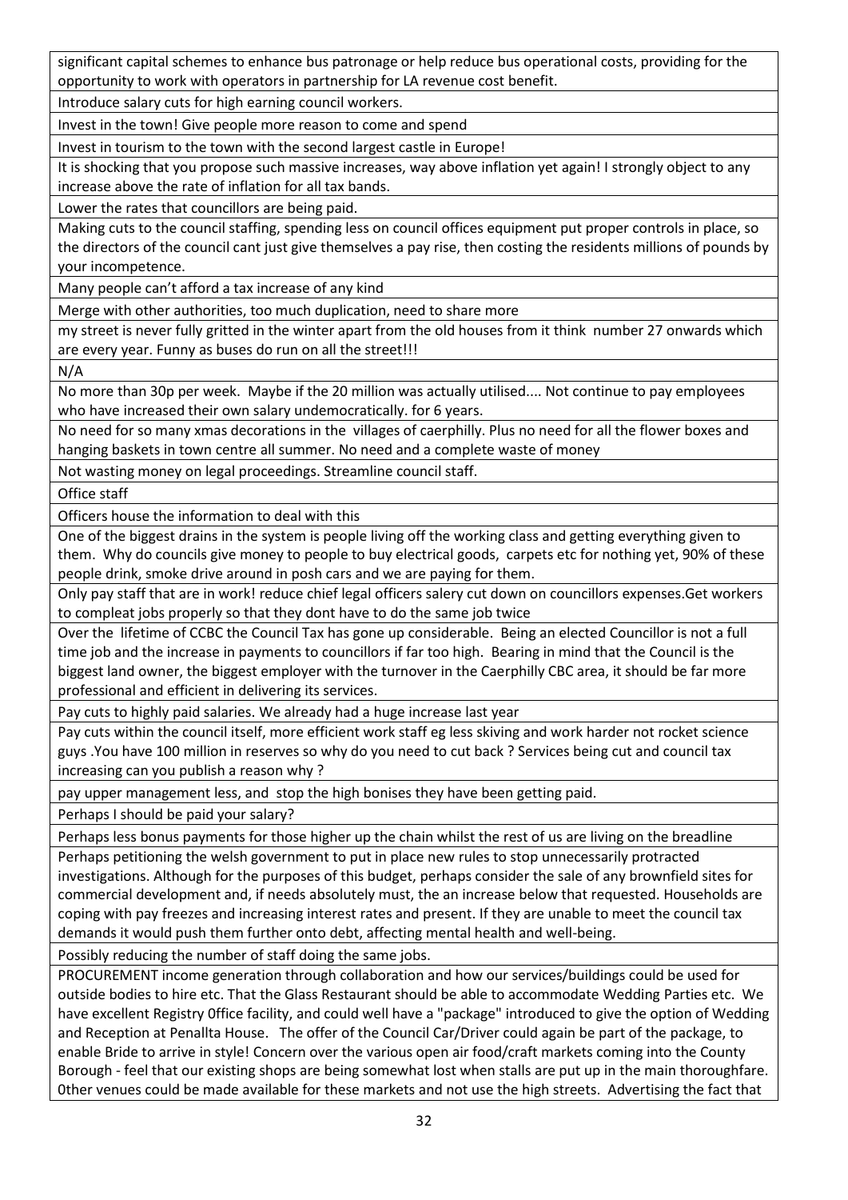| |
|---|
| significant capital schemes to enhance bus patronage or help reduce bus operational costs, providing for the opportunity to work with operators in partnership for LA revenue cost benefit. |
| Introduce salary cuts for high earning council workers. |
| Invest in the town! Give people more reason to come and spend |
| Invest in tourism to the town with the second largest castle in Europe! |
| It is shocking that you propose such massive increases, way above inflation yet again! I strongly object to any increase above the rate of inflation for all tax bands. |
| Lower the rates that councillors are being paid. |
| Making cuts to the council staffing, spending less on council offices equipment put proper controls in place, so the directors of the council cant just give themselves a pay rise, then costing the residents millions of pounds by your incompetence. |
| Many people can't afford a tax increase of any kind |
| Merge with other authorities, too much duplication, need to share more |
| my street is never fully gritted in the winter apart from the old houses from it think number 27 onwards which are every year. Funny as buses do run on all the street!!! |
| N/A |
| No more than 30p per week. Maybe if the 20 million was actually utilised.... Not continue to pay employees who have increased their own salary undemocratically. for 6 years. |
| No need for so many xmas decorations in the villages of caerphilly. Plus no need for all the flower boxes and hanging baskets in town centre all summer. No need and a complete waste of money |
| Not wasting money on legal proceedings. Streamline council staff. |
| Office staff |
| Officers house the information to deal with this |
| One of the biggest drains in the system is people living off the working class and getting everything given to them. Why do councils give money to people to buy electrical goods, carpets etc for nothing yet, 90% of these people drink, smoke drive around in posh cars and we are paying for them. |
| Only pay staff that are in work! reduce chief legal officers salery cut down on councillors expenses.Get workers to compleat jobs properly so that they dont have to do the same job twice |
| Over the lifetime of CCBC the Council Tax has gone up considerable. Being an elected Councillor is not a full time job and the increase in payments to councillors if far too high. Bearing in mind that the Council is the biggest land owner, the biggest employer with the turnover in the Caerphilly CBC area, it should be far more professional and efficient in delivering its services. |
| Pay cuts to highly paid salaries. We already had a huge increase last year |
| Pay cuts within the council itself, more efficient work staff eg less skiving and work harder not rocket science guys .You have 100 million in reserves so why do you need to cut back ? Services being cut and council tax increasing can you publish a reason why ? |
| pay upper management less, and stop the high bonises they have been getting paid. |
| Perhaps I should be paid your salary? |
| Perhaps less bonus payments for those higher up the chain whilst the rest of us are living on the breadline |
| Perhaps petitioning the welsh government to put in place new rules to stop unnecessarily protracted investigations. Although for the purposes of this budget, perhaps consider the sale of any brownfield sites for commercial development and, if needs absolutely must, the an increase below that requested. Households are coping with pay freezes and increasing interest rates and present. If they are unable to meet the council tax demands it would push them further onto debt, affecting mental health and well-being. |
| Possibly reducing the number of staff doing the same jobs. |
| PROCUREMENT income generation through collaboration and how our services/buildings could be used for outside bodies to hire etc. That the Glass Restaurant should be able to accommodate Wedding Parties etc. We have excellent Registry 0ffice facility, and could well have a "package" introduced to give the option of Wedding and Reception at Penallta House. The offer of the Council Car/Driver could again be part of the package, to enable Bride to arrive in style! Concern over the various open air food/craft markets coming into the County Borough - feel that our existing shops are being somewhat lost when stalls are put up in the main thoroughfare. 0ther venues could be made available for these markets and not use the high streets. Advertising the fact that |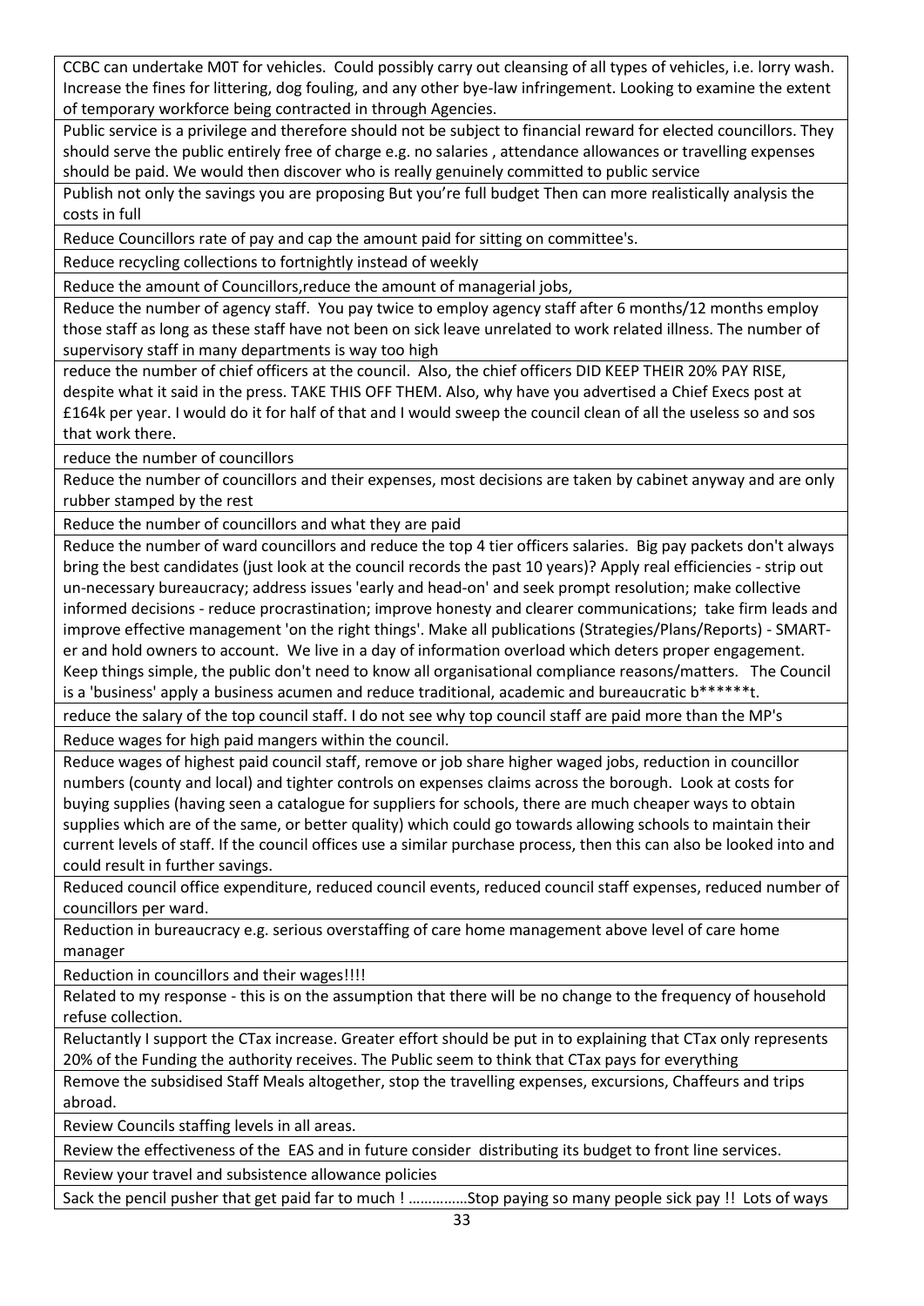| |
|---|
| CCBC can undertake M0T for vehicles. Could possibly carry out cleansing of all types of vehicles, i.e. lorry wash. Increase the fines for littering, dog fouling, and any other bye-law infringement. Looking to examine the extent of temporary workforce being contracted in through Agencies. |
| Public service is a privilege and therefore should not be subject to financial reward for elected councillors. They should serve the public entirely free of charge e.g. no salaries , attendance allowances or travelling expenses should be paid. We would then discover who is really genuinely committed to public service |
| Publish not only the savings you are proposing But you're full budget Then can more realistically analysis the costs in full |
| Reduce Councillors rate of pay and cap the amount paid for sitting on committee's. |
| Reduce recycling collections to fortnightly instead of weekly |
| Reduce the amount of Councillors,reduce the amount of managerial jobs, |
| Reduce the number of agency staff. You pay twice to employ agency staff after 6 months/12 months employ those staff as long as these staff have not been on sick leave unrelated to work related illness. The number of supervisory staff in many departments is way too high |
| reduce the number of chief officers at the council. Also, the chief officers DID KEEP THEIR 20% PAY RISE, despite what it said in the press. TAKE THIS OFF THEM. Also, why have you advertised a Chief Execs post at £164k per year. I would do it for half of that and I would sweep the council clean of all the useless so and sos that work there. |
| reduce the number of councillors |
| Reduce the number of councillors and their expenses, most decisions are taken by cabinet anyway and are only rubber stamped by the rest |
| Reduce the number of councillors and what they are paid |
| Reduce the number of ward councillors and reduce the top 4 tier officers salaries. Big pay packets don't always bring the best candidates (just look at the council records the past 10 years)? Apply real efficiencies - strip out un-necessary bureaucracy; address issues 'early and head-on' and seek prompt resolution; make collective informed decisions - reduce procrastination; improve honesty and clearer communications; take firm leads and improve effective management 'on the right things'. Make all publications (Strategies/Plans/Reports) - SMART-er and hold owners to account. We live in a day of information overload which deters proper engagement. Keep things simple, the public don't need to know all organisational compliance reasons/matters. The Council is a 'business' apply a business acumen and reduce traditional, academic and bureaucratic b******t. |
| reduce the salary of the top council staff. I do not see why top council staff are paid more than the MP's |
| Reduce wages for high paid mangers within the council. |
| Reduce wages of highest paid council staff, remove or job share higher waged jobs, reduction in councillor numbers (county and local) and tighter controls on expenses claims across the borough. Look at costs for buying supplies (having seen a catalogue for suppliers for schools, there are much cheaper ways to obtain supplies which are of the same, or better quality) which could go towards allowing schools to maintain their current levels of staff. If the council offices use a similar purchase process, then this can also be looked into and could result in further savings. |
| Reduced council office expenditure, reduced council events, reduced council staff expenses, reduced number of councillors per ward. |
| Reduction in bureaucracy e.g. serious overstaffing of care home management above level of care home manager |
| Reduction in councillors and their wages!!!! |
| Related to my response - this is on the assumption that there will be no change to the frequency of household refuse collection. |
| Reluctantly I support the CTax increase. Greater effort should be put in to explaining that CTax only represents 20% of the Funding the authority receives. The Public seem to think that CTax pays for everything |
| Remove the subsidised Staff Meals altogether, stop the travelling expenses, excursions, Chaffeurs and trips abroad. |
| Review Councils staffing levels in all areas. |
| Review the effectiveness of the EAS and in future consider distributing its budget to front line services. |
| Review your travel and subsistence allowance policies |
| Sack the pencil pusher that get paid far to much ! ..............Stop paying so many people sick pay !! Lots of ways |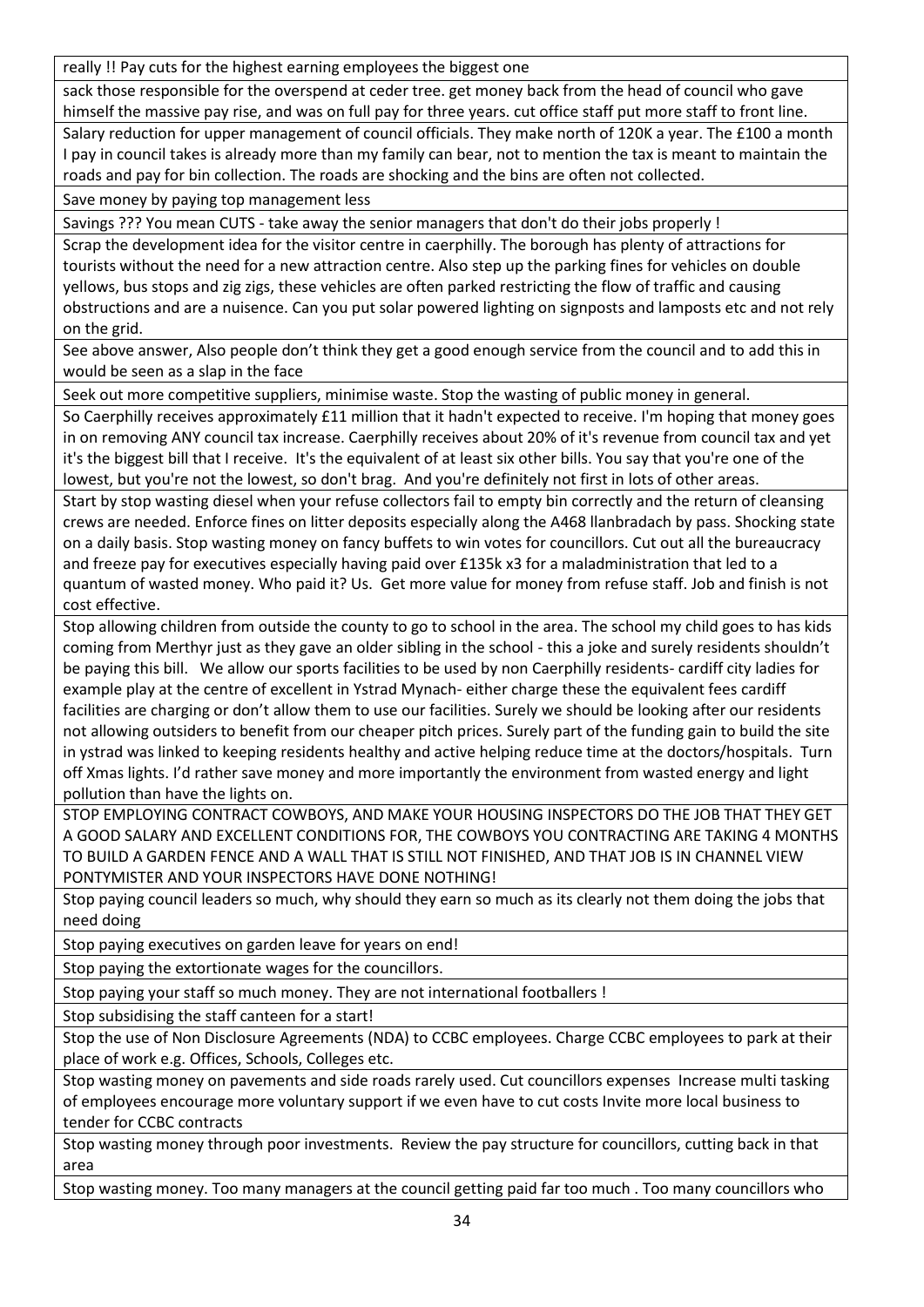| |
|---|
| really !! Pay cuts for the highest earning employees the biggest one |
| sack those responsible for the overspend at ceder tree. get money back from the head of council who gave himself the massive pay rise, and was on full pay for three years. cut office staff put more staff to front line. |
| Salary reduction for upper management of council officials. They make north of 120K a year. The £100 a month I pay in council takes is already more than my family can bear, not to mention the tax is meant to maintain the roads and pay for bin collection. The roads are shocking and the bins are often not collected. |
| Save money by paying top management less |
| Savings ??? You mean CUTS - take away the senior managers that don't do their jobs properly ! |
| Scrap the development idea for the visitor centre in caerphilly. The borough has plenty of attractions for tourists without the need for a new attraction centre. Also step up the parking fines for vehicles on double yellows, bus stops and zig zigs, these vehicles are often parked restricting the flow of traffic and causing obstructions and are a nuisence. Can you put solar powered lighting on signposts and lamposts etc and not rely on the grid. |
| See above answer, Also people don't think they get a good enough service from the council and to add this in would be seen as a slap in the face |
| Seek out more competitive suppliers, minimise waste. Stop the wasting of public money in general. |
| So Caerphilly receives approximately £11 million that it hadn't expected to receive. I'm hoping that money goes in on removing ANY council tax increase. Caerphilly receives about 20% of it's revenue from council tax and yet it's the biggest bill that I receive. It's the equivalent of at least six other bills. You say that you're one of the lowest, but you're not the lowest, so don't brag. And you're definitely not first in lots of other areas. |
| Start by stop wasting diesel when your refuse collectors fail to empty bin correctly and the return of cleansing crews are needed. Enforce fines on litter deposits especially along the A468 llanbradach by pass. Shocking state on a daily basis. Stop wasting money on fancy buffets to win votes for councillors. Cut out all the bureaucracy and freeze pay for executives especially having paid over £135k x3 for a maladministration that led to a quantum of wasted money. Who paid it? Us. Get more value for money from refuse staff. Job and finish is not cost effective. |
| Stop allowing children from outside the county to go to school in the area. The school my child goes to has kids coming from Merthyr just as they gave an older sibling in the school - this a joke and surely residents shouldn't be paying this bill. We allow our sports facilities to be used by non Caerphilly residents- cardiff city ladies for example play at the centre of excellent in Ystrad Mynach- either charge these the equivalent fees cardiff facilities are charging or don't allow them to use our facilities. Surely we should be looking after our residents not allowing outsiders to benefit from our cheaper pitch prices. Surely part of the funding gain to build the site in ystrad was linked to keeping residents healthy and active helping reduce time at the doctors/hospitals. Turn off Xmas lights. I'd rather save money and more importantly the environment from wasted energy and light pollution than have the lights on. |
| STOP EMPLOYING CONTRACT COWBOYS, AND MAKE YOUR HOUSING INSPECTORS DO THE JOB THAT THEY GET A GOOD SALARY AND EXCELLENT CONDITIONS FOR, THE COWBOYS YOU CONTRACTING ARE TAKING 4 MONTHS TO BUILD A GARDEN FENCE AND A WALL THAT IS STILL NOT FINISHED, AND THAT JOB IS IN CHANNEL VIEW PONTYMISTER AND YOUR INSPECTORS HAVE DONE NOTHING! |
| Stop paying council leaders so much, why should they earn so much as its clearly not them doing the jobs that need doing |
| Stop paying executives on garden leave for years on end! |
| Stop paying the extortionate wages for the councillors. |
| Stop paying your staff so much money. They are not international footballers ! |
| Stop subsidising the staff canteen for a start! |
| Stop the use of Non Disclosure Agreements (NDA) to CCBC employees. Charge CCBC employees to park at their place of work e.g. Offices, Schools, Colleges etc. |
| Stop wasting money on pavements and side roads rarely used. Cut councillors expenses Increase multi tasking of employees encourage more voluntary support if we even have to cut costs Invite more local business to tender for CCBC contracts |
| Stop wasting money through poor investments. Review the pay structure for councillors, cutting back in that area |
| Stop wasting money. Too many managers at the council getting paid far too much . Too many councillors who |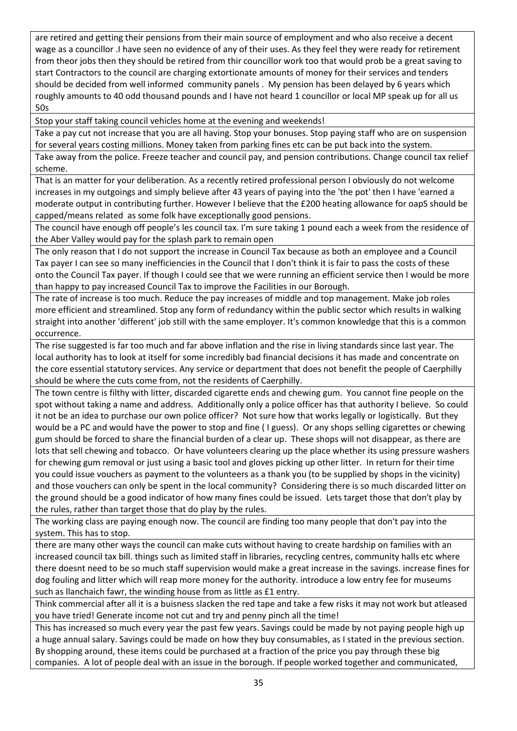| are retired and getting their pensions from their main source of employment and who also receive a decent wage as a councillor .I have seen no evidence of any of their uses. As they feel they were ready for retirement from theor jobs then they should be retired from thir councillor work too that would prob be a great saving to start Contractors to the council are charging extortionate amounts of money for their services and tenders should be decided from well informed community panels . My pension has been delayed by 6 years which roughly amounts to 40 odd thousand pounds and I have not heard 1 councillor or local MP speak up for all us 50s |
|---|
| Stop your staff taking council vehicles home at the evening and weekends! |
| Take a pay cut not increase that you are all having. Stop your bonuses. Stop paying staff who are on suspension for several years costing millions. Money taken from parking fines etc can be put back into the system. |
| Take away from the police. Freeze teacher and council pay, and pension contributions. Change council tax relief scheme. |
| That is an matter for your deliberation. As a recently retired professional person I obviously do not welcome increases in my outgoings and simply believe after 43 years of paying into the 'the pot' then I have 'earned a moderate output in contributing further. However I believe that the £200 heating allowance for oapS should be capped/means related as some folk have exceptionally good pensions. |
| The council have enough off people's les council tax. I'm sure taking 1 pound each a week from the residence of the Aber Valley would pay for the splash park to remain open |
| The only reason that I do not support the increase in Council Tax because as both an employee and a Council Tax payer I can see so many inefficiencies in the Council that I don't think it is fair to pass the costs of these onto the Council Tax payer. If though I could see that we were running an efficient service then I would be more than happy to pay increased Council Tax to improve the Facilities in our Borough. |
| The rate of increase is too much. Reduce the pay increases of middle and top management. Make job roles more efficient and streamlined. Stop any form of redundancy within the public sector which results in walking straight into another 'different' job still with the same employer. It's common knowledge that this is a common occurrence. |
| The rise suggested is far too much and far above inflation and the rise in living standards since last year. The local authority has to look at itself for some incredibly bad financial decisions it has made and concentrate on the core essential statutory services. Any service or department that does not benefit the people of Caerphilly should be where the cuts come from, not the residents of Caerphilly. |
| The town centre is filthy with litter, discarded cigarette ends and chewing gum. You cannot fine people on the spot without taking a name and address. Additionally only a police officer has that authority I believe. So could it not be an idea to purchase our own police officer? Not sure how that works legally or logistically. But they would be a PC and would have the power to stop and fine ( I guess). Or any shops selling cigarettes or chewing gum should be forced to share the financial burden of a clear up. These shops will not disappear, as there are lots that sell chewing and tobacco. Or have volunteers clearing up the place whether its using pressure washers for chewing gum removal or just using a basic tool and gloves picking up other litter. In return for their time you could issue vouchers as payment to the volunteers as a thank you (to be supplied by shops in the vicinity) and those vouchers can only be spent in the local community? Considering there is so much discarded litter on the ground should be a good indicator of how many fines could be issued. Lets target those that don't play by the rules, rather than target those that do play by the rules. |
| The working class are paying enough now. The council are finding too many people that don't pay into the system. This has to stop. |
| there are many other ways the council can make cuts without having to create hardship on families with an increased council tax bill. things such as limited staff in libraries, recycling centres, community halls etc where there doesnt need to be so much staff supervision would make a great increase in the savings. increase fines for dog fouling and litter which will reap more money for the authority. introduce a low entry fee for museums such as llanchaich fawr, the winding house from as little as £1 entry. |
| Think commercial after all it is a buisness slacken the red tape and take a few risks it may not work but atleased you have tried! Generate income not cut and try and penny pinch all the time! |
| This has increased so much every year the past few years. Savings could be made by not paying people high up a huge annual salary. Savings could be made on how they buy consumables, as I stated in the previous section. By shopping around, these items could be purchased at a fraction of the price you pay through these big companies. A lot of people deal with an issue in the borough. If people worked together and communicated, |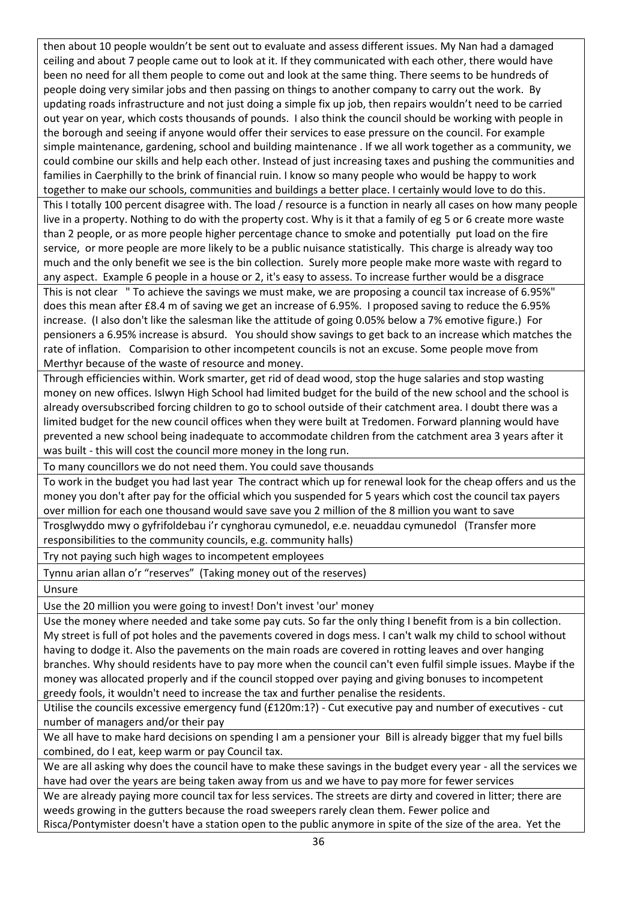| |
|---|
| then about 10 people wouldn't be sent out to evaluate and assess different issues. My Nan had a damaged ceiling and about 7 people came out to look at it. If they communicated with each other, there would have been no need for all them people to come out and look at the same thing. There seems to be hundreds of people doing very similar jobs and then passing on things to another company to carry out the work. By updating roads infrastructure and not just doing a simple fix up job, then repairs wouldn't need to be carried out year on year, which costs thousands of pounds. I also think the council should be working with people in the borough and seeing if anyone would offer their services to ease pressure on the council. For example simple maintenance, gardening, school and building maintenance . If we all work together as a community, we could combine our skills and help each other. Instead of just increasing taxes and pushing the communities and families in Caerphilly to the brink of financial ruin. I know so many people who would be happy to work together to make our schools, communities and buildings a better place. I certainly would love to do this. |
| This I totally 100 percent disagree with. The load / resource is a function in nearly all cases on how many people live in a property. Nothing to do with the property cost. Why is it that a family of eg 5 or 6 create more waste than 2 people, or as more people higher percentage chance to smoke and potentially put load on the fire service, or more people are more likely to be a public nuisance statistically. This charge is already way too much and the only benefit we see is the bin collection. Surely more people make more waste with regard to any aspect. Example 6 people in a house or 2, it's easy to assess. To increase further would be a disgrace |
| This is not clear " To achieve the savings we must make, we are proposing a council tax increase of 6.95%" does this mean after £8.4 m of saving we get an increase of 6.95%. I proposed saving to reduce the 6.95% increase. (I also don't like the salesman like the attitude of going 0.05% below a 7% emotive figure.) For pensioners a 6.95% increase is absurd. You should show savings to get back to an increase which matches the rate of inflation. Comparision to other incompetent councils is not an excuse. Some people move from Merthyr because of the waste of resource and money. |
| Through efficiencies within. Work smarter, get rid of dead wood, stop the huge salaries and stop wasting money on new offices. Islwyn High School had limited budget for the build of the new school and the school is already oversubscribed forcing children to go to school outside of their catchment area. I doubt there was a limited budget for the new council offices when they were built at Tredomen. Forward planning would have prevented a new school being inadequate to accommodate children from the catchment area 3 years after it was built - this will cost the council more money in the long run. |
| To many councillors we do not need them. You could save thousands |
| To work in the budget you had last year The contract which up for renewal look for the cheap offers and us the money you don't after pay for the official which you suspended for 5 years which cost the council tax payers over million for each one thousand would save save you 2 million of the 8 million you want to save |
| Trosglwyddo mwy o gyfrifoldebau i'r cynghorau cymunedol, e.e. neuaddau cymunedol (Transfer more responsibilities to the community councils, e.g. community halls) |
| Try not paying such high wages to incompetent employees |
| Tynnu arian allan o'r "reserves" (Taking money out of the reserves) |
| Unsure |
| Use the 20 million you were going to invest! Don't invest 'our' money |
| Use the money where needed and take some pay cuts. So far the only thing I benefit from is a bin collection. My street is full of pot holes and the pavements covered in dogs mess. I can't walk my child to school without having to dodge it. Also the pavements on the main roads are covered in rotting leaves and over hanging branches. Why should residents have to pay more when the council can't even fulfil simple issues. Maybe if the money was allocated properly and if the council stopped over paying and giving bonuses to incompetent greedy fools, it wouldn't need to increase the tax and further penalise the residents. |
| Utilise the councils excessive emergency fund (£120m:1?) - Cut executive pay and number of executives - cut number of managers and/or their pay |
| We all have to make hard decisions on spending I am a pensioner your Bill is already bigger that my fuel bills combined, do I eat, keep warm or pay Council tax. |
| We are all asking why does the council have to make these savings in the budget every year - all the services we have had over the years are being taken away from us and we have to pay more for fewer services |
| We are already paying more council tax for less services. The streets are dirty and covered in litter; there are weeds growing in the gutters because the road sweepers rarely clean them. Fewer police and Risca/Pontymister doesn't have a station open to the public anymore in spite of the size of the area. Yet the |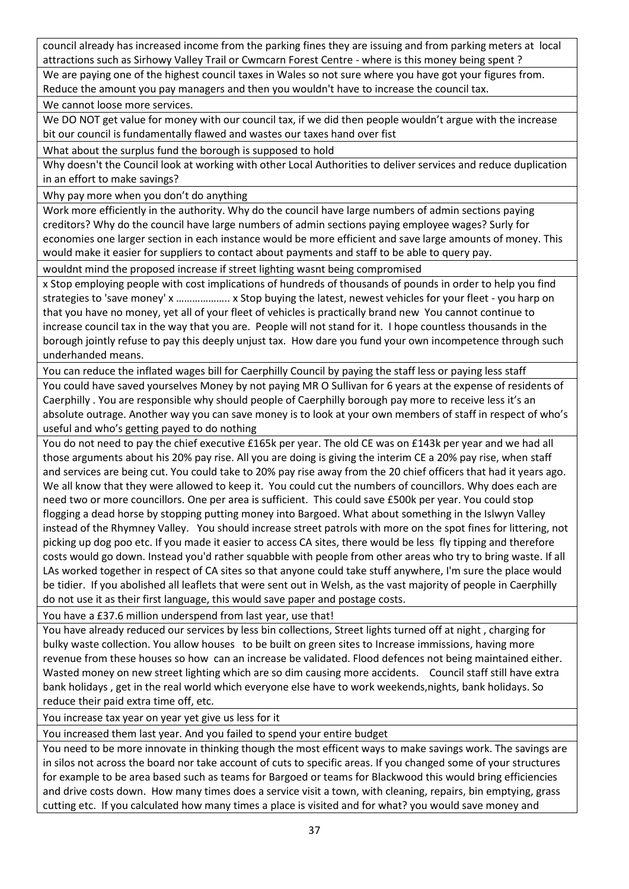| |
|---|
| council already has increased income from the parking fines they are issuing and from parking meters at local attractions such as Sirhowy Valley Trail or Cwmcarn Forest Centre - where is this money being spent ? |
| We are paying one of the highest council taxes in Wales so not sure where you have got your figures from. Reduce the amount you pay managers and then you wouldn't have to increase the council tax. |
| We cannot loose more services. |
| We DO NOT get value for money with our council tax, if we did then people wouldn't argue with the increase bit our council is fundamentally flawed and wastes our taxes hand over fist |
| What about the surplus fund the borough is supposed to hold |
| Why doesn't the Council look at working with other Local Authorities to deliver services and reduce duplication in an effort to make savings? |
| Why pay more when you don't do anything |
| Work more efficiently in the authority. Why do the council have large numbers of admin sections paying creditors? Why do the council have large numbers of admin sections paying employee wages? Surly for economies one larger section in each instance would be more efficient and save large amounts of money. This would make it easier for suppliers to contact about payments and staff to be able to query pay. |
| wouldnt mind the proposed increase if street lighting wasnt being compromised |
| x Stop employing people with cost implications of hundreds of thousands of pounds in order to help you find strategies to 'save money' x ………………. x Stop buying the latest, newest vehicles for your fleet - you harp on that you have no money, yet all of your fleet of vehicles is practically brand new You cannot continue to increase council tax in the way that you are. People will not stand for it. I hope countless thousands in the borough jointly refuse to pay this deeply unjust tax. How dare you fund your own incompetence through such underhanded means. |
| You can reduce the inflated wages bill for Caerphilly Council by paying the staff less or paying less staff |
| You could have saved yourselves Money by not paying MR O Sullivan for 6 years at the expense of residents of Caerphilly . You are responsible why should people of Caerphilly borough pay more to receive less it's an absolute outrage. Another way you can save money is to look at your own members of staff in respect of who's useful and who's getting payed to do nothing |
| You do not need to pay the chief executive £165k per year. The old CE was on £143k per year and we had all those arguments about his 20% pay rise. All you are doing is giving the interim CE a 20% pay rise, when staff and services are being cut. You could take to 20% pay rise away from the 20 chief officers that had it years ago. We all know that they were allowed to keep it. You could cut the numbers of councillors. Why does each are need two or more councillors. One per area is sufficient. This could save £500k per year. You could stop flogging a dead horse by stopping putting money into Bargoed. What about something in the Islwyn Valley instead of the Rhymney Valley. You should increase street patrols with more on the spot fines for littering, not picking up dog poo etc. If you made it easier to access CA sites, there would be less fly tipping and therefore costs would go down. Instead you'd rather squabble with people from other areas who try to bring waste. If all LAs worked together in respect of CA sites so that anyone could take stuff anywhere, I'm sure the place would be tidier. If you abolished all leaflets that were sent out in Welsh, as the vast majority of people in Caerphilly do not use it as their first language, this would save paper and postage costs. |
| You have a £37.6 million underspend from last year, use that! |
| You have already reduced our services by less bin collections, Street lights turned off at night , charging for bulky waste collection. You allow houses to be built on green sites to Increase immissions, having more revenue from these houses so how can an increase be validated. Flood defences not being maintained either. Wasted money on new street lighting which are so dim causing more accidents. Council staff still have extra bank holidays , get in the real world which everyone else have to work weekends,nights, bank holidays. So reduce their paid extra time off, etc. |
| You increase tax year on year yet give us less for it |
| You increased them last year. And you failed to spend your entire budget |
| You need to be more innovate in thinking though the most efficent ways to make savings work. The savings are in silos not across the board nor take account of cuts to specific areas. If you changed some of your structures for example to be area based such as teams for Bargoed or teams for Blackwood this would bring efficiencies and drive costs down. How many times does a service visit a town, with cleaning, repairs, bin emptying, grass cutting etc. If you calculated how many times a place is visited and for what? you would save money and |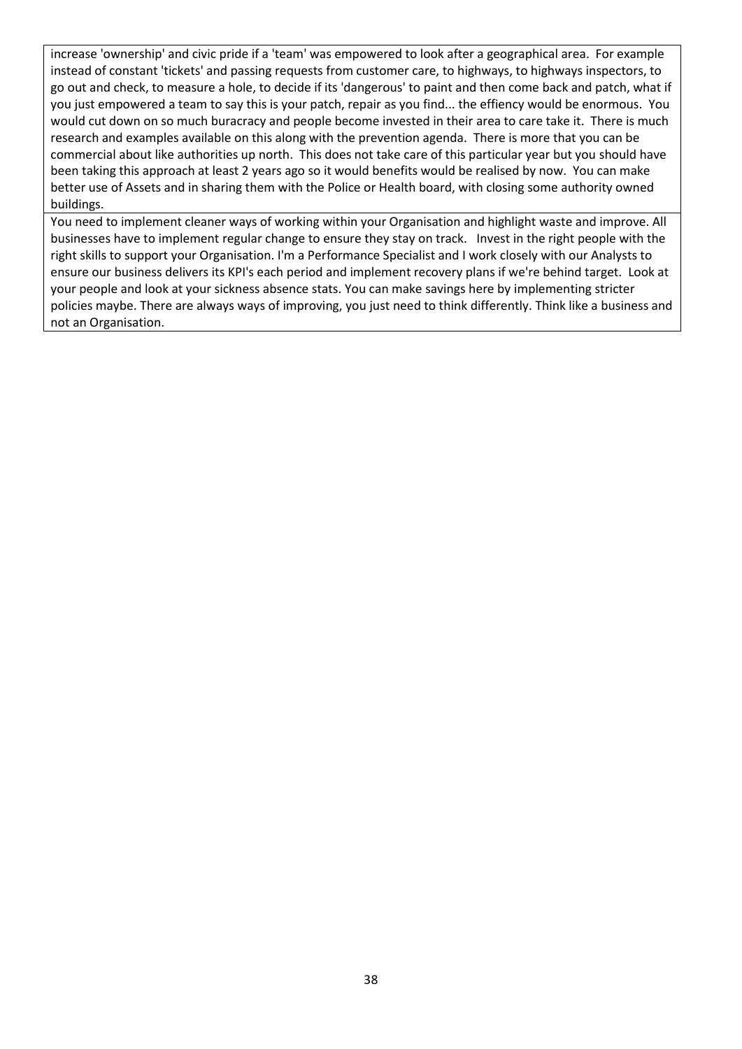| |
|---|
| increase 'ownership' and civic pride if a 'team' was empowered to look after a geographical area. For example instead of constant 'tickets' and passing requests from customer care, to highways, to highways inspectors, to go out and check, to measure a hole, to decide if its 'dangerous' to paint and then come back and patch, what if you just empowered a team to say this is your patch, repair as you find... the effiency would be enormous. You would cut down on so much buracracy and people become invested in their area to care take it. There is much research and examples available on this along with the prevention agenda. There is more that you can be commercial about like authorities up north. This does not take care of this particular year but you should have been taking this approach at least 2 years ago so it would benefits would be realised by now. You can make better use of Assets and in sharing them with the Police or Health board, with closing some authority owned buildings. |
| You need to implement cleaner ways of working within your Organisation and highlight waste and improve. All businesses have to implement regular change to ensure they stay on track. Invest in the right people with the right skills to support your Organisation. I'm a Performance Specialist and I work closely with our Analysts to ensure our business delivers its KPI's each period and implement recovery plans if we're behind target. Look at your people and look at your sickness absence stats. You can make savings here by implementing stricter policies maybe. There are always ways of improving, you just need to think differently. Think like a business and not an Organisation. |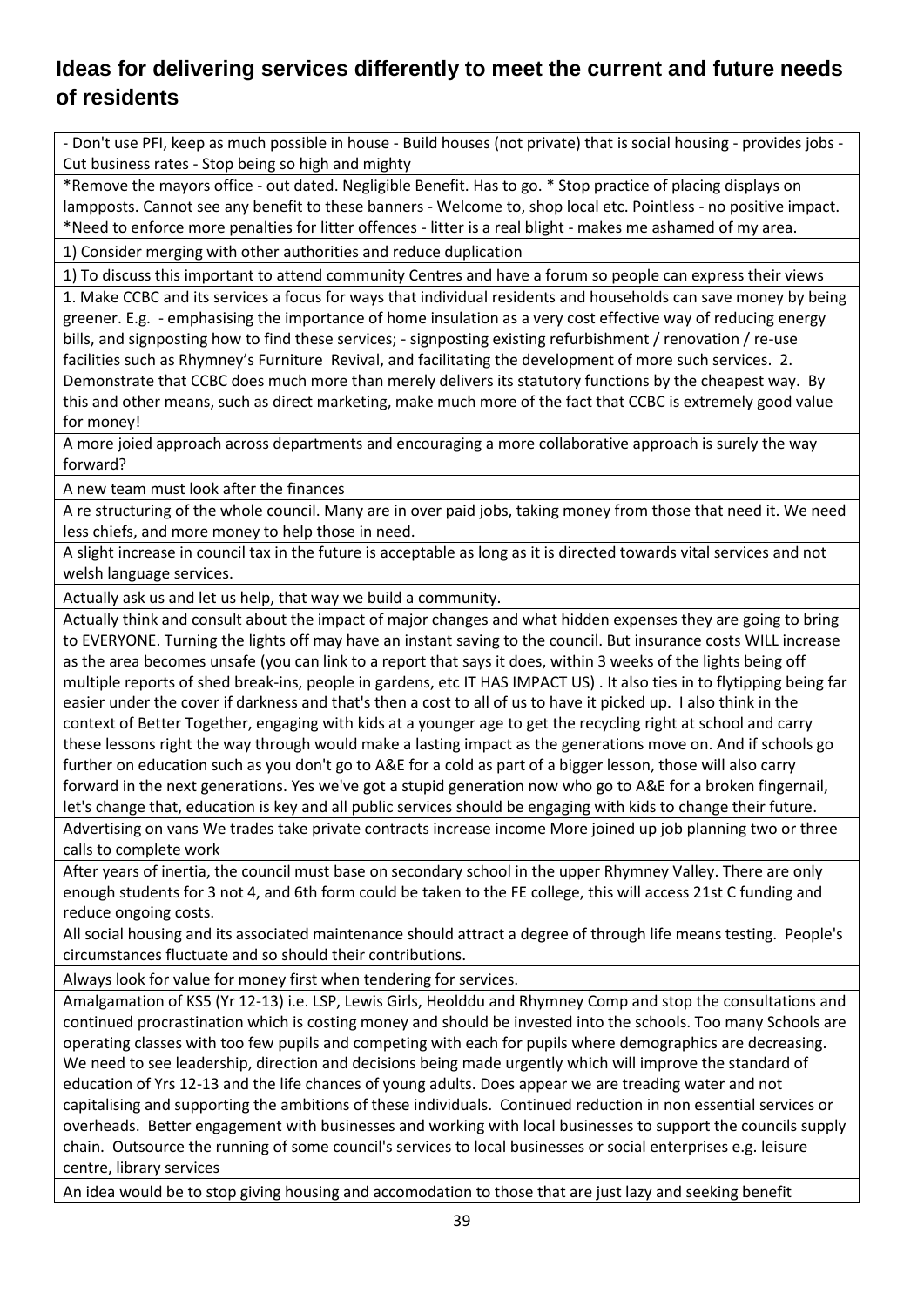## Ideas for delivering services differently to meet the current and future needs of residents

| |
|---|
| - Don't use PFI, keep as much possible in house - Build houses (not private) that is social housing - provides jobs - Cut business rates - Stop being so high and mighty |
| *Remove the mayors office - out dated. Negligible Benefit. Has to go. * Stop practice of placing displays on lampposts. Cannot see any benefit to these banners - Welcome to, shop local etc. Pointless - no positive impact. *Need to enforce more penalties for litter offences - litter is a real blight - makes me ashamed of my area. |
| 1) Consider merging with other authorities and reduce duplication |
| 1) To discuss this important to attend community Centres and have a forum so people can express their views |
| 1. Make CCBC and its services a focus for ways that individual residents and households can save money by being greener. E.g. - emphasising the importance of home insulation as a very cost effective way of reducing energy bills, and signposting how to find these services; - signposting existing refurbishment / renovation / re-use facilities such as Rhymney's Furniture Revival, and facilitating the development of more such services. 2. Demonstrate that CCBC does much more than merely delivers its statutory functions by the cheapest way. By this and other means, such as direct marketing, make much more of the fact that CCBC is extremely good value for money! |
| A more joied approach across departments and encouraging a more collaborative approach is surely the way forward? |
| A new team must look after the finances |
| A re structuring of the whole council. Many are in over paid jobs, taking money from those that need it. We need less chiefs, and more money to help those in need. |
| A slight increase in council tax in the future is acceptable as long as it is directed towards vital services and not welsh language services. |
| Actually ask us and let us help, that way we build a community. |
| Actually think and consult about the impact of major changes and what hidden expenses they are going to bring to EVERYONE. Turning the lights off may have an instant saving to the council. But insurance costs WILL increase as the area becomes unsafe (you can link to a report that says it does, within 3 weeks of the lights being off multiple reports of shed break-ins, people in gardens, etc IT HAS IMPACT US) . It also ties in to flytipping being far easier under the cover if darkness and that's then a cost to all of us to have it picked up. I also think in the context of Better Together, engaging with kids at a younger age to get the recycling right at school and carry these lessons right the way through would make a lasting impact as the generations move on. And if schools go further on education such as you don't go to A&E for a cold as part of a bigger lesson, those will also carry forward in the next generations. Yes we've got a stupid generation now who go to A&E for a broken fingernail, let's change that, education is key and all public services should be engaging with kids to change their future. |
| Advertising on vans We trades take private contracts increase income More joined up job planning two or three calls to complete work |
| After years of inertia, the council must base on secondary school in the upper Rhymney Valley. There are only enough students for 3 not 4, and 6th form could be taken to the FE college, this will access 21st C funding and reduce ongoing costs. |
| All social housing and its associated maintenance should attract a degree of through life means testing. People's circumstances fluctuate and so should their contributions. |
| Always look for value for money first when tendering for services. |
| Amalgamation of KS5 (Yr 12-13) i.e. LSP, Lewis Girls, Heolddu and Rhymney Comp and stop the consultations and continued procrastination which is costing money and should be invested into the schools. Too many Schools are operating classes with too few pupils and competing with each for pupils where demographics are decreasing. We need to see leadership, direction and decisions being made urgently which will improve the standard of education of Yrs 12-13 and the life chances of young adults. Does appear we are treading water and not capitalising and supporting the ambitions of these individuals. Continued reduction in non essential services or overheads. Better engagement with businesses and working with local businesses to support the councils supply chain. Outsource the running of some council's services to local businesses or social enterprises e.g. leisure centre, library services |
| An idea would be to stop giving housing and accomodation to those that are just lazy and seeking benefit |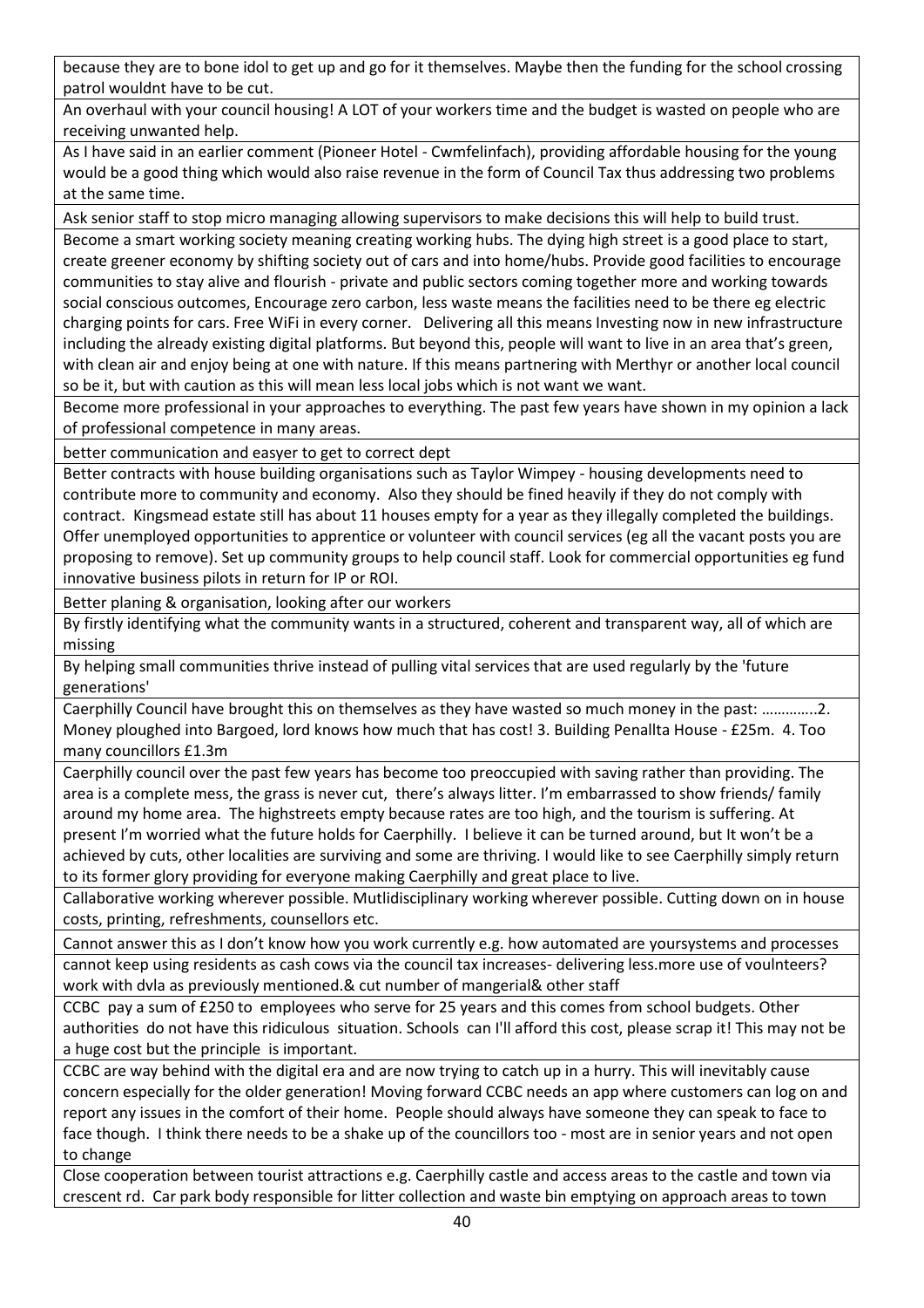| |
|---|
| because they are to bone idol to get up and go for it themselves. Maybe then the funding for the school crossing patrol wouldnt have to be cut. |
| An overhaul with your council housing! A LOT of your workers time and the budget is wasted on people who are receiving unwanted help. |
| As I have said in an earlier comment (Pioneer Hotel - Cwmfelinfach), providing affordable housing for the young would be a good thing which would also raise revenue in the form of Council Tax thus addressing two problems at the same time. |
| Ask senior staff to stop micro managing allowing supervisors to make decisions this will help to build trust. |
| Become a smart working society meaning creating working hubs. The dying high street is a good place to start, create greener economy by shifting society out of cars and into home/hubs. Provide good facilities to encourage communities to stay alive and flourish - private and public sectors coming together more and working towards social conscious outcomes, Encourage zero carbon, less waste means the facilities need to be there eg electric charging points for cars. Free WiFi in every corner. Delivering all this means Investing now in new infrastructure including the already existing digital platforms. But beyond this, people will want to live in an area that's green, with clean air and enjoy being at one with nature. If this means partnering with Merthyr or another local council so be it, but with caution as this will mean less local jobs which is not want we want. |
| Become more professional in your approaches to everything. The past few years have shown in my opinion a lack of professional competence in many areas. |
| better communication and easyer to get to correct dept |
| Better contracts with house building organisations such as Taylor Wimpey - housing developments need to contribute more to community and economy. Also they should be fined heavily if they do not comply with contract. Kingsmead estate still has about 11 houses empty for a year as they illegally completed the buildings. Offer unemployed opportunities to apprentice or volunteer with council services (eg all the vacant posts you are proposing to remove). Set up community groups to help council staff. Look for commercial opportunities eg fund innovative business pilots in return for IP or ROI. |
| Better planing & organisation, looking after our workers |
| By firstly identifying what the community wants in a structured, coherent and transparent way, all of which are missing |
| By helping small communities thrive instead of pulling vital services that are used regularly by the 'future generations' |
| Caerphilly Council have brought this on themselves as they have wasted so much money in the past: …………..2. Money ploughed into Bargoed, lord knows how much that has cost! 3. Building Penallta House - £25m. 4. Too many councillors £1.3m |
| Caerphilly council over the past few years has become too preoccupied with saving rather than providing. The area is a complete mess, the grass is never cut, there's always litter. I'm embarrassed to show friends/ family around my home area. The highstreets empty because rates are too high, and the tourism is suffering. At present I'm worried what the future holds for Caerphilly. I believe it can be turned around, but It won't be a achieved by cuts, other localities are surviving and some are thriving. I would like to see Caerphilly simply return to its former glory providing for everyone making Caerphilly and great place to live. |
| Callaborative working wherever possible. Mutlidisciplinary working wherever possible. Cutting down on in house costs, printing, refreshments, counsellors etc. |
| Cannot answer this as I don't know how you work currently e.g. how automated are yoursystems and processes |
| cannot keep using residents as cash cows via the council tax increases- delivering less.more use of voulnteers? work with dvla as previously mentioned.& cut number of mangerial& other staff |
| CCBC pay a sum of £250 to employees who serve for 25 years and this comes from school budgets. Other authorities do not have this ridiculous situation. Schools can I'll afford this cost, please scrap it! This may not be a huge cost but the principle is important. |
| CCBC are way behind with the digital era and are now trying to catch up in a hurry. This will inevitably cause concern especially for the older generation! Moving forward CCBC needs an app where customers can log on and report any issues in the comfort of their home. People should always have someone they can speak to face to face though. I think there needs to be a shake up of the councillors too - most are in senior years and not open to change |
| Close cooperation between tourist attractions e.g. Caerphilly castle and access areas to the castle and town via crescent rd. Car park body responsible for litter collection and waste bin emptying on approach areas to town |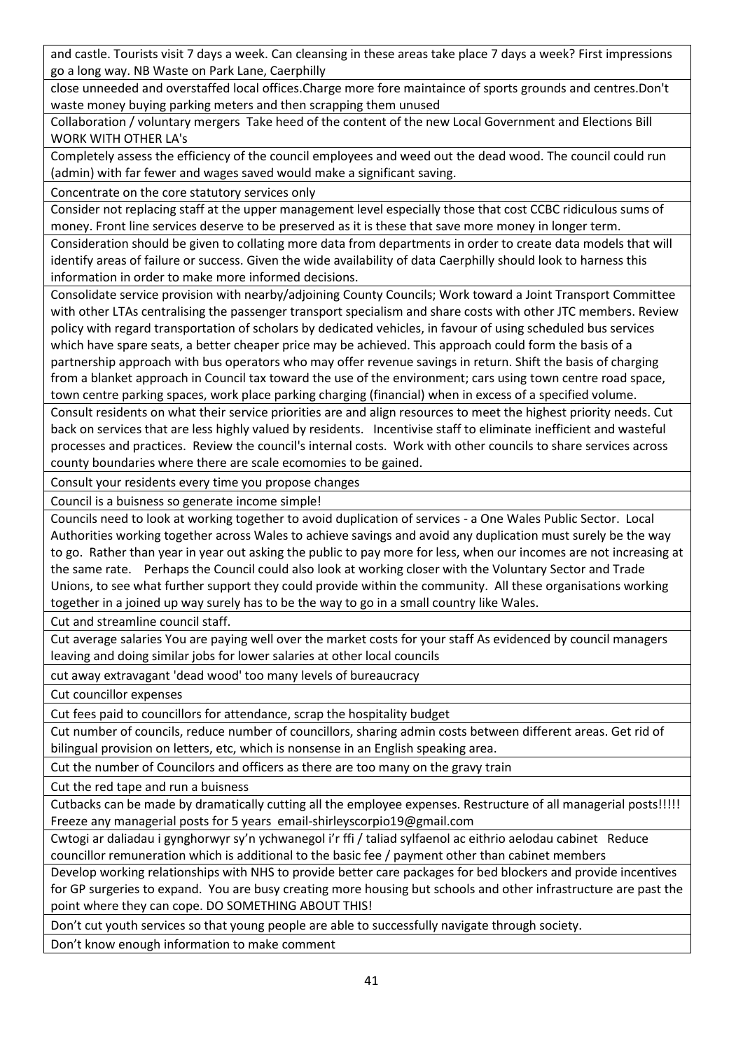| |
|---|
| and castle. Tourists visit 7 days a week. Can cleansing in these areas take place 7 days a week? First impressions go a long way. NB Waste on Park Lane, Caerphilly |
| close unneeded and overstaffed local offices.Charge more fore maintaince of sports grounds and centres.Don't waste money buying parking meters and then scrapping them unused |
| Collaboration / voluntary mergers Take heed of the content of the new Local Government and Elections Bill WORK WITH OTHER LA's |
| Completely assess the efficiency of the council employees and weed out the dead wood. The council could run (admin) with far fewer and wages saved would make a significant saving. |
| Concentrate on the core statutory services only |
| Consider not replacing staff at the upper management level especially those that cost CCBC ridiculous sums of money. Front line services deserve to be preserved as it is these that save more money in longer term. |
| Consideration should be given to collating more data from departments in order to create data models that will identify areas of failure or success. Given the wide availability of data Caerphilly should look to harness this information in order to make more informed decisions. |
| Consolidate service provision with nearby/adjoining County Councils; Work toward a Joint Transport Committee with other LTAs centralising the passenger transport specialism and share costs with other JTC members. Review policy with regard transportation of scholars by dedicated vehicles, in favour of using scheduled bus services which have spare seats, a better cheaper price may be achieved. This approach could form the basis of a partnership approach with bus operators who may offer revenue savings in return. Shift the basis of charging from a blanket approach in Council tax toward the use of the environment; cars using town centre road space, town centre parking spaces, work place parking charging (financial) when in excess of a specified volume. |
| Consult residents on what their service priorities are and align resources to meet the highest priority needs. Cut back on services that are less highly valued by residents. Incentivise staff to eliminate inefficient and wasteful processes and practices. Review the council's internal costs. Work with other councils to share services across county boundaries where there are scale ecomomies to be gained. |
| Consult your residents every time you propose changes |
| Council is a buisness so generate income simple! |
| Councils need to look at working together to avoid duplication of services - a One Wales Public Sector. Local Authorities working together across Wales to achieve savings and avoid any duplication must surely be the way to go. Rather than year in year out asking the public to pay more for less, when our incomes are not increasing at the same rate. Perhaps the Council could also look at working closer with the Voluntary Sector and Trade Unions, to see what further support they could provide within the community. All these organisations working together in a joined up way surely has to be the way to go in a small country like Wales. |
| Cut and streamline council staff. |
| Cut average salaries You are paying well over the market costs for your staff As evidenced by council managers leaving and doing similar jobs for lower salaries at other local councils |
| cut away extravagant 'dead wood' too many levels of bureaucracy |
| Cut councillor expenses |
| Cut fees paid to councillors for attendance, scrap the hospitality budget |
| Cut number of councils, reduce number of councillors, sharing admin costs between different areas. Get rid of bilingual provision on letters, etc, which is nonsense in an English speaking area. |
| Cut the number of Councilors and officers as there are too many on the gravy train |
| Cut the red tape and run a buisness |
| Cutbacks can be made by dramatically cutting all the employee expenses. Restructure of all managerial posts!!!!! Freeze any managerial posts for 5 years email-shirleyscorpio19@gmail.com |
| Cwtogi ar daliadau i gynghorwyr sy'n ychwanegol i'r ffi / taliad sylfaenol ac eithrio aelodau cabinet Reduce councillor remuneration which is additional to the basic fee / payment other than cabinet members |
| Develop working relationships with NHS to provide better care packages for bed blockers and provide incentives for GP surgeries to expand. You are busy creating more housing but schools and other infrastructure are past the point where they can cope. DO SOMETHING ABOUT THIS! |
| Don't cut youth services so that young people are able to successfully navigate through society. |
| Don't know enough information to make comment |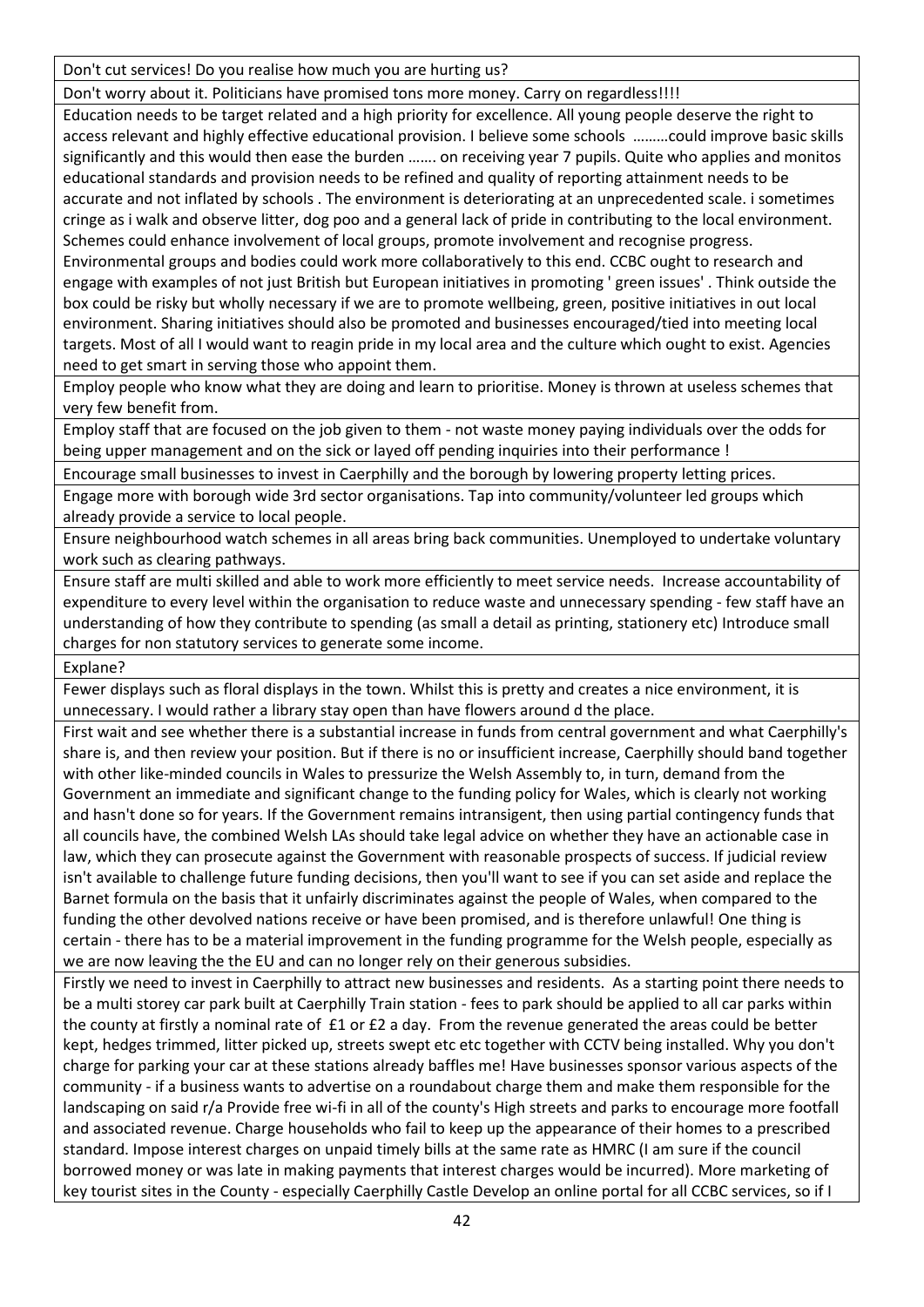| |
|---|
| Don't cut services! Do you realise how much you are hurting us? |
| Don't worry about it. Politicians have promised tons more money. Carry on regardless!!!! |
| Education needs to be target related and a high priority for excellence. All young people deserve the right to access relevant and highly effective educational provision. I believe some schools ………could improve basic skills significantly and this would then ease the burden ……. on receiving year 7 pupils. Quite who applies and monitos educational standards and provision needs to be refined and quality of reporting attainment needs to be accurate and not inflated by schools . The environment is deteriorating at an unprecedented scale. i sometimes cringe as i walk and observe litter, dog poo and a general lack of pride in contributing to the local environment. Schemes could enhance involvement of local groups, promote involvement and recognise progress. Environmental groups and bodies could work more collaboratively to this end. CCBC ought to research and engage with examples of not just British but European initiatives in promoting ' green issues' . Think outside the box could be risky but wholly necessary if we are to promote wellbeing, green, positive initiatives in out local environment. Sharing initiatives should also be promoted and businesses encouraged/tied into meeting local targets. Most of all I would want to reagin pride in my local area and the culture which ought to exist. Agencies need to get smart in serving those who appoint them. |
| Employ people who know what they are doing and learn to prioritise. Money is thrown at useless schemes that very few benefit from. |
| Employ staff that are focused on the job given to them - not waste money paying individuals over the odds for being upper management and on the sick or layed off pending inquiries into their performance ! |
| Encourage small businesses to invest in Caerphilly and the borough by lowering property letting prices. |
| Engage more with borough wide 3rd sector organisations. Tap into community/volunteer led groups which already provide a service to local people. |
| Ensure neighbourhood watch schemes in all areas bring back communities. Unemployed to undertake voluntary work such as clearing pathways. |
| Ensure staff are multi skilled and able to work more efficiently to meet service needs. Increase accountability of expenditure to every level within the organisation to reduce waste and unnecessary spending - few staff have an understanding of how they contribute to spending (as small a detail as printing, stationery etc) Introduce small charges for non statutory services to generate some income. |
| Explane? |
| Fewer displays such as floral displays in the town. Whilst this is pretty and creates a nice environment, it is unnecessary. I would rather a library stay open than have flowers around d the place. |
| First wait and see whether there is a substantial increase in funds from central government and what Caerphilly's share is, and then review your position. But if there is no or insufficient increase, Caerphilly should band together with other like-minded councils in Wales to pressurize the Welsh Assembly to, in turn, demand from the Government an immediate and significant change to the funding policy for Wales, which is clearly not working and hasn't done so for years. If the Government remains intransigent, then using partial contingency funds that all councils have, the combined Welsh LAs should take legal advice on whether they have an actionable case in law, which they can prosecute against the Government with reasonable prospects of success. If judicial review isn't available to challenge future funding decisions, then you'll want to see if you can set aside and replace the Barnet formula on the basis that it unfairly discriminates against the people of Wales, when compared to the funding the other devolved nations receive or have been promised, and is therefore unlawful! One thing is certain - there has to be a material improvement in the funding programme for the Welsh people, especially as we are now leaving the the EU and can no longer rely on their generous subsidies. |
| Firstly we need to invest in Caerphilly to attract new businesses and residents. As a starting point there needs to be a multi storey car park built at Caerphilly Train station - fees to park should be applied to all car parks within the county at firstly a nominal rate of £1 or £2 a day. From the revenue generated the areas could be better kept, hedges trimmed, litter picked up, streets swept etc etc together with CCTV being installed. Why you don't charge for parking your car at these stations already baffles me! Have businesses sponsor various aspects of the community - if a business wants to advertise on a roundabout charge them and make them responsible for the landscaping on said r/a Provide free wi-fi in all of the county's High streets and parks to encourage more footfall and associated revenue. Charge households who fail to keep up the appearance of their homes to a prescribed standard. Impose interest charges on unpaid timely bills at the same rate as HMRC (I am sure if the council borrowed money or was late in making payments that interest charges would be incurred). More marketing of key tourist sites in the County - especially Caerphilly Castle Develop an online portal for all CCBC services, so if I |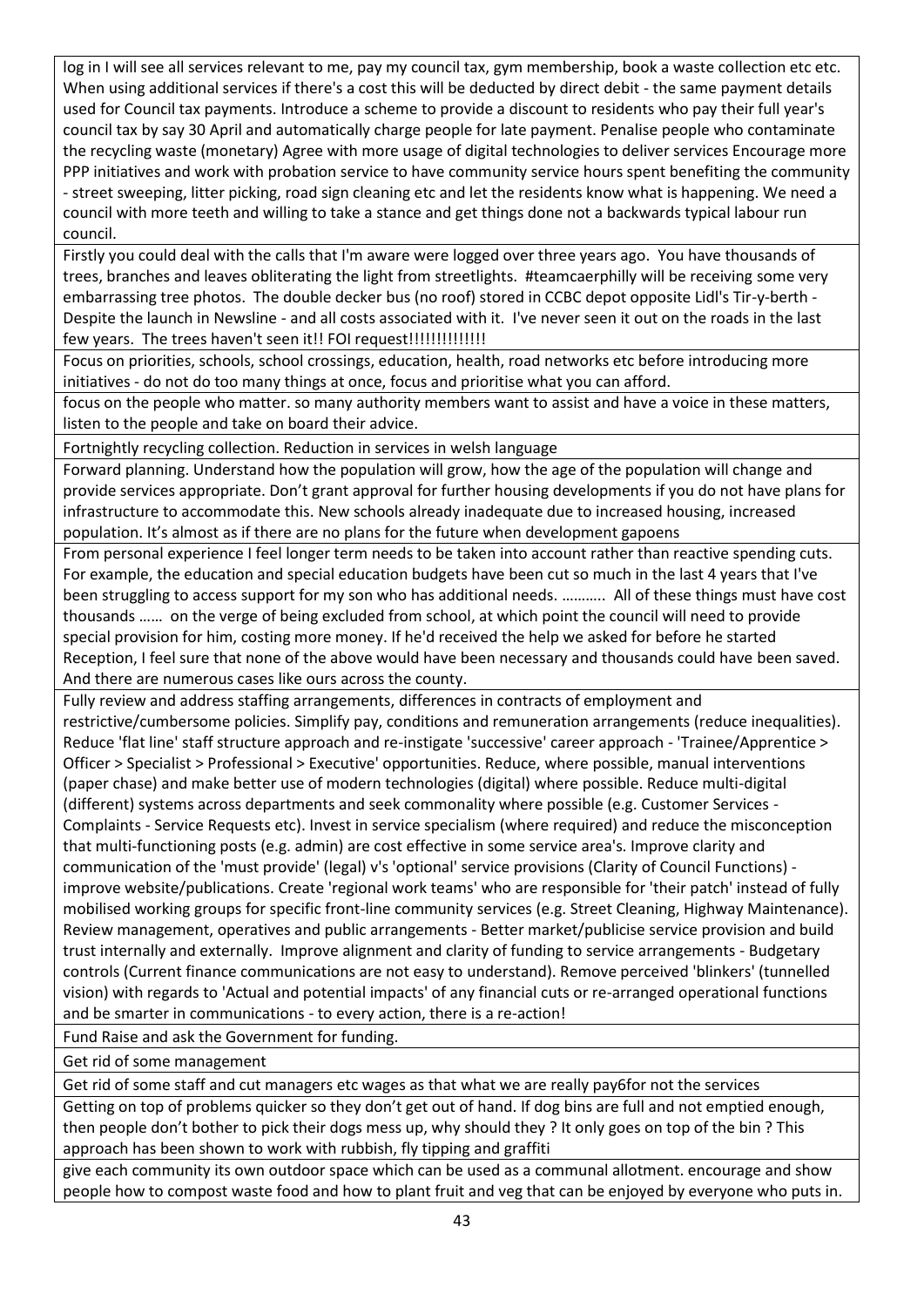| |
|---|
| log in I will see all services relevant to me, pay my council tax, gym membership, book a waste collection etc etc. When using additional services if there's a cost this will be deducted by direct debit - the same payment details used for Council tax payments. Introduce a scheme to provide a discount to residents who pay their full year's council tax by say 30 April and automatically charge people for late payment. Penalise people who contaminate the recycling waste (monetary) Agree with more usage of digital technologies to deliver services Encourage more PPP initiatives and work with probation service to have community service hours spent benefiting the community - street sweeping, litter picking, road sign cleaning etc and let the residents know what is happening. We need a council with more teeth and willing to take a stance and get things done not a backwards typical labour run council. |
| Firstly you could deal with the calls that I'm aware were logged over three years ago. You have thousands of trees, branches and leaves obliterating the light from streetlights. #teamcaerphilly will be receiving some very embarrassing tree photos. The double decker bus (no roof) stored in CCBC depot opposite Lidl's Tir-y-berth - Despite the launch in Newsline - and all costs associated with it. I've never seen it out on the roads in the last few years. The trees haven't seen it!! FOI request!!!!!!!!!!!!! |
| Focus on priorities, schools, school crossings, education, health, road networks etc before introducing more initiatives - do not do too many things at once, focus and prioritise what you can afford. |
| focus on the people who matter. so many authority members want to assist and have a voice in these matters, listen to the people and take on board their advice. |
| Fortnightly recycling collection. Reduction in services in welsh language |
| Forward planning. Understand how the population will grow, how the age of the population will change and provide services appropriate. Don't grant approval for further housing developments if you do not have plans for infrastructure to accommodate this. New schools already inadequate due to increased housing, increased population. It's almost as if there are no plans for the future when development gapoens |
| From personal experience I feel longer term needs to be taken into account rather than reactive spending cuts. For example, the education and special education budgets have been cut so much in the last 4 years that I've been struggling to access support for my son who has additional needs. ……….. All of these things must have cost thousands …… on the verge of being excluded from school, at which point the council will need to provide special provision for him, costing more money. If he'd received the help we asked for before he started Reception, I feel sure that none of the above would have been necessary and thousands could have been saved. And there are numerous cases like ours across the county. |
| Fully review and address staffing arrangements, differences in contracts of employment and restrictive/cumbersome policies. Simplify pay, conditions and remuneration arrangements (reduce inequalities). Reduce 'flat line' staff structure approach and re-instigate 'successive' career approach - 'Trainee/Apprentice > Officer > Specialist > Professional > Executive' opportunities. Reduce, where possible, manual interventions (paper chase) and make better use of modern technologies (digital) where possible. Reduce multi-digital (different) systems across departments and seek commonality where possible (e.g. Customer Services - Complaints - Service Requests etc). Invest in service specialism (where required) and reduce the misconception that multi-functioning posts (e.g. admin) are cost effective in some service area's. Improve clarity and communication of the 'must provide' (legal) v's 'optional' service provisions (Clarity of Council Functions) - improve website/publications. Create 'regional work teams' who are responsible for 'their patch' instead of fully mobilised working groups for specific front-line community services (e.g. Street Cleaning, Highway Maintenance). Review management, operatives and public arrangements - Better market/publicise service provision and build trust internally and externally. Improve alignment and clarity of funding to service arrangements - Budgetary controls (Current finance communications are not easy to understand). Remove perceived 'blinkers' (tunnelled vision) with regards to 'Actual and potential impacts' of any financial cuts or re-arranged operational functions and be smarter in communications - to every action, there is a re-action! |
| Fund Raise and ask the Government for funding. |
| Get rid of some management |
| Get rid of some staff and cut managers etc wages as that what we are really pay6for not the services |
| Getting on top of problems quicker so they don't get out of hand. If dog bins are full and not emptied enough, then people don't bother to pick their dogs mess up, why should they ? It only goes on top of the bin ? This approach has been shown to work with rubbish, fly tipping and graffiti |
| give each community its own outdoor space which can be used as a communal allotment. encourage and show people how to compost waste food and how to plant fruit and veg that can be enjoyed by everyone who puts in. |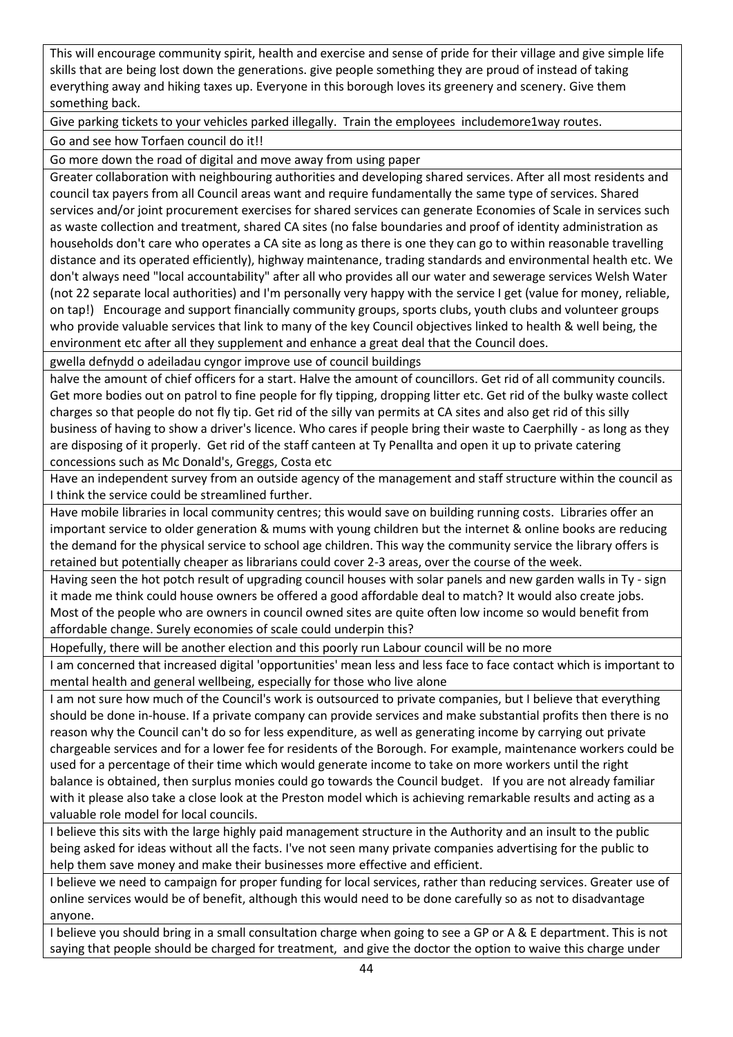| |
|---|
| This will encourage community spirit, health and exercise and sense of pride for their village and give simple life skills that are being lost down the generations. give people something they are proud of instead of taking everything away and hiking taxes up. Everyone in this borough loves its greenery and scenery. Give them something back. |
| Give parking tickets to your vehicles parked illegally. Train the employees includemore1way routes. |
| Go and see how Torfaen council do it!! |
| Go more down the road of digital and move away from using paper |
| Greater collaboration with neighbouring authorities and developing shared services. After all most residents and council tax payers from all Council areas want and require fundamentally the same type of services. Shared services and/or joint procurement exercises for shared services can generate Economies of Scale in services such as waste collection and treatment, shared CA sites (no false boundaries and proof of identity administration as households don't care who operates a CA site as long as there is one they can go to within reasonable travelling distance and its operated efficiently), highway maintenance, trading standards and environmental health etc. We don't always need "local accountability" after all who provides all our water and sewerage services Welsh Water (not 22 separate local authorities) and I'm personally very happy with the service I get (value for money, reliable, on tap!) Encourage and support financially community groups, sports clubs, youth clubs and volunteer groups who provide valuable services that link to many of the key Council objectives linked to health & well being, the environment etc after all they supplement and enhance a great deal that the Council does. |
| gwella defnydd o adeiladau cyngor improve use of council buildings |
| halve the amount of chief officers for a start. Halve the amount of councillors. Get rid of all community councils. Get more bodies out on patrol to fine people for fly tipping, dropping litter etc. Get rid of the bulky waste collect charges so that people do not fly tip. Get rid of the silly van permits at CA sites and also get rid of this silly business of having to show a driver's licence. Who cares if people bring their waste to Caerphilly - as long as they are disposing of it properly. Get rid of the staff canteen at Ty Penallta and open it up to private catering concessions such as Mc Donald's, Greggs, Costa etc |
| Have an independent survey from an outside agency of the management and staff structure within the council as I think the service could be streamlined further. |
| Have mobile libraries in local community centres; this would save on building running costs. Libraries offer an important service to older generation & mums with young children but the internet & online books are reducing the demand for the physical service to school age children. This way the community service the library offers is retained but potentially cheaper as librarians could cover 2-3 areas, over the course of the week. |
| Having seen the hot potch result of upgrading council houses with solar panels and new garden walls in Ty - sign it made me think could house owners be offered a good affordable deal to match? It would also create jobs. Most of the people who are owners in council owned sites are quite often low income so would benefit from affordable change. Surely economies of scale could underpin this? |
| Hopefully, there will be another election and this poorly run Labour council will be no more |
| I am concerned that increased digital 'opportunities' mean less and less face to face contact which is important to mental health and general wellbeing, especially for those who live alone |
| I am not sure how much of the Council's work is outsourced to private companies, but I believe that everything should be done in-house. If a private company can provide services and make substantial profits then there is no reason why the Council can't do so for less expenditure, as well as generating income by carrying out private chargeable services and for a lower fee for residents of the Borough. For example, maintenance workers could be used for a percentage of their time which would generate income to take on more workers until the right balance is obtained, then surplus monies could go towards the Council budget. If you are not already familiar with it please also take a close look at the Preston model which is achieving remarkable results and acting as a valuable role model for local councils. |
| I believe this sits with the large highly paid management structure in the Authority and an insult to the public being asked for ideas without all the facts. I've not seen many private companies advertising for the public to help them save money and make their businesses more effective and efficient. |
| I believe we need to campaign for proper funding for local services, rather than reducing services. Greater use of online services would be of benefit, although this would need to be done carefully so as not to disadvantage anyone. |
| I believe you should bring in a small consultation charge when going to see a GP or A & E department. This is not saying that people should be charged for treatment, and give the doctor the option to waive this charge under |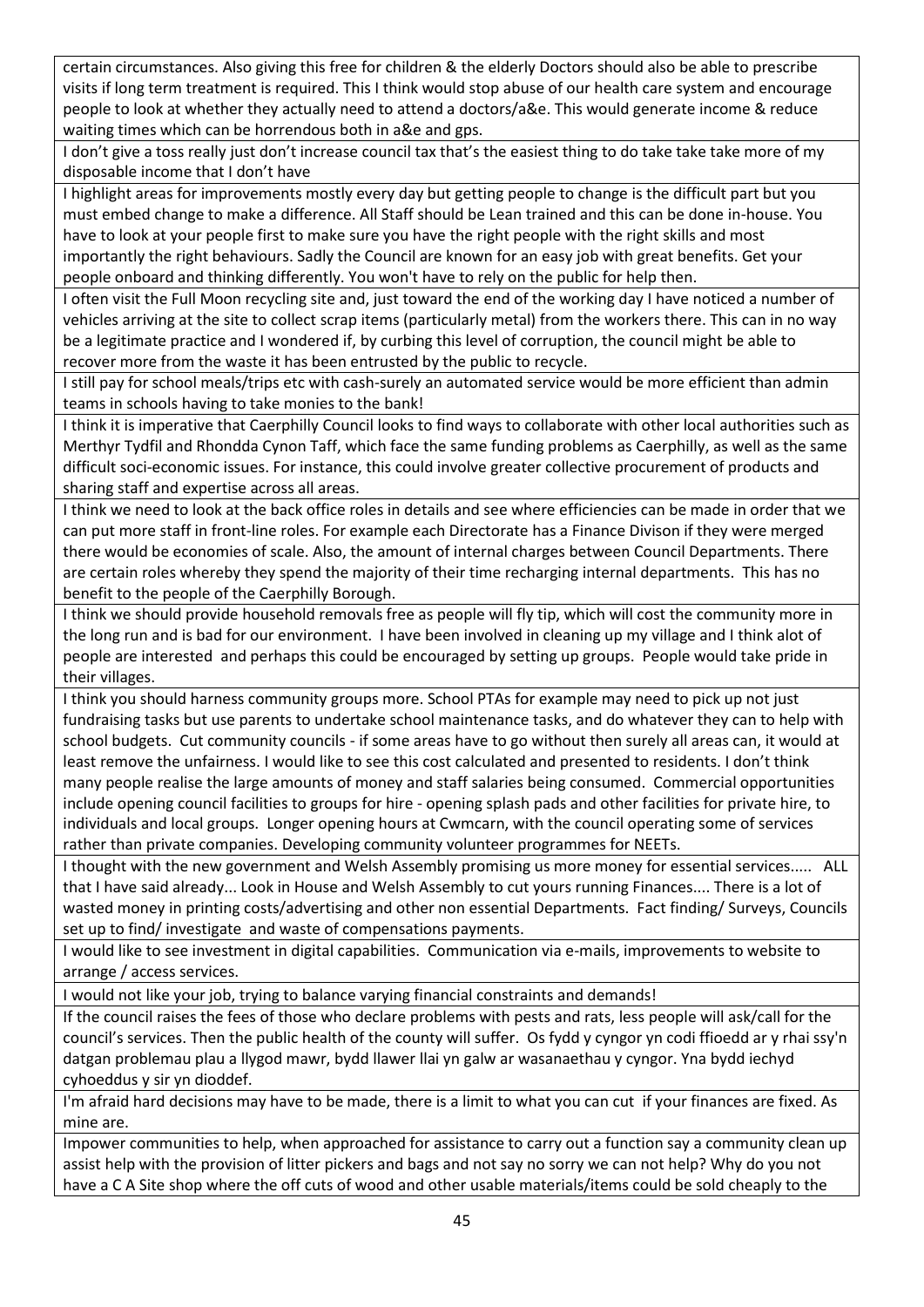| |
|---|
| certain circumstances. Also giving this free for children & the elderly Doctors should also be able to prescribe visits if long term treatment is required. This I think would stop abuse of our health care system and encourage people to look at whether they actually need to attend a doctors/a&e. This would generate income & reduce waiting times which can be horrendous both in a&e and gps. |
| I don't give a toss really just don't increase council tax that's the easiest thing to do take take take more of my disposable income that I don't have |
| I highlight areas for improvements mostly every day but getting people to change is the difficult part but you must embed change to make a difference. All Staff should be Lean trained and this can be done in-house. You have to look at your people first to make sure you have the right people with the right skills and most importantly the right behaviours. Sadly the Council are known for an easy job with great benefits. Get your people onboard and thinking differently. You won't have to rely on the public for help then. |
| I often visit the Full Moon recycling site and, just toward the end of the working day I have noticed a number of vehicles arriving at the site to collect scrap items (particularly metal) from the workers there. This can in no way be a legitimate practice and I wondered if, by curbing this level of corruption, the council might be able to recover more from the waste it has been entrusted by the public to recycle. |
| I still pay for school meals/trips etc with cash-surely an automated service would be more efficient than admin teams in schools having to take monies to the bank! |
| I think it is imperative that Caerphilly Council looks to find ways to collaborate with other local authorities such as Merthyr Tydfil and Rhondda Cynon Taff, which face the same funding problems as Caerphilly, as well as the same difficult soci-economic issues. For instance, this could involve greater collective procurement of products and sharing staff and expertise across all areas. |
| I think we need to look at the back office roles in details and see where efficiencies can be made in order that we can put more staff in front-line roles. For example each Directorate has a Finance Divison if they were merged there would be economies of scale. Also, the amount of internal charges between Council Departments. There are certain roles whereby they spend the majority of their time recharging internal departments. This has no benefit to the people of the Caerphilly Borough. |
| I think we should provide household removals free as people will fly tip, which will cost the community more in the long run and is bad for our environment. I have been involved in cleaning up my village and I think alot of people are interested and perhaps this could be encouraged by setting up groups. People would take pride in their villages. |
| I think you should harness community groups more. School PTAs for example may need to pick up not just fundraising tasks but use parents to undertake school maintenance tasks, and do whatever they can to help with school budgets. Cut community councils - if some areas have to go without then surely all areas can, it would at least remove the unfairness. I would like to see this cost calculated and presented to residents. I don't think many people realise the large amounts of money and staff salaries being consumed. Commercial opportunities include opening council facilities to groups for hire - opening splash pads and other facilities for private hire, to individuals and local groups. Longer opening hours at Cwmcarn, with the council operating some of services rather than private companies. Developing community volunteer programmes for NEETs. |
| I thought with the new government and Welsh Assembly promising us more money for essential services..... ALL that I have said already... Look in House and Welsh Assembly to cut yours running Finances.... There is a lot of wasted money in printing costs/advertising and other non essential Departments. Fact finding/ Surveys, Councils set up to find/ investigate and waste of compensations payments. |
| I would like to see investment in digital capabilities. Communication via e-mails, improvements to website to arrange / access services. |
| I would not like your job, trying to balance varying financial constraints and demands! |
| If the council raises the fees of those who declare problems with pests and rats, less people will ask/call for the council's services. Then the public health of the county will suffer. Os fydd y cyngor yn codi ffioedd ar y rhai ssy'n datgan problemau plau a llygod mawr, bydd llawer llai yn galw ar wasanaethau y cyngor. Yna bydd iechyd cyhoeddus y sir yn dioddef. |
| I'm afraid hard decisions may have to be made, there is a limit to what you can cut if your finances are fixed. As mine are. |
| Impower communities to help, when approached for assistance to carry out a function say a community clean up assist help with the provision of litter pickers and bags and not say no sorry we can not help? Why do you not have a C A Site shop where the off cuts of wood and other usable materials/items could be sold cheaply to the |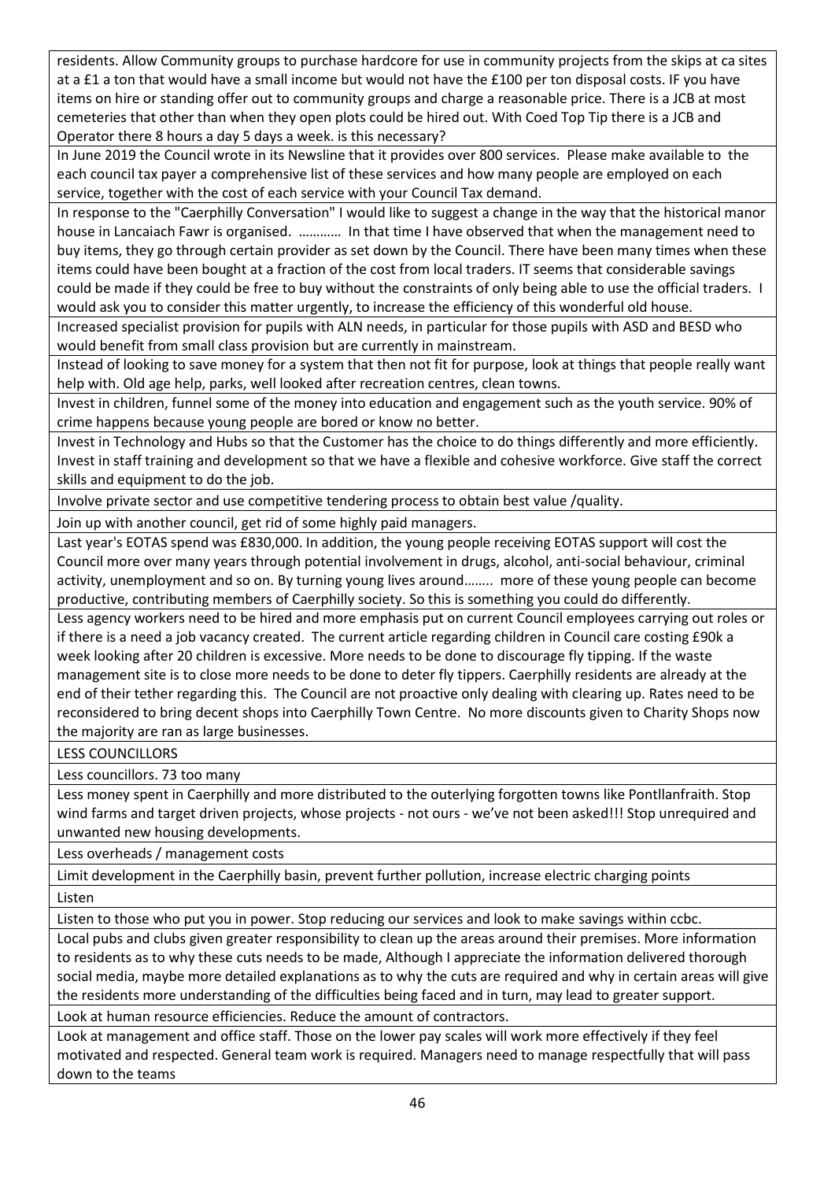| |
|---|
| residents. Allow Community groups to purchase hardcore for use in community projects from the skips at ca sites at a £1 a ton that would have a small income but would not have the £100 per ton disposal costs. IF you have items on hire or standing offer out to community groups and charge a reasonable price. There is a JCB at most cemeteries that other than when they open plots could be hired out. With Coed Top Tip there is a JCB and Operator there 8 hours a day 5 days a week. is this necessary? |
| In June 2019 the Council wrote in its Newsline that it provides over 800 services. Please make available to the each council tax payer a comprehensive list of these services and how many people are employed on each service, together with the cost of each service with your Council Tax demand. |
| In response to the "Caerphilly Conversation" I would like to suggest a change in the way that the historical manor house in Lancaiach Fawr is organised. ………… In that time I have observed that when the management need to buy items, they go through certain provider as set down by the Council. There have been many times when these items could have been bought at a fraction of the cost from local traders. IT seems that considerable savings could be made if they could be free to buy without the constraints of only being able to use the official traders. I would ask you to consider this matter urgently, to increase the efficiency of this wonderful old house. |
| Increased specialist provision for pupils with ALN needs, in particular for those pupils with ASD and BESD who would benefit from small class provision but are currently in mainstream. |
| Instead of looking to save money for a system that then not fit for purpose, look at things that people really want help with. Old age help, parks, well looked after recreation centres, clean towns. |
| Invest in children, funnel some of the money into education and engagement such as the youth service. 90% of crime happens because young people are bored or know no better. |
| Invest in Technology and Hubs so that the Customer has the choice to do things differently and more efficiently. Invest in staff training and development so that we have a flexible and cohesive workforce. Give staff the correct skills and equipment to do the job. |
| Involve private sector and use competitive tendering process to obtain best value /quality. |
| Join up with another council, get rid of some highly paid managers. |
| Last year's EOTAS spend was £830,000. In addition, the young people receiving EOTAS support will cost the Council more over many years through potential involvement in drugs, alcohol, anti-social behaviour, criminal activity, unemployment and so on. By turning young lives around…….. more of these young people can become productive, contributing members of Caerphilly society. So this is something you could do differently. |
| Less agency workers need to be hired and more emphasis put on current Council employees carrying out roles or if there is a need a job vacancy created. The current article regarding children in Council care costing £90k a week looking after 20 children is excessive. More needs to be done to discourage fly tipping. If the waste management site is to close more needs to be done to deter fly tippers. Caerphilly residents are already at the end of their tether regarding this. The Council are not proactive only dealing with clearing up. Rates need to be reconsidered to bring decent shops into Caerphilly Town Centre. No more discounts given to Charity Shops now the majority are ran as large businesses. |
| LESS COUNCILLORS |
| Less councillors. 73 too many |
| Less money spent in Caerphilly and more distributed to the outerlying forgotten towns like Pontllanfraith. Stop wind farms and target driven projects, whose projects - not ours - we've not been asked!!! Stop unrequired and unwanted new housing developments. |
| Less overheads / management costs |
| Limit development in the Caerphilly basin, prevent further pollution, increase electric charging points |
| Listen |
| Listen to those who put you in power. Stop reducing our services and look to make savings within ccbc. |
| Local pubs and clubs given greater responsibility to clean up the areas around their premises. More information to residents as to why these cuts needs to be made, Although I appreciate the information delivered thorough social media, maybe more detailed explanations as to why the cuts are required and why in certain areas will give the residents more understanding of the difficulties being faced and in turn, may lead to greater support. |
| Look at human resource efficiencies. Reduce the amount of contractors. |
| Look at management and office staff. Those on the lower pay scales will work more effectively if they feel motivated and respected. General team work is required. Managers need to manage respectfully that will pass down to the teams |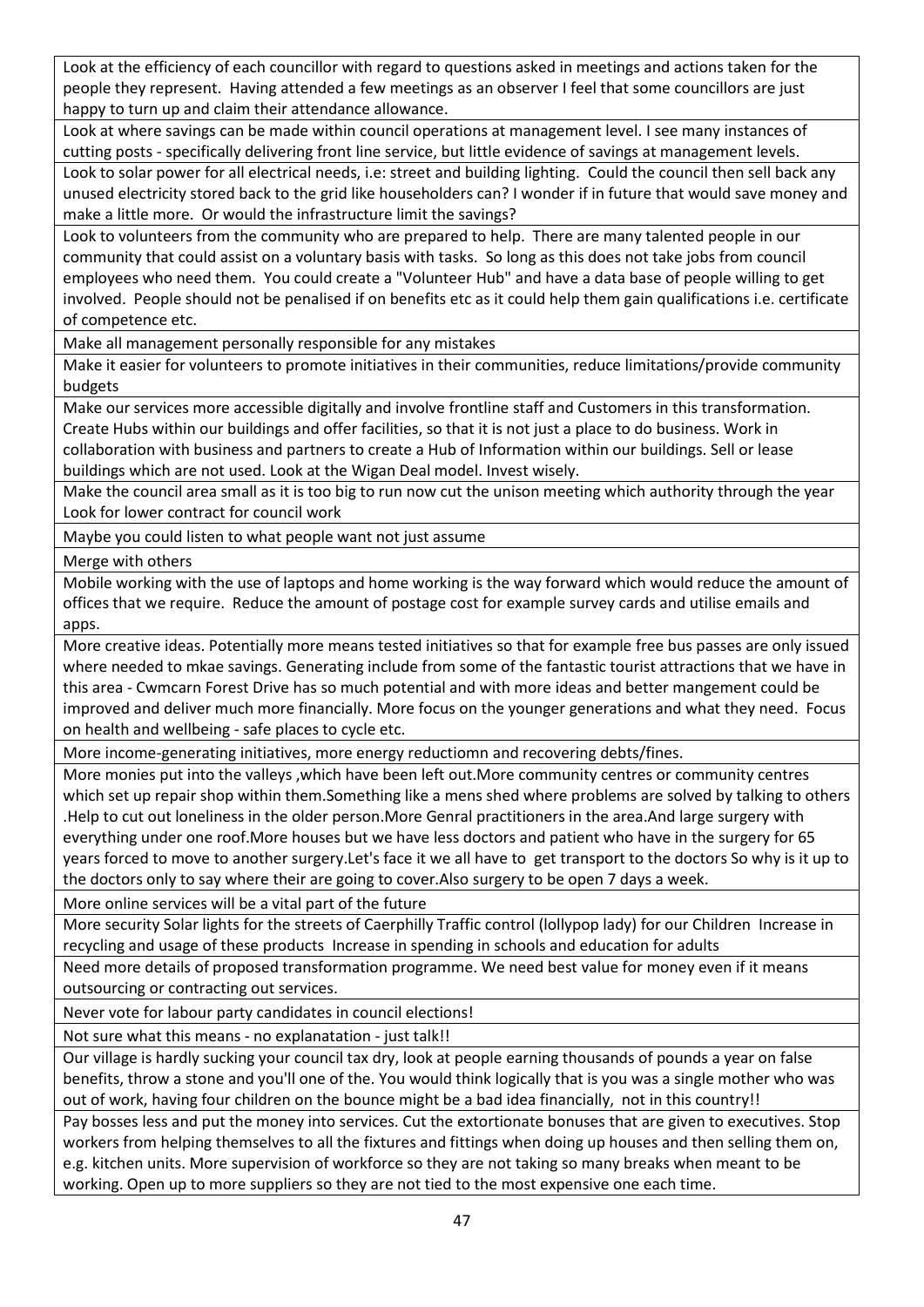| |
|---|
| Look at the efficiency of each councillor with regard to questions asked in meetings and actions taken for the people they represent. Having attended a few meetings as an observer I feel that some councillors are just happy to turn up and claim their attendance allowance. |
| Look at where savings can be made within council operations at management level. I see many instances of cutting posts - specifically delivering front line service, but little evidence of savings at management levels. |
| Look to solar power for all electrical needs, i.e: street and building lighting. Could the council then sell back any unused electricity stored back to the grid like householders can? I wonder if in future that would save money and make a little more. Or would the infrastructure limit the savings? |
| Look to volunteers from the community who are prepared to help. There are many talented people in our community that could assist on a voluntary basis with tasks. So long as this does not take jobs from council employees who need them. You could create a "Volunteer Hub" and have a data base of people willing to get involved. People should not be penalised if on benefits etc as it could help them gain qualifications i.e. certificate of competence etc. |
| Make all management personally responsible for any mistakes |
| Make it easier for volunteers to promote initiatives in their communities, reduce limitations/provide community budgets |
| Make our services more accessible digitally and involve frontline staff and Customers in this transformation. Create Hubs within our buildings and offer facilities, so that it is not just a place to do business. Work in collaboration with business and partners to create a Hub of Information within our buildings. Sell or lease buildings which are not used. Look at the Wigan Deal model. Invest wisely. |
| Make the council area small as it is too big to run now cut the unison meeting which authority through the year Look for lower contract for council work |
| Maybe you could listen to what people want not just assume |
| Merge with others |
| Mobile working with the use of laptops and home working is the way forward which would reduce the amount of offices that we require. Reduce the amount of postage cost for example survey cards and utilise emails and apps. |
| More creative ideas. Potentially more means tested initiatives so that for example free bus passes are only issued where needed to mkae savings. Generating include from some of the fantastic tourist attractions that we have in this area - Cwmcarn Forest Drive has so much potential and with more ideas and better mangement could be improved and deliver much more financially. More focus on the younger generations and what they need. Focus on health and wellbeing - safe places to cycle etc. |
| More income-generating initiatives, more energy reductiomn and recovering debts/fines. |
| More monies put into the valleys ,which have been left out.More community centres or community centres which set up repair shop within them.Something like a mens shed where problems are solved by talking to others .Help to cut out loneliness in the older person.More Genral practitioners in the area.And large surgery with everything under one roof.More houses but we have less doctors and patient who have in the surgery for 65 years forced to move to another surgery.Let's face it we all have to get transport to the doctors So why is it up to the doctors only to say where their are going to cover.Also surgery to be open 7 days a week. |
| More online services will be a vital part of the future |
| More security Solar lights for the streets of Caerphilly Traffic control (lollypop lady) for our Children Increase in recycling and usage of these products Increase in spending in schools and education for adults |
| Need more details of proposed transformation programme. We need best value for money even if it means outsourcing or contracting out services. |
| Never vote for labour party candidates in council elections! |
| Not sure what this means - no explanatation - just talk!! |
| Our village is hardly sucking your council tax dry, look at people earning thousands of pounds a year on false benefits, throw a stone and you'll one of the. You would think logically that is you was a single mother who was out of work, having four children on the bounce might be a bad idea financially, not in this country!! |
| Pay bosses less and put the money into services. Cut the extortionate bonuses that are given to executives. Stop workers from helping themselves to all the fixtures and fittings when doing up houses and then selling them on, e.g. kitchen units. More supervision of workforce so they are not taking so many breaks when meant to be working. Open up to more suppliers so they are not tied to the most expensive one each time. |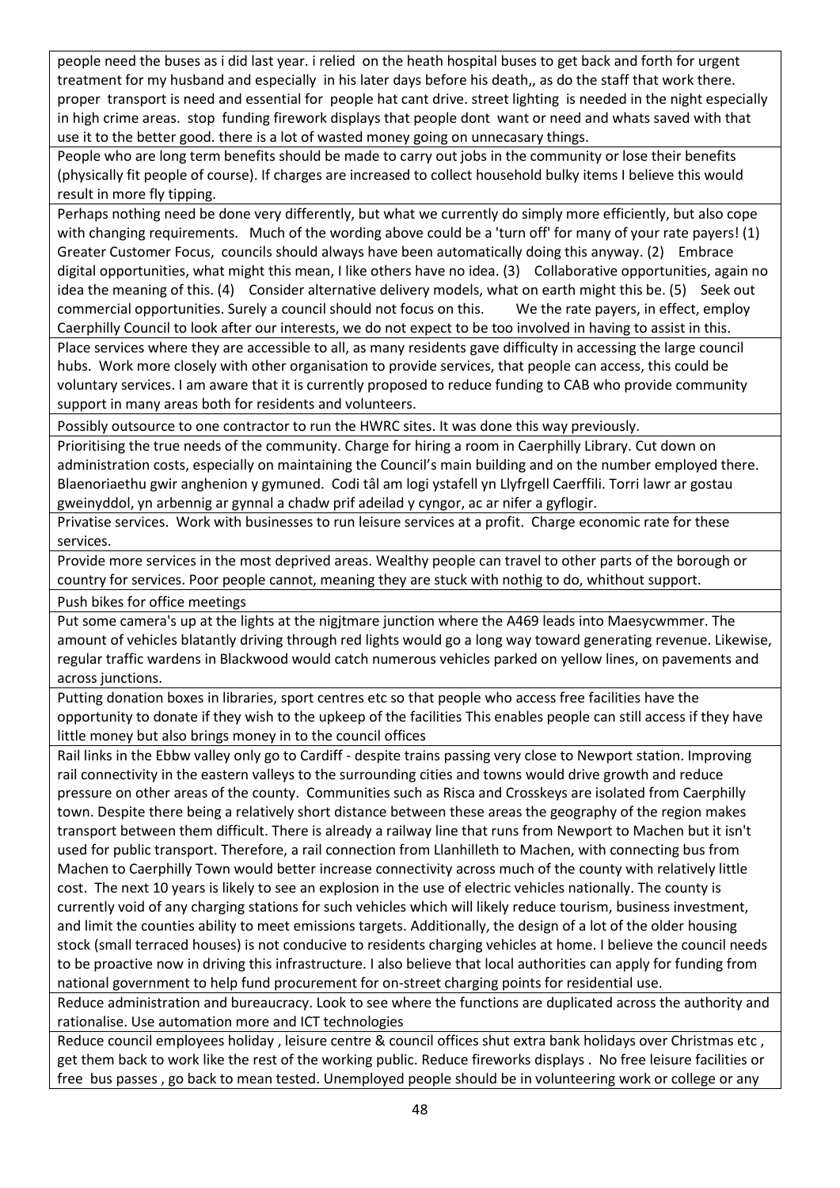| |
|---|
| people need the buses as i did last year. i relied on the heath hospital buses to get back and forth for urgent treatment for my husband and especially in his later days before his death,, as do the staff that work there. proper transport is need and essential for people hat cant drive. street lighting is needed in the night especially in high crime areas. stop funding firework displays that people dont want or need and whats saved with that use it to the better good. there is a lot of wasted money going on unnecasary things. |
| People who are long term benefits should be made to carry out jobs in the community or lose their benefits (physically fit people of course). If charges are increased to collect household bulky items I believe this would result in more fly tipping. |
| Perhaps nothing need be done very differently, but what we currently do simply more efficiently, but also cope with changing requirements. Much of the wording above could be a 'turn off' for many of your rate payers! (1) Greater Customer Focus, councils should always have been automatically doing this anyway. (2) Embrace digital opportunities, what might this mean, I like others have no idea. (3) Collaborative opportunities, again no idea the meaning of this. (4) Consider alternative delivery models, what on earth might this be. (5) Seek out commercial opportunities. Surely a council should not focus on this. We the rate payers, in effect, employ Caerphilly Council to look after our interests, we do not expect to be too involved in having to assist in this. |
| Place services where they are accessible to all, as many residents gave difficulty in accessing the large council hubs. Work more closely with other organisation to provide services, that people can access, this could be voluntary services. I am aware that it is currently proposed to reduce funding to CAB who provide community support in many areas both for residents and volunteers. |
| Possibly outsource to one contractor to run the HWRC sites. It was done this way previously. |
| Prioritising the true needs of the community. Charge for hiring a room in Caerphilly Library. Cut down on administration costs, especially on maintaining the Council's main building and on the number employed there. Blaenoriaethu gwir anghenion y gymuned. Codi tâl am logi ystafell yn Llyfrgell Caerffili. Torri lawr ar gostau gweinyddol, yn arbennig ar gynnal a chadw prif adeilad y cyngor, ac ar nifer a gyflogir. |
| Privatise services. Work with businesses to run leisure services at a profit. Charge economic rate for these services. |
| Provide more services in the most deprived areas. Wealthy people can travel to other parts of the borough or country for services. Poor people cannot, meaning they are stuck with nothig to do, whithout support. |
| Push bikes for office meetings |
| Put some camera's up at the lights at the nigjtmare junction where the A469 leads into Maesycwmmer. The amount of vehicles blatantly driving through red lights would go a long way toward generating revenue. Likewise, regular traffic wardens in Blackwood would catch numerous vehicles parked on yellow lines, on pavements and across junctions. |
| Putting donation boxes in libraries, sport centres etc so that people who access free facilities have the opportunity to donate if they wish to the upkeep of the facilities This enables people can still access if they have little money but also brings money in to the council offices |
| Rail links in the Ebbw valley only go to Cardiff - despite trains passing very close to Newport station. Improving rail connectivity in the eastern valleys to the surrounding cities and towns would drive growth and reduce pressure on other areas of the county. Communities such as Risca and Crosskeys are isolated from Caerphilly town. Despite there being a relatively short distance between these areas the geography of the region makes transport between them difficult. There is already a railway line that runs from Newport to Machen but it isn't used for public transport. Therefore, a rail connection from Llanhilleth to Machen, with connecting bus from Machen to Caerphilly Town would better increase connectivity across much of the county with relatively little cost. The next 10 years is likely to see an explosion in the use of electric vehicles nationally. The county is currently void of any charging stations for such vehicles which will likely reduce tourism, business investment, and limit the counties ability to meet emissions targets. Additionally, the design of a lot of the older housing stock (small terraced houses) is not conducive to residents charging vehicles at home. I believe the council needs to be proactive now in driving this infrastructure. I also believe that local authorities can apply for funding from national government to help fund procurement for on-street charging points for residential use. |
| Reduce administration and bureaucracy. Look to see where the functions are duplicated across the authority and rationalise. Use automation more and ICT technologies |
| Reduce council employees holiday , leisure centre & council offices shut extra bank holidays over Christmas etc , get them back to work like the rest of the working public. Reduce fireworks displays . No free leisure facilities or free bus passes , go back to mean tested. Unemployed people should be in volunteering work or college or any |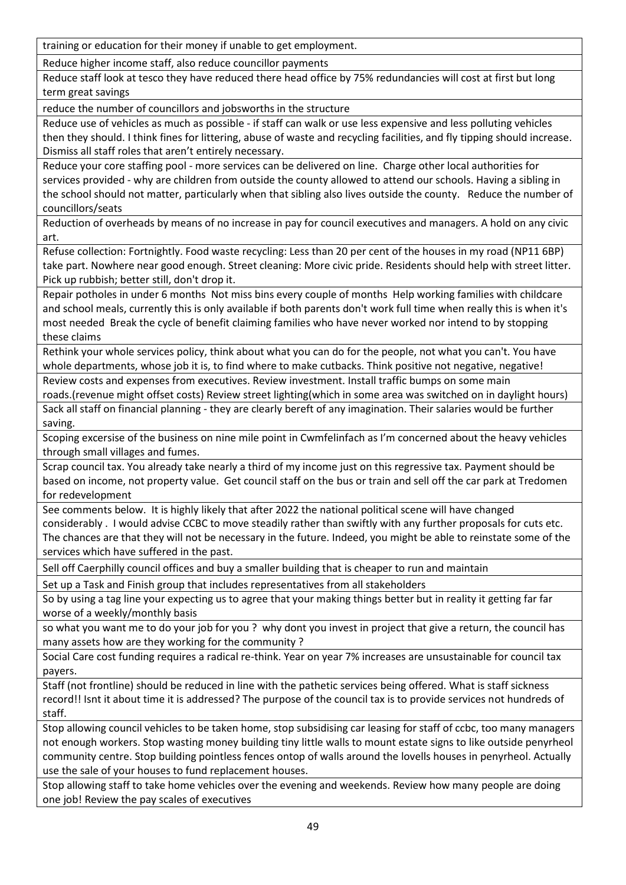| |
|---|
| training or education for their money if unable to get employment. |
| Reduce higher income staff, also reduce councillor payments |
| Reduce staff look at tesco they have reduced there head office by 75% redundancies will cost at first but long term great savings |
| reduce the number of councillors and jobsworths in the structure |
| Reduce use of vehicles as much as possible - if staff can walk or use less expensive and less polluting vehicles then they should. I think fines for littering, abuse of waste and recycling facilities, and fly tipping should increase. Dismiss all staff roles that aren't entirely necessary. |
| Reduce your core staffing pool - more services can be delivered on line. Charge other local authorities for services provided - why are children from outside the county allowed to attend our schools. Having a sibling in the school should not matter, particularly when that sibling also lives outside the county. Reduce the number of councillors/seats |
| Reduction of overheads by means of no increase in pay for council executives and managers. A hold on any civic art. |
| Refuse collection: Fortnightly. Food waste recycling: Less than 20 per cent of the houses in my road (NP11 6BP) take part. Nowhere near good enough. Street cleaning: More civic pride. Residents should help with street litter. Pick up rubbish; better still, don't drop it. |
| Repair potholes in under 6 months Not miss bins every couple of months Help working families with childcare and school meals, currently this is only available if both parents don't work full time when really this is when it's most needed Break the cycle of benefit claiming families who have never worked nor intend to by stopping these claims |
| Rethink your whole services policy, think about what you can do for the people, not what you can't. You have whole departments, whose job it is, to find where to make cutbacks. Think positive not negative, negative! |
| Review costs and expenses from executives. Review investment. Install traffic bumps on some main roads.(revenue might offset costs) Review street lighting(which in some area was switched on in daylight hours) |
| Sack all staff on financial planning - they are clearly bereft of any imagination. Their salaries would be further saving. |
| Scoping excersise of the business on nine mile point in Cwmfelinfach as I'm concerned about the heavy vehicles through small villages and fumes. |
| Scrap council tax. You already take nearly a third of my income just on this regressive tax. Payment should be based on income, not property value. Get council staff on the bus or train and sell off the car park at Tredomen for redevelopment |
| See comments below. It is highly likely that after 2022 the national political scene will have changed considerably . I would advise CCBC to move steadily rather than swiftly with any further proposals for cuts etc. The chances are that they will not be necessary in the future. Indeed, you might be able to reinstate some of the services which have suffered in the past. |
| Sell off Caerphilly council offices and buy a smaller building that is cheaper to run and maintain |
| Set up a Task and Finish group that includes representatives from all stakeholders |
| So by using a tag line your expecting us to agree that your making things better but in reality it getting far far worse of a weekly/monthly basis |
| so what you want me to do your job for you ? why dont you invest in project that give a return, the council has many assets how are they working for the community ? |
| Social Care cost funding requires a radical re-think. Year on year 7% increases are unsustainable for council tax payers. |
| Staff (not frontline) should be reduced in line with the pathetic services being offered. What is staff sickness record!! Isnt it about time it is addressed? The purpose of the council tax is to provide services not hundreds of staff. |
| Stop allowing council vehicles to be taken home, stop subsidising car leasing for staff of ccbc, too many managers not enough workers. Stop wasting money building tiny little walls to mount estate signs to like outside penyrheol community centre. Stop building pointless fences ontop of walls around the lovells houses in penyrheol. Actually use the sale of your houses to fund replacement houses. |
| Stop allowing staff to take home vehicles over the evening and weekends. Review how many people are doing one job! Review the pay scales of executives |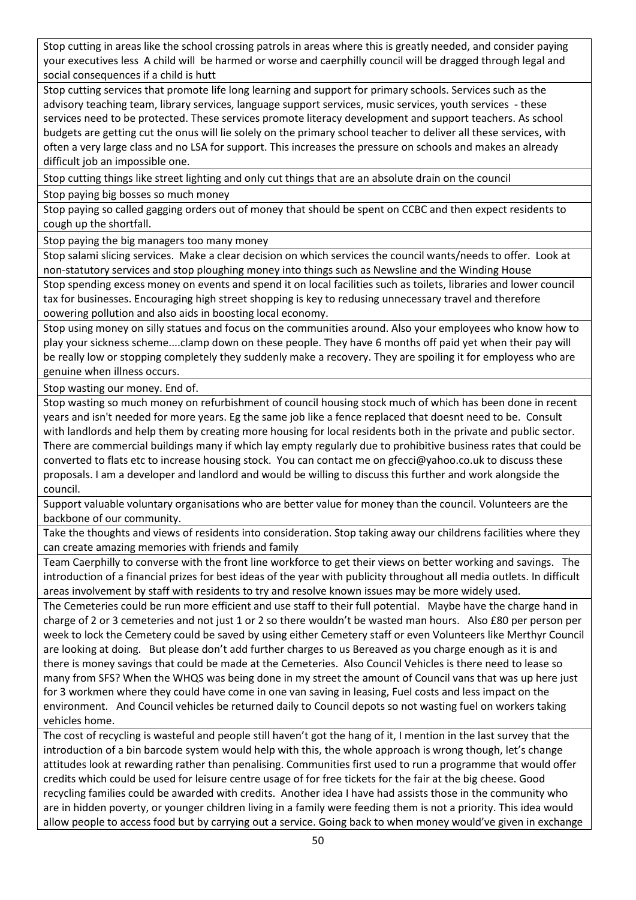| |
|---|
| Stop cutting in areas like the school crossing patrols in areas where this is greatly needed, and consider paying your executives less A child will be harmed or worse and caerphilly council will be dragged through legal and social consequences if a child is hutt |
| Stop cutting services that promote life long learning and support for primary schools. Services such as the advisory teaching team, library services, language support services, music services, youth services - these services need to be protected. These services promote literacy development and support teachers. As school budgets are getting cut the onus will lie solely on the primary school teacher to deliver all these services, with often a very large class and no LSA for support. This increases the pressure on schools and makes an already difficult job an impossible one. |
| Stop cutting things like street lighting and only cut things that are an absolute drain on the council |
| Stop paying big bosses so much money |
| Stop paying so called gagging orders out of money that should be spent on CCBC and then expect residents to cough up the shortfall. |
| Stop paying the big managers too many money |
| Stop salami slicing services. Make a clear decision on which services the council wants/needs to offer. Look at non-statutory services and stop ploughing money into things such as Newsline and the Winding House |
| Stop spending excess money on events and spend it on local facilities such as toilets, libraries and lower council tax for businesses. Encouraging high street shopping is key to redusing unnecessary travel and therefore oowering pollution and also aids in boosting local economy. |
| Stop using money on silly statues and focus on the communities around. Also your employees who know how to play your sickness scheme....clamp down on these people. They have 6 months off paid yet when their pay will be really low or stopping completely they suddenly make a recovery. They are spoiling it for employess who are genuine when illness occurs. |
| Stop wasting our money. End of. |
| Stop wasting so much money on refurbishment of council housing stock much of which has been done in recent years and isn't needed for more years. Eg the same job like a fence replaced that doesnt need to be. Consult with landlords and help them by creating more housing for local residents both in the private and public sector. There are commercial buildings many if which lay empty regularly due to prohibitive business rates that could be converted to flats etc to increase housing stock. You can contact me on gfecci@yahoo.co.uk to discuss these proposals. I am a developer and landlord and would be willing to discuss this further and work alongside the council. |
| Support valuable voluntary organisations who are better value for money than the council. Volunteers are the backbone of our community. |
| Take the thoughts and views of residents into consideration. Stop taking away our childrens facilities where they can create amazing memories with friends and family |
| Team Caerphilly to converse with the front line workforce to get their views on better working and savings. The introduction of a financial prizes for best ideas of the year with publicity throughout all media outlets. In difficult areas involvement by staff with residents to try and resolve known issues may be more widely used. |
| The Cemeteries could be run more efficient and use staff to their full potential. Maybe have the charge hand in charge of 2 or 3 cemeteries and not just 1 or 2 so there wouldn't be wasted man hours. Also £80 per person per week to lock the Cemetery could be saved by using either Cemetery staff or even Volunteers like Merthyr Council are looking at doing. But please don't add further charges to us Bereaved as you charge enough as it is and there is money savings that could be made at the Cemeteries. Also Council Vehicles is there need to lease so many from SFS? When the WHQS was being done in my street the amount of Council vans that was up here just for 3 workmen where they could have come in one van saving in leasing, Fuel costs and less impact on the environment. And Council vehicles be returned daily to Council depots so not wasting fuel on workers taking vehicles home. |
| The cost of recycling is wasteful and people still haven't got the hang of it, I mention in the last survey that the introduction of a bin barcode system would help with this, the whole approach is wrong though, let's change attitudes look at rewarding rather than penalising. Communities first used to run a programme that would offer credits which could be used for leisure centre usage of for free tickets for the fair at the big cheese. Good recycling families could be awarded with credits. Another idea I have had assists those in the community who are in hidden poverty, or younger children living in a family were feeding them is not a priority. This idea would allow people to access food but by carrying out a service. Going back to when money would've given in exchange |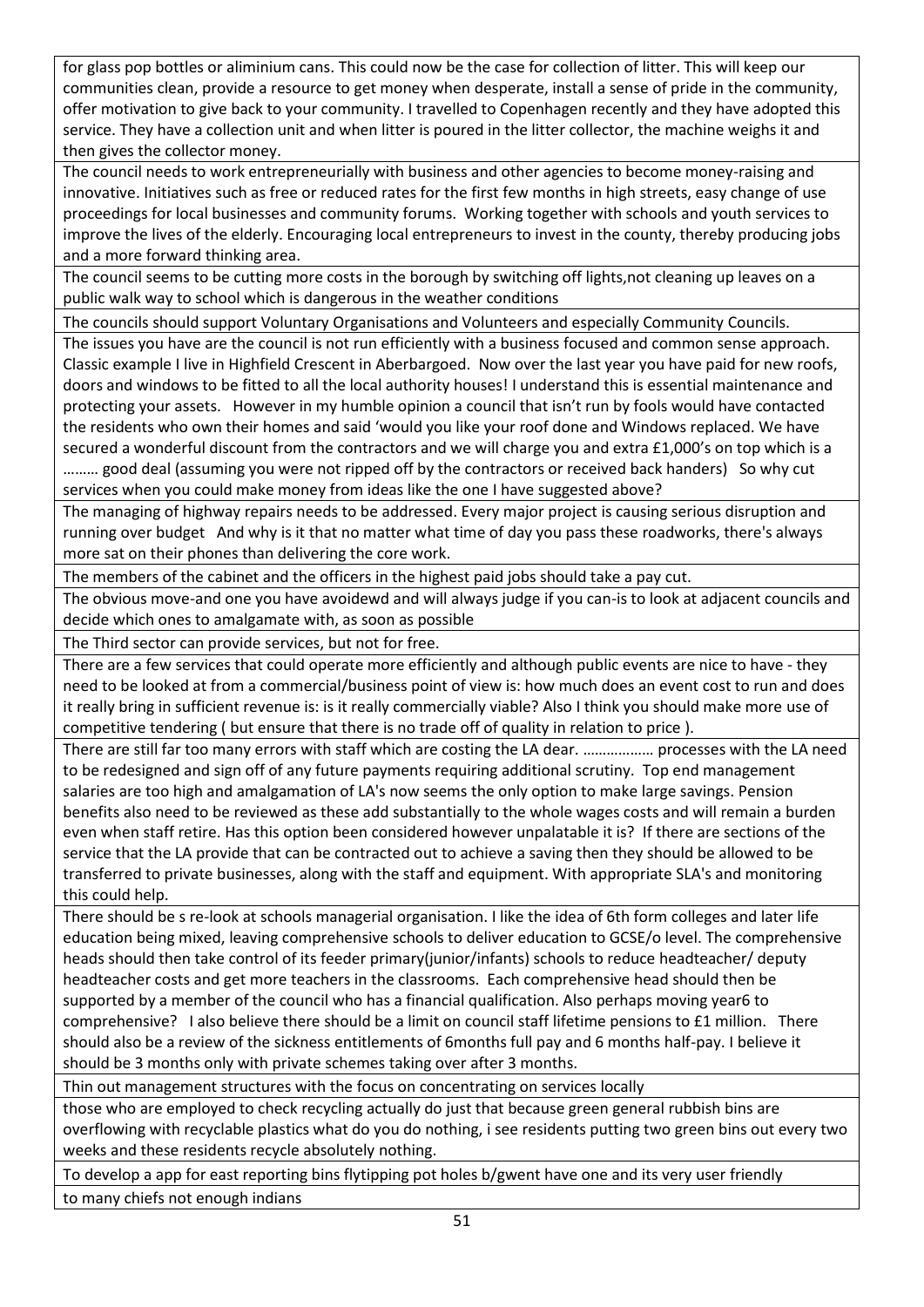| |
|---|
| for glass pop bottles or aliminium cans. This could now be the case for collection of litter. This will keep our communities clean, provide a resource to get money when desperate, install a sense of pride in the community, offer motivation to give back to your community. I travelled to Copenhagen recently and they have adopted this service. They have a collection unit and when litter is poured in the litter collector, the machine weighs it and then gives the collector money. |
| The council needs to work entrepreneurially with business and other agencies to become money-raising and innovative. Initiatives such as free or reduced rates for the first few months in high streets, easy change of use proceedings for local businesses and community forums. Working together with schools and youth services to improve the lives of the elderly. Encouraging local entrepreneurs to invest in the county, thereby producing jobs and a more forward thinking area. |
| The council seems to be cutting more costs in the borough by switching off lights,not cleaning up leaves on a public walk way to school which is dangerous in the weather conditions |
| The councils should support Voluntary Organisations and Volunteers and especially Community Councils. |
| The issues you have are the council is not run efficiently with a business focused and common sense approach. Classic example I live in Highfield Crescent in Aberbargoed. Now over the last year you have paid for new roofs, doors and windows to be fitted to all the local authority houses! I understand this is essential maintenance and protecting your assets. However in my humble opinion a council that isn't run by fools would have contacted the residents who own their homes and said 'would you like your roof done and Windows replaced. We have secured a wonderful discount from the contractors and we will charge you and extra £1,000's on top which is a ……… good deal (assuming you were not ripped off by the contractors or received back handers) So why cut services when you could make money from ideas like the one I have suggested above? |
| The managing of highway repairs needs to be addressed. Every major project is causing serious disruption and running over budget And why is it that no matter what time of day you pass these roadworks, there's always more sat on their phones than delivering the core work. |
| The members of the cabinet and the officers in the highest paid jobs should take a pay cut. |
| The obvious move-and one you have avoidewd and will always judge if you can-is to look at adjacent councils and decide which ones to amalgamate with, as soon as possible |
| The Third sector can provide services, but not for free. |
| There are a few services that could operate more efficiently and although public events are nice to have - they need to be looked at from a commercial/business point of view is: how much does an event cost to run and does it really bring in sufficient revenue is: is it really commercially viable? Also I think you should make more use of competitive tendering ( but ensure that there is no trade off of quality in relation to price ). |
| There are still far too many errors with staff which are costing the LA dear. ……………… processes with the LA need to be redesigned and sign off of any future payments requiring additional scrutiny. Top end management salaries are too high and amalgamation of LA's now seems the only option to make large savings. Pension benefits also need to be reviewed as these add substantially to the whole wages costs and will remain a burden even when staff retire. Has this option been considered however unpalatable it is? If there are sections of the service that the LA provide that can be contracted out to achieve a saving then they should be allowed to be transferred to private businesses, along with the staff and equipment. With appropriate SLA's and monitoring this could help. |
| There should be s re-look at schools managerial organisation. I like the idea of 6th form colleges and later life education being mixed, leaving comprehensive schools to deliver education to GCSE/o level. The comprehensive heads should then take control of its feeder primary(junior/infants) schools to reduce headteacher/ deputy headteacher costs and get more teachers in the classrooms. Each comprehensive head should then be supported by a member of the council who has a financial qualification. Also perhaps moving year6 to comprehensive? I also believe there should be a limit on council staff lifetime pensions to £1 million. There should also be a review of the sickness entitlements of 6months full pay and 6 months half-pay. I believe it should be 3 months only with private schemes taking over after 3 months. |
| Thin out management structures with the focus on concentrating on services locally |
| those who are employed to check recycling actually do just that because green general rubbish bins are overflowing with recyclable plastics what do you do nothing, i see residents putting two green bins out every two weeks and these residents recycle absolutely nothing. |
| To develop a app for east reporting bins flytipping pot holes b/gwent have one and its very user friendly |
| to many chiefs not enough indians |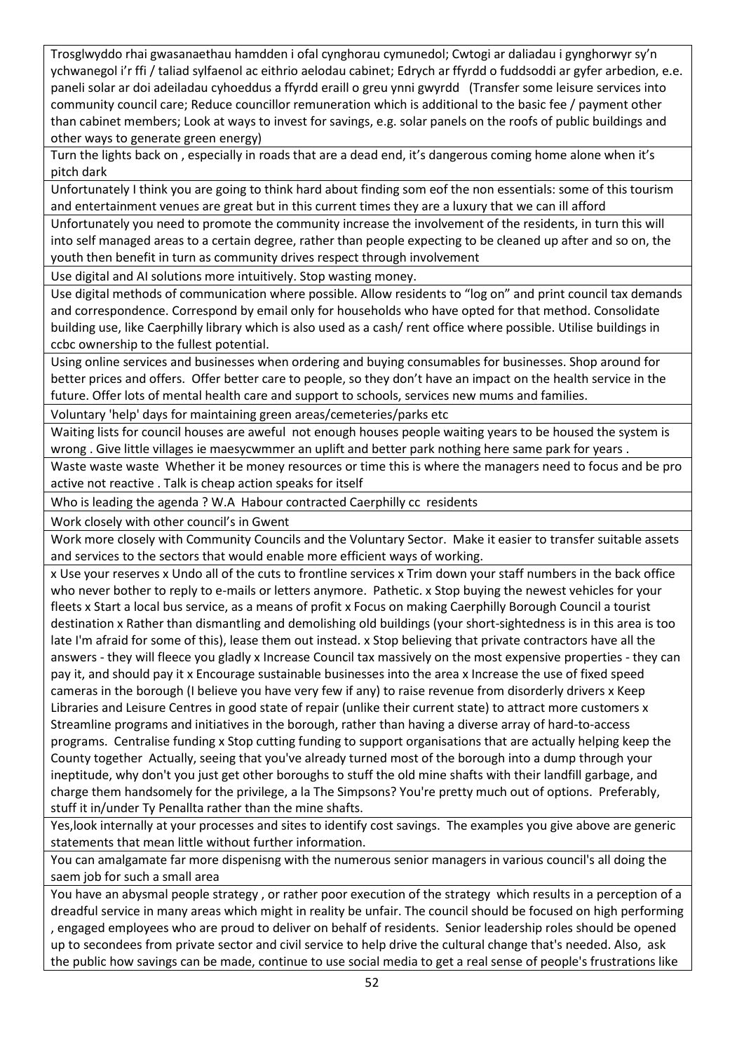| |
|---|
| Trosglwyddo rhai gwasanaethau hamdden i ofal cynghorau cymunedol; Cwtogi ar daliadau i gynghorwyr sy'n ychwanegol i'r ffi / taliad sylfaenol ac eithrio aelodau cabinet; Edrych ar ffyrdd o fuddsoddi ar gyfer arbedion, e.e. paneli solar ar doi adeiladau cyhoeddus a ffyrdd eraill o greu ynni gwyrdd (Transfer some leisure services into community council care; Reduce councillor remuneration which is additional to the basic fee / payment other than cabinet members; Look at ways to invest for savings, e.g. solar panels on the roofs of public buildings and other ways to generate green energy) |
| Turn the lights back on , especially in roads that are a dead end, it's dangerous coming home alone when it's pitch dark |
| Unfortunately I think you are going to think hard about finding som eof the non essentials: some of this tourism and entertainment venues are great but in this current times they are a luxury that we can ill afford |
| Unfortunately you need to promote the community increase the involvement of the residents, in turn this will into self managed areas to a certain degree, rather than people expecting to be cleaned up after and so on, the youth then benefit in turn as community drives respect through involvement |
| Use digital and AI solutions more intuitively. Stop wasting money. |
| Use digital methods of communication where possible. Allow residents to "log on" and print council tax demands and correspondence. Correspond by email only for households who have opted for that method. Consolidate building use, like Caerphilly library which is also used as a cash/ rent office where possible. Utilise buildings in ccbc ownership to the fullest potential. |
| Using online services and businesses when ordering and buying consumables for businesses. Shop around for better prices and offers. Offer better care to people, so they don't have an impact on the health service in the future. Offer lots of mental health care and support to schools, services new mums and families. |
| Voluntary 'help' days for maintaining green areas/cemeteries/parks etc |
| Waiting lists for council houses are aweful not enough houses people waiting years to be housed the system is wrong . Give little villages ie maesycwmmer an uplift and better park nothing here same park for years . |
| Waste waste waste Whether it be money resources or time this is where the managers need to focus and be pro active not reactive . Talk is cheap action speaks for itself |
| Who is leading the agenda ? W.A Habour contracted Caerphilly cc residents |
| Work closely with other council's in Gwent |
| Work more closely with Community Councils and the Voluntary Sector. Make it easier to transfer suitable assets and services to the sectors that would enable more efficient ways of working. |
| x Use your reserves x Undo all of the cuts to frontline services x Trim down your staff numbers in the back office who never bother to reply to e-mails or letters anymore. Pathetic. x Stop buying the newest vehicles for your fleets x Start a local bus service, as a means of profit x Focus on making Caerphilly Borough Council a tourist destination x Rather than dismantling and demolishing old buildings (your short-sightedness is in this area is too late I'm afraid for some of this), lease them out instead. x Stop believing that private contractors have all the answers - they will fleece you gladly x Increase Council tax massively on the most expensive properties - they can pay it, and should pay it x Encourage sustainable businesses into the area x Increase the use of fixed speed cameras in the borough (I believe you have very few if any) to raise revenue from disorderly drivers x Keep Libraries and Leisure Centres in good state of repair (unlike their current state) to attract more customers x Streamline programs and initiatives in the borough, rather than having a diverse array of hard-to-access programs. Centralise funding x Stop cutting funding to support organisations that are actually helping keep the County together Actually, seeing that you've already turned most of the borough into a dump through your ineptitude, why don't you just get other boroughs to stuff the old mine shafts with their landfill garbage, and charge them handsomely for the privilege, a la The Simpsons? You're pretty much out of options. Preferably, stuff it in/under Ty Penallta rather than the mine shafts. |
| Yes,look internally at your processes and sites to identify cost savings. The examples you give above are generic statements that mean little without further information. |
| You can amalgamate far more dispenisng with the numerous senior managers in various council's all doing the saem job for such a small area |
| You have an abysmal people strategy , or rather poor execution of the strategy which results in a perception of a dreadful service in many areas which might in reality be unfair. The council should be focused on high performing , engaged employees who are proud to deliver on behalf of residents. Senior leadership roles should be opened up to secondees from private sector and civil service to help drive the cultural change that's needed. Also, ask the public how savings can be made, continue to use social media to get a real sense of people's frustrations like |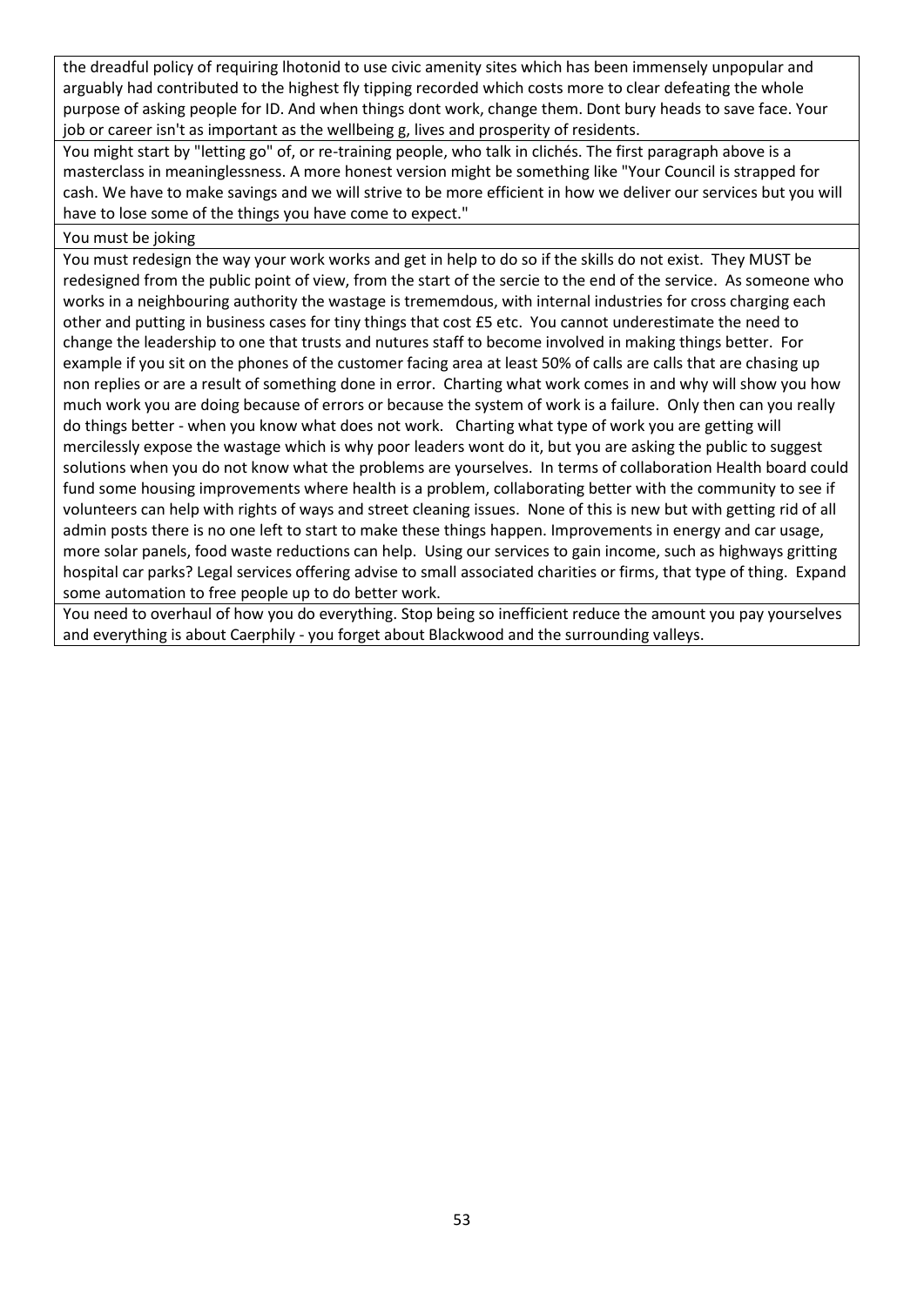| |
|---|
| the dreadful policy of requiring lhotonid to use civic amenity sites which has been immensely unpopular and arguably had contributed to the highest fly tipping recorded which costs more to clear defeating the whole purpose of asking people for ID. And when things dont work, change them. Dont bury heads to save face. Your job or career isn't as important as the wellbeing g, lives and prosperity of residents. |
| You might start by "letting go" of, or re-training people, who talk in clichés. The first paragraph above is a masterclass in meaninglessness. A more honest version might be something like "Your Council is strapped for cash. We have to make savings and we will strive to be more efficient in how we deliver our services but you will have to lose some of the things you have come to expect." |
| You must be joking |
| You must redesign the way your work works and get in help to do so if the skills do not exist. They MUST be redesigned from the public point of view, from the start of the sercie to the end of the service. As someone who works in a neighbouring authority the wastage is tremendous, with internal industries for cross charging each other and putting in business cases for tiny things that cost £5 etc. You cannot underestimate the need to change the leadership to one that trusts and nutures staff to become involved in making things better. For example if you sit on the phones of the customer facing area at least 50% of calls are calls that are chasing up non replies or are a result of something done in error. Charting what work comes in and why will show you how much work you are doing because of errors or because the system of work is a failure. Only then can you really do things better - when you know what does not work. Charting what type of work you are getting will mercilessly expose the wastage which is why poor leaders wont do it, but you are asking the public to suggest solutions when you do not know what the problems are yourselves. In terms of collaboration Health board could fund some housing improvements where health is a problem, collaborating better with the community to see if volunteers can help with rights of ways and street cleaning issues. None of this is new but with getting rid of all admin posts there is no one left to start to make these things happen. Improvements in energy and car usage, more solar panels, food waste reductions can help. Using our services to gain income, such as highways gritting hospital car parks? Legal services offering advise to small associated charities or firms, that type of thing. Expand some automation to free people up to do better work. |
| You need to overhaul of how you do everything. Stop being so inefficient reduce the amount you pay yourselves and everything is about Caerphily - you forget about Blackwood and the surrounding valleys. |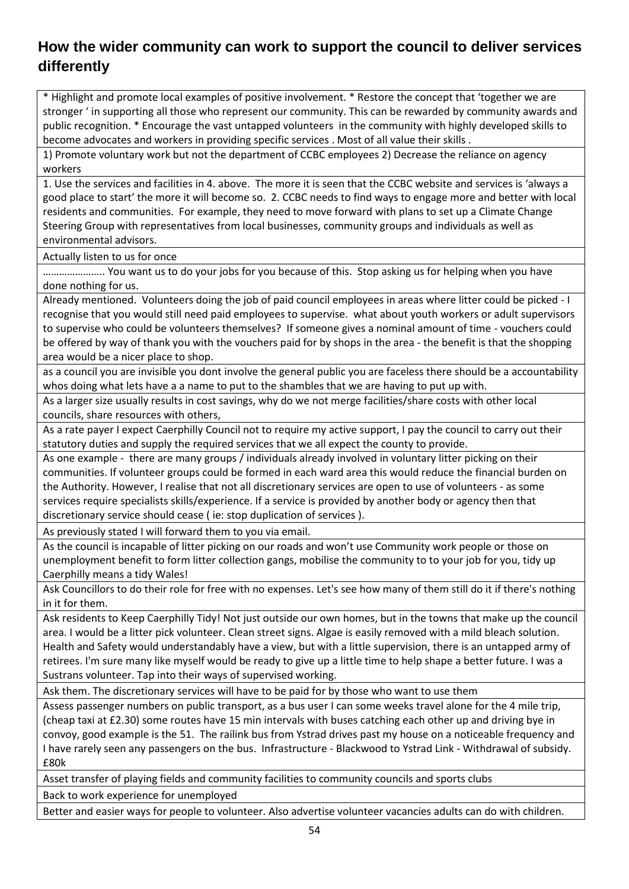## How the wider community can work to support the council to deliver services differently

| |
|---|
| * Highlight and promote local examples of positive involvement. * Restore the concept that 'together we are stronger ' in supporting all those who represent our community. This can be rewarded by community awards and public recognition. * Encourage the vast untapped volunteers in the community with highly developed skills to become advocates and workers in providing specific services . Most of all value their skills . |
| 1) Promote voluntary work but not the department of CCBC employees 2) Decrease the reliance on agency workers |
| 1. Use the services and facilities in 4. above. The more it is seen that the CCBC website and services is 'always a good place to start' the more it will become so. 2. CCBC needs to find ways to engage more and better with local residents and communities. For example, they need to move forward with plans to set up a Climate Change Steering Group with representatives from local businesses, community groups and individuals as well as environmental advisors. |
| Actually listen to us for once |
| ………………….. You want us to do your jobs for you because of this. Stop asking us for helping when you have done nothing for us. |
| Already mentioned. Volunteers doing the job of paid council employees in areas where litter could be picked - I recognise that you would still need paid employees to supervise. what about youth workers or adult supervisors to supervise who could be volunteers themselves? If someone gives a nominal amount of time - vouchers could be offered by way of thank you with the vouchers paid for by shops in the area - the benefit is that the shopping area would be a nicer place to shop. |
| as a council you are invisible you dont involve the general public you are faceless there should be a accountability whos doing what lets have a a name to put to the shambles that we are having to put up with. |
| As a larger size usually results in cost savings, why do we not merge facilities/share costs with other local councils, share resources with others, |
| As a rate payer I expect Caerphilly Council not to require my active support, I pay the council to carry out their statutory duties and supply the required services that we all expect the county to provide. |
| As one example - there are many groups / individuals already involved in voluntary litter picking on their communities. If volunteer groups could be formed in each ward area this would reduce the financial burden on the Authority. However, I realise that not all discretionary services are open to use of volunteers - as some services require specialists skills/experience. If a service is provided by another body or agency then that discretionary service should cease ( ie: stop duplication of services ). |
| As previously stated I will forward them to you via email. |
| As the council is incapable of litter picking on our roads and won't use Community work people or those on unemployment benefit to form litter collection gangs, mobilise the community to to your job for you, tidy up Caerphilly means a tidy Wales! |
| Ask Councillors to do their role for free with no expenses. Let's see how many of them still do it if there's nothing in it for them. |
| Ask residents to Keep Caerphilly Tidy! Not just outside our own homes, but in the towns that make up the council area. I would be a litter pick volunteer. Clean street signs. Algae is easily removed with a mild bleach solution. Health and Safety would understandably have a view, but with a little supervision, there is an untapped army of retirees. I'm sure many like myself would be ready to give up a little time to help shape a better future. I was a Sustrans volunteer. Tap into their ways of supervised working. |
| Ask them. The discretionary services will have to be paid for by those who want to use them |
| Assess passenger numbers on public transport, as a bus user I can some weeks travel alone for the 4 mile trip, (cheap taxi at £2.30) some routes have 15 min intervals with buses catching each other up and driving bye in convoy, good example is the 51. The railink bus from Ystrad drives past my house on a noticeable frequency and I have rarely seen any passengers on the bus. Infrastructure - Blackwood to Ystrad Link - Withdrawal of subsidy. £80k |
| Asset transfer of playing fields and community facilities to community councils and sports clubs |
| Back to work experience for unemployed |
| Better and easier ways for people to volunteer. Also advertise volunteer vacancies adults can do with children. |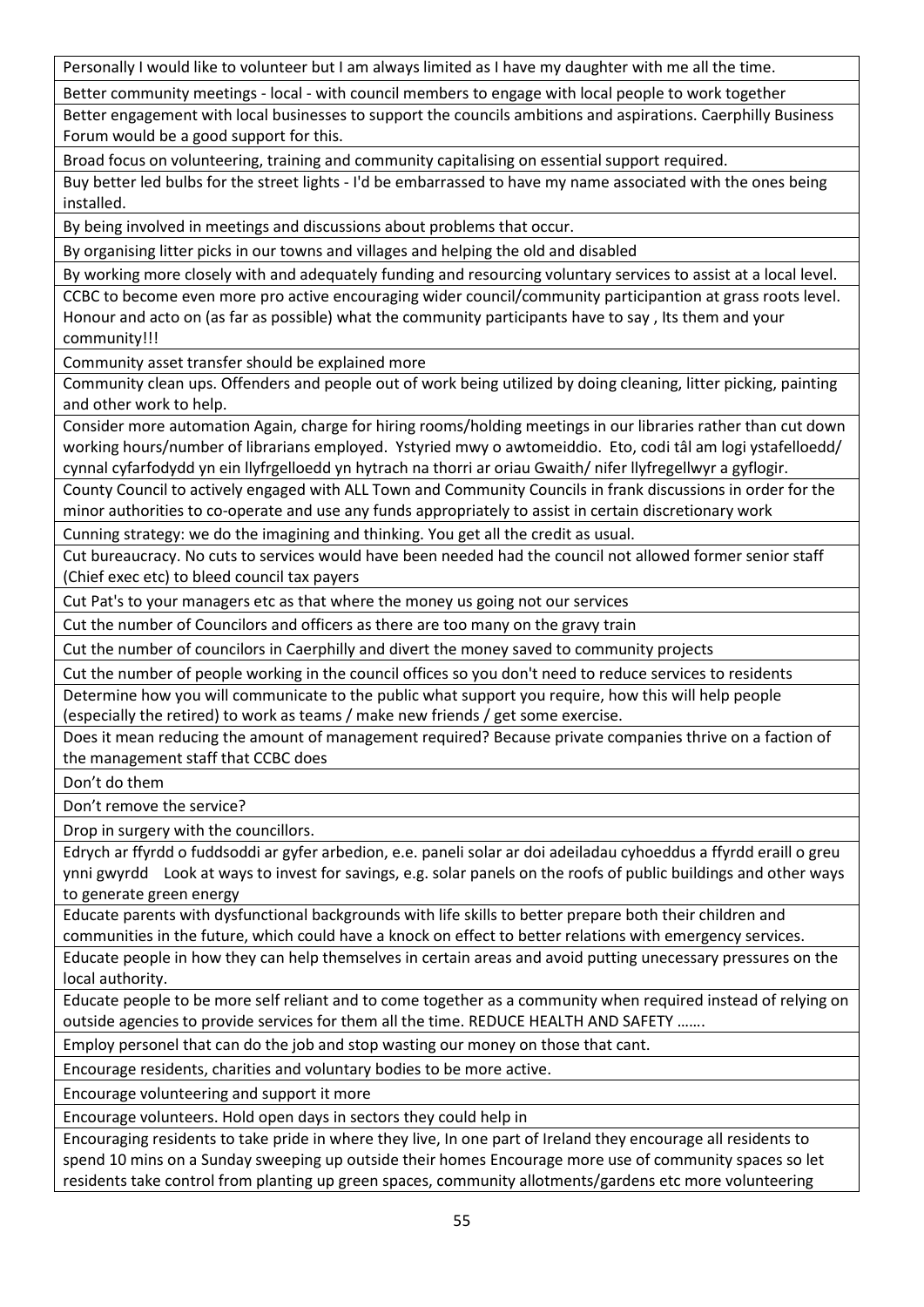| |
|---|
| Personally I would like to volunteer but I am always limited as I have my daughter with me all the time. |
| Better community meetings - local - with council members to engage with local people to work together |
| Better engagement with local businesses to support the councils ambitions and aspirations. Caerphilly Business Forum would be a good support for this. |
| Broad focus on volunteering, training and community capitalising on essential support required. |
| Buy better led bulbs for the street lights - I'd be embarrassed to have my name associated with the ones being installed. |
| By being involved in meetings and discussions about problems that occur. |
| By organising litter picks in our towns and villages and helping the old and disabled |
| By working more closely with and adequately funding and resourcing voluntary services to assist at a local level. |
| CCBC to become even more pro active encouraging wider council/community participantion at grass roots level. Honour and acto on (as far as possible) what the community participants have to say , Its them and your community!!! |
| Community asset transfer should be explained more |
| Community clean ups. Offenders and people out of work being utilized by doing cleaning, litter picking, painting and other work to help. |
| Consider more automation Again, charge for hiring rooms/holding meetings in our libraries rather than cut down working hours/number of librarians employed. Ystyried mwy o awtomeiddio. Eto, codi tâl am logi ystafelloedd/ cynnal cyfarfodydd yn ein llyfrgelloedd yn hytrach na thorri ar oriau Gwaith/ nifer llyfregellwyr a gyflogir. |
| County Council to actively engaged with ALL Town and Community Councils in frank discussions in order for the minor authorities to co-operate and use any funds appropriately to assist in certain discretionary work |
| Cunning strategy: we do the imagining and thinking. You get all the credit as usual. |
| Cut bureaucracy. No cuts to services would have been needed had the council not allowed former senior staff (Chief exec etc) to bleed council tax payers |
| Cut Pat's to your managers etc as that where the money us going not our services |
| Cut the number of Councilors and officers as there are too many on the gravy train |
| Cut the number of councilors in Caerphilly and divert the money saved to community projects |
| Cut the number of people working in the council offices so you don't need to reduce services to residents |
| Determine how you will communicate to the public what support you require, how this will help people (especially the retired) to work as teams / make new friends / get some exercise. |
| Does it mean reducing the amount of management required? Because private companies thrive on a faction of the management staff that CCBC does |
| Don't do them |
| Don't remove the service? |
| Drop in surgery with the councillors. |
| Edrych ar ffyrdd o fuddsoddi ar gyfer arbedion, e.e. paneli solar ar doi adeiladau cyhoeddus a ffyrdd eraill o greu ynni gwyrdd   Look at ways to invest for savings, e.g. solar panels on the roofs of public buildings and other ways to generate green energy |
| Educate parents with dysfunctional backgrounds with life skills to better prepare both their children and communities in the future, which could have a knock on effect to better relations with emergency services. |
| Educate people in how they can help themselves in certain areas and avoid putting unecessary pressures on the local authority. |
| Educate people to be more self reliant and to come together as a community when required instead of relying on outside agencies to provide services for them all the time. REDUCE HEALTH AND SAFETY ……. |
| Employ personel that can do the job and stop wasting our money on those that cant. |
| Encourage residents, charities and voluntary bodies to be more active. |
| Encourage volunteering and support it more |
| Encourage volunteers. Hold open days in sectors they could help in |
| Encouraging residents to take pride in where they live, In one part of Ireland they encourage all residents to spend 10 mins on a Sunday sweeping up outside their homes Encourage more use of community spaces so let residents take control from planting up green spaces, community allotments/gardens etc more volunteering |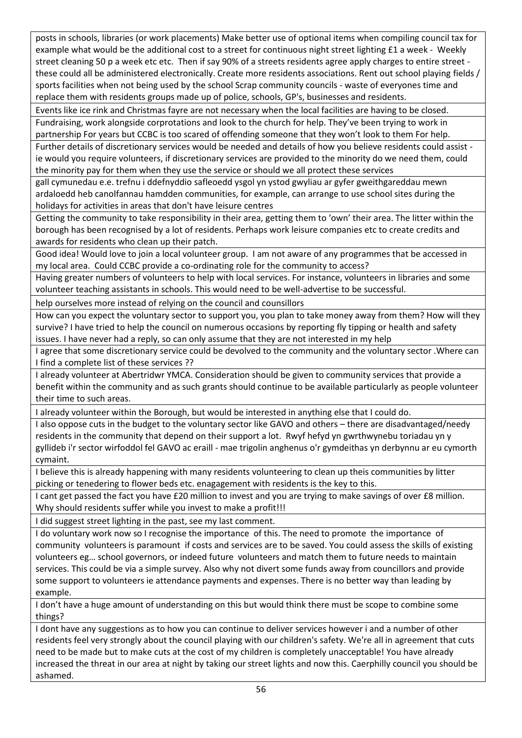| |
|---|
| posts in schools, libraries (or work placements) Make better use of optional items when compiling council tax for example what would be the additional cost to a street for continuous night street lighting £1 a week - Weekly street cleaning 50 p a week etc etc. Then if say 90% of a streets residents agree apply charges to entire street - these could all be administered electronically. Create more residents associations. Rent out school playing fields / sports facilities when not being used by the school Scrap community councils - waste of everyones time and replace them with residents groups made up of police, schools, GP's, businesses and residents. |
| Events like ice rink and Christmas fayre are not necessary when the local facilities are having to be closed. |
| Fundraising, work alongside corprotations and look to the church for help. They've been trying to work in partnership For years but CCBC is too scared of offending someone that they won't look to them For help. |
| Further details of discretionary services would be needed and details of how you believe residents could assist - ie would you require volunteers, if discretionary services are provided to the minority do we need them, could the minority pay for them when they use the service or should we all protect these services |
| gall cymunedau e.e. trefnu i ddefnyddio safleoedd ysgol yn ystod gwyliau ar gyfer gweithgareddau mewn ardaloedd heb canolfannau hamdden communities, for example, can arrange to use school sites during the holidays for activities in areas that don't have leisure centres |
| Getting the community to take responsibility in their area, getting them to 'own' their area. The litter within the borough has been recognised by a lot of residents. Perhaps work leisure companies etc to create credits and awards for residents who clean up their patch. |
| Good idea! Would love to join a local volunteer group. I am not aware of any programmes that be accessed in my local area. Could CCBC provide a co-ordinating role for the community to access? |
| Having greater numbers of volunteers to help with local services. For instance, volunteers in libraries and some volunteer teaching assistants in schools. This would need to be well-advertise to be successful. |
| help ourselves more instead of relying on the council and counsillors |
| How can you expect the voluntary sector to support you, you plan to take money away from them? How will they survive? I have tried to help the council on numerous occasions by reporting fly tipping or health and safety issues. I have never had a reply, so can only assume that they are not interested in my help |
| I agree that some discretionary service could be devolved to the community and the voluntary sector .Where can I find a complete list of these services ?? |
| I already volunteer at Abertridwr YMCA. Consideration should be given to community services that provide a benefit within the community and as such grants should continue to be available particularly as people volunteer their time to such areas. |
| I already volunteer within the Borough, but would be interested in anything else that I could do. |
| I also oppose cuts in the budget to the voluntary sector like GAVO and others – there are disadvantaged/needy residents in the community that depend on their support a lot. Rwyf hefyd yn gwrthwynebu toriadau yn y gyllideb i'r sector wirfoddol fel GAVO ac eraill - mae trigolin anghenus o'r gymdeithas yn derbynnu ar eu cymorth cymaint. |
| I believe this is already happening with many residents volunteering to clean up theis communities by litter picking or tenedering to flower beds etc. engagement with residents is the key to this. |
| I cant get passed the fact you have £20 million to invest and you are trying to make savings of over £8 million. Why should residents suffer while you invest to make a profit!!! |
| I did suggest street lighting in the past, see my last comment. |
| I do voluntary work now so I recognise the importance of this. The need to promote the importance of community volunteers is paramount if costs and services are to be saved. You could assess the skills of existing volunteers eg… school governors, or indeed future volunteers and match them to future needs to maintain services. This could be via a simple survey. Also why not divert some funds away from councillors and provide some support to volunteers ie attendance payments and expenses. There is no better way than leading by example. |
| I don't have a huge amount of understanding on this but would think there must be scope to combine some things? |
| I dont have any suggestions as to how you can continue to deliver services however i and a number of other residents feel very strongly about the council playing with our children's safety. We're all in agreement that cuts need to be made but to make cuts at the cost of my children is completely unacceptable! You have already increased the threat in our area at night by taking our street lights and now this. Caerphilly council you should be ashamed. |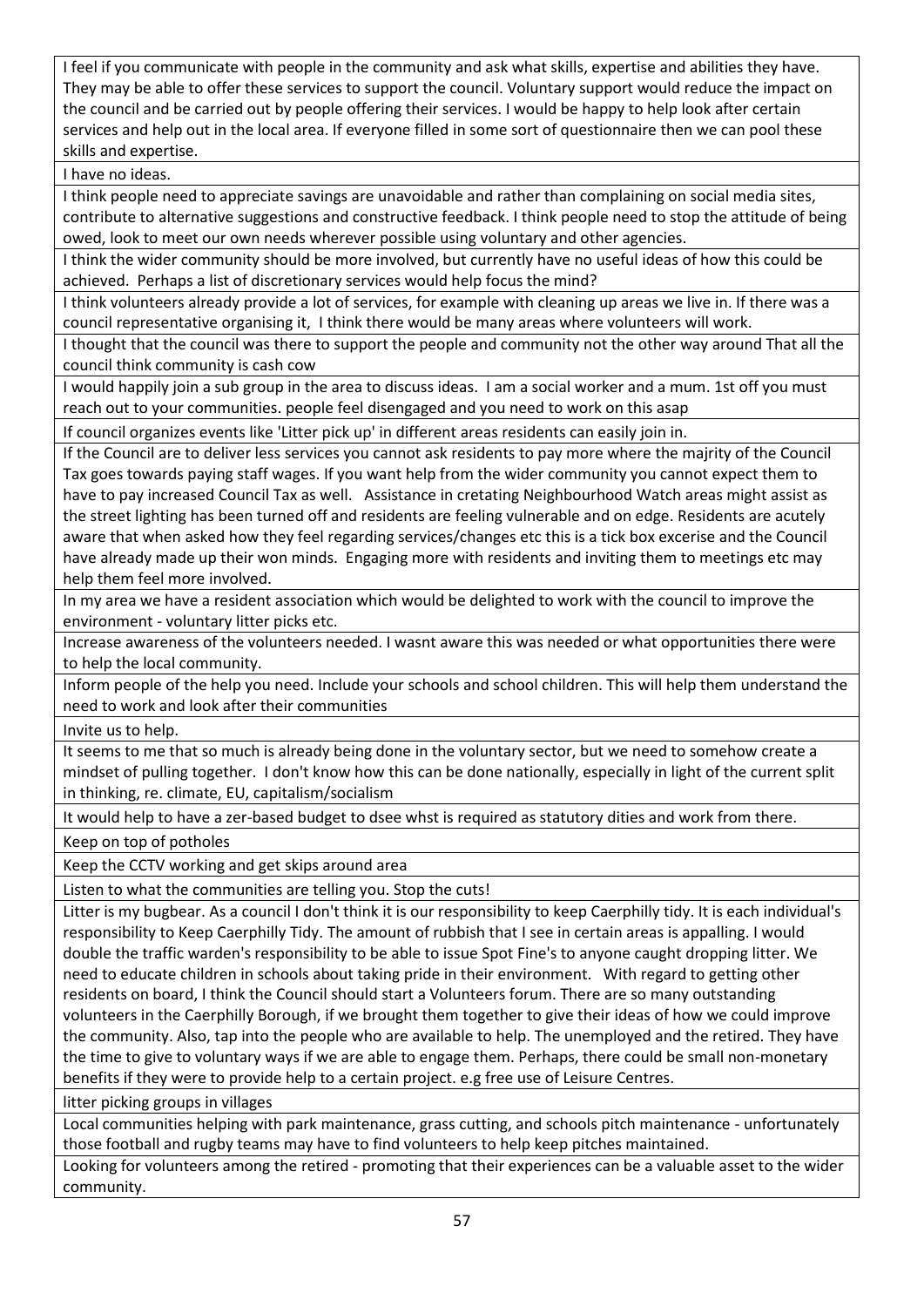| |
|---|
| I feel if you communicate with people in the community and ask what skills, expertise and abilities they have. They may be able to offer these services to support the council. Voluntary support would reduce the impact on the council and be carried out by people offering their services. I would be happy to help look after certain services and help out in the local area. If everyone filled in some sort of questionnaire then we can pool these skills and expertise. |
| I have no ideas. |
| I think people need to appreciate savings are unavoidable and rather than complaining on social media sites, contribute to alternative suggestions and constructive feedback. I think people need to stop the attitude of being owed, look to meet our own needs wherever possible using voluntary and other agencies. |
| I think the wider community should be more involved, but currently have no useful ideas of how this could be achieved. Perhaps a list of discretionary services would help focus the mind? |
| I think volunteers already provide a lot of services, for example with cleaning up areas we live in. If there was a council representative organising it, I think there would be many areas where volunteers will work. |
| I thought that the council was there to support the people and community not the other way around That all the council think community is cash cow |
| I would happily join a sub group in the area to discuss ideas. I am a social worker and a mum. 1st off you must reach out to your communities. people feel disengaged and you need to work on this asap |
| If council organizes events like 'Litter pick up' in different areas residents can easily join in. |
| If the Council are to deliver less services you cannot ask residents to pay more where the majrity of the Council Tax goes towards paying staff wages. If you want help from the wider community you cannot expect them to have to pay increased Council Tax as well. Assistance in cretating Neighbourhood Watch areas might assist as the street lighting has been turned off and residents are feeling vulnerable and on edge. Residents are acutely aware that when asked how they feel regarding services/changes etc this is a tick box excerise and the Council have already made up their won minds. Engaging more with residents and inviting them to meetings etc may help them feel more involved. |
| In my area we have a resident association which would be delighted to work with the council to improve the environment - voluntary litter picks etc. |
| Increase awareness of the volunteers needed. I wasnt aware this was needed or what opportunities there were to help the local community. |
| Inform people of the help you need. Include your schools and school children. This will help them understand the need to work and look after their communities |
| Invite us to help. |
| It seems to me that so much is already being done in the voluntary sector, but we need to somehow create a mindset of pulling together. I don't know how this can be done nationally, especially in light of the current split in thinking, re. climate, EU, capitalism/socialism |
| It would help to have a zer-based budget to dsee whst is required as statutory dities and work from there. |
| Keep on top of potholes |
| Keep the CCTV working and get skips around area |
| Listen to what the communities are telling you. Stop the cuts! |
| Litter is my bugbear. As a council I don't think it is our responsibility to keep Caerphilly tidy. It is each individual's responsibility to Keep Caerphilly Tidy. The amount of rubbish that I see in certain areas is appalling. I would double the traffic warden's responsibility to be able to issue Spot Fine's to anyone caught dropping litter. We need to educate children in schools about taking pride in their environment. With regard to getting other residents on board, I think the Council should start a Volunteers forum. There are so many outstanding volunteers in the Caerphilly Borough, if we brought them together to give their ideas of how we could improve the community. Also, tap into the people who are available to help. The unemployed and the retired. They have the time to give to voluntary ways if we are able to engage them. Perhaps, there could be small non-monetary benefits if they were to provide help to a certain project. e.g free use of Leisure Centres. |
| litter picking groups in villages |
| Local communities helping with park maintenance, grass cutting, and schools pitch maintenance - unfortunately those football and rugby teams may have to find volunteers to help keep pitches maintained. |
| Looking for volunteers among the retired - promoting that their experiences can be a valuable asset to the wider community. |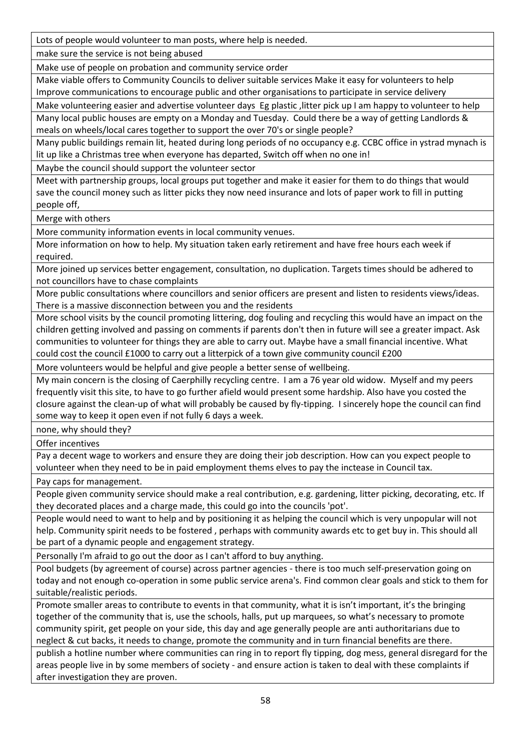| |
|---|
| Lots of people would volunteer to man posts, where help is needed. |
| make sure the service is not being abused |
| Make use of people on probation and community service order |
| Make viable offers to Community Councils to deliver suitable services Make it easy for volunteers to help Improve communications to encourage public and other organisations to participate in service delivery |
| Make volunteering easier and advertise volunteer days Eg plastic ,litter pick up I am happy to volunteer to help |
| Many local public houses are empty on a Monday and Tuesday. Could there be a way of getting Landlords & meals on wheels/local cares together to support the over 70's or single people? |
| Many public buildings remain lit, heated during long periods of no occupancy e.g. CCBC office in ystrad mynach is lit up like a Christmas tree when everyone has departed, Switch off when no one in! |
| Maybe the council should support the volunteer sector |
| Meet with partnership groups, local groups put together and make it easier for them to do things that would save the council money such as litter picks they now need insurance and lots of paper work to fill in putting people off, |
| Merge with others |
| More community information events in local community venues. |
| More information on how to help. My situation taken early retirement and have free hours each week if required. |
| More joined up services better engagement, consultation, no duplication. Targets times should be adhered to not councillors have to chase complaints |
| More public consultations where councillors and senior officers are present and listen to residents views/ideas. There is a massive disconnection between you and the residents |
| More school visits by the council promoting littering, dog fouling and recycling this would have an impact on the children getting involved and passing on comments if parents don't then in future will see a greater impact. Ask communities to volunteer for things they are able to carry out. Maybe have a small financial incentive. What could cost the council £1000 to carry out a litterpick of a town give community council £200 |
| More volunteers would be helpful and give people a better sense of wellbeing. |
| My main concern is the closing of Caerphilly recycling centre. I am a 76 year old widow. Myself and my peers frequently visit this site, to have to go further afield would present some hardship. Also have you costed the closure against the clean-up of what will probably be caused by fly-tipping. I sincerely hope the council can find some way to keep it open even if not fully 6 days a week. |
| none, why should they? |
| Offer incentives |
| Pay a decent wage to workers and ensure they are doing their job description. How can you expect people to volunteer when they need to be in paid employment thems elves to pay the inctease in Council tax. |
| Pay caps for management. |
| People given community service should make a real contribution, e.g. gardening, litter picking, decorating, etc. If they decorated places and a charge made, this could go into the councils 'pot'. |
| People would need to want to help and by positioning it as helping the council which is very unpopular will not help. Community spirit needs to be fostered , perhaps with community awards etc to get buy in. This should all be part of a dynamic people and engagement strategy. |
| Personally I'm afraid to go out the door as I can't afford to buy anything. |
| Pool budgets (by agreement of course) across partner agencies - there is too much self-preservation going on today and not enough co-operation in some public service arena's. Find common clear goals and stick to them for suitable/realistic periods. |
| Promote smaller areas to contribute to events in that community, what it is isn't important, it's the bringing together of the community that is, use the schools, halls, put up marquees, so what's necessary to promote community spirit, get people on your side, this day and age generally people are anti authoritarians due to neglect & cut backs, it needs to change, promote the community and in turn financial benefits are there. |
| publish a hotline number where communities can ring in to report fly tipping, dog mess, general disregard for the areas people live in by some members of society - and ensure action is taken to deal with these complaints if after investigation they are proven. |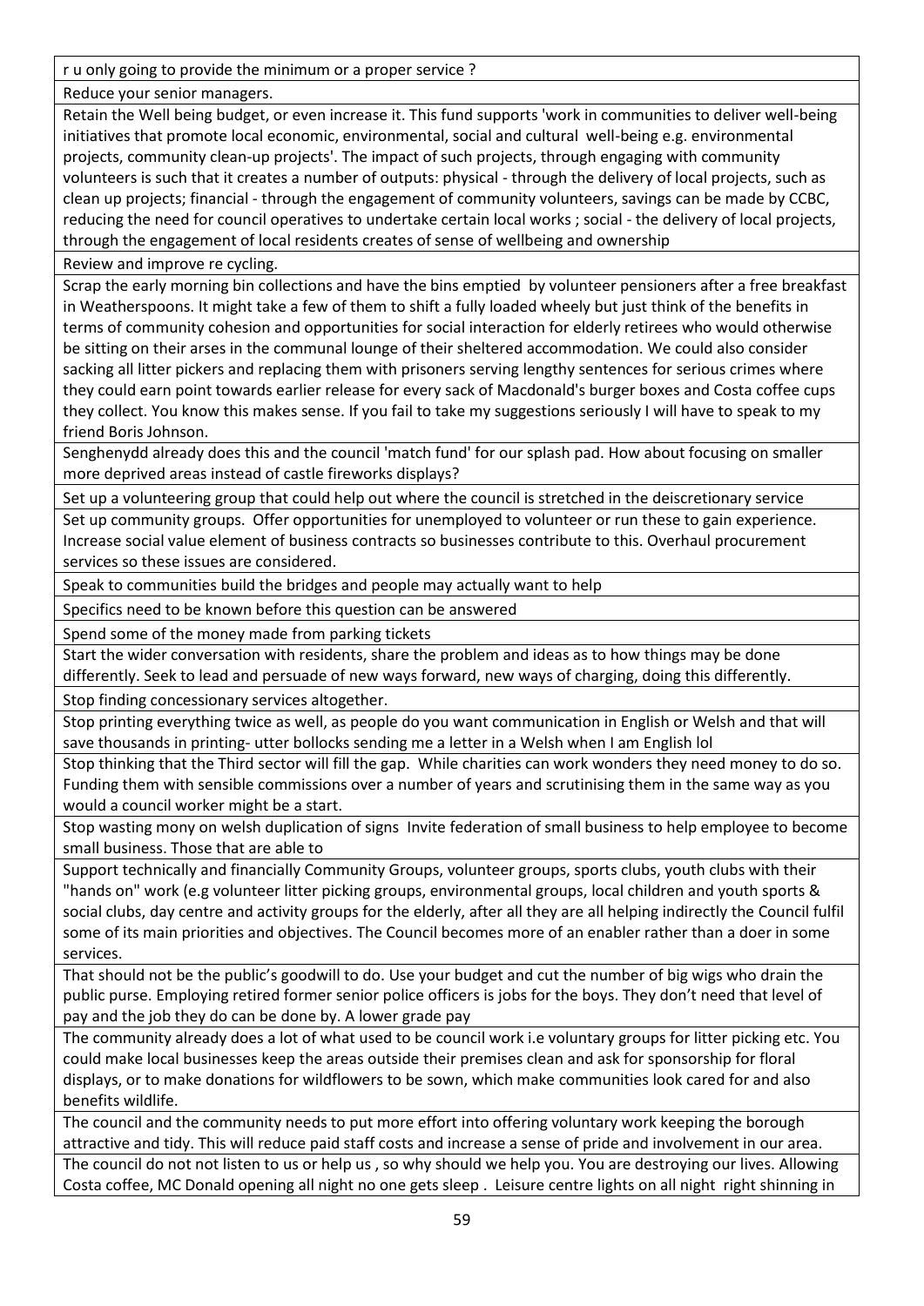| |
|---|
| r u only going to provide the minimum or a proper service ? |
| Reduce your senior managers. |
| Retain the Well being budget, or even increase it. This fund supports 'work in communities to deliver well-being initiatives that promote local economic, environmental, social and cultural well-being e.g. environmental projects, community clean-up projects'. The impact of such projects, through engaging with community volunteers is such that it creates a number of outputs: physical - through the delivery of local projects, such as clean up projects; financial - through the engagement of community volunteers, savings can be made by CCBC, reducing the need for council operatives to undertake certain local works ; social - the delivery of local projects, through the engagement of local residents creates of sense of wellbeing and ownership |
| Review and improve re cycling. |
| Scrap the early morning bin collections and have the bins emptied by volunteer pensioners after a free breakfast in Weatherspoons. It might take a few of them to shift a fully loaded wheely but just think of the benefits in terms of community cohesion and opportunities for social interaction for elderly retirees who would otherwise be sitting on their arses in the communal lounge of their sheltered accommodation. We could also consider sacking all litter pickers and replacing them with prisoners serving lengthy sentences for serious crimes where they could earn point towards earlier release for every sack of Macdonald's burger boxes and Costa coffee cups they collect. You know this makes sense. If you fail to take my suggestions seriously I will have to speak to my friend Boris Johnson. |
| Senghenydd already does this and the council 'match fund' for our splash pad. How about focusing on smaller more deprived areas instead of castle fireworks displays? |
| Set up a volunteering group that could help out where the council is stretched in the deiscretionary service |
| Set up community groups. Offer opportunities for unemployed to volunteer or run these to gain experience. Increase social value element of business contracts so businesses contribute to this. Overhaul procurement services so these issues are considered. |
| Speak to communities build the bridges and people may actually want to help |
| Specifics need to be known before this question can be answered |
| Spend some of the money made from parking tickets |
| Start the wider conversation with residents, share the problem and ideas as to how things may be done differently. Seek to lead and persuade of new ways forward, new ways of charging, doing this differently. |
| Stop finding concessionary services altogether. |
| Stop printing everything twice as well, as people do you want communication in English or Welsh and that will save thousands in printing- utter bollocks sending me a letter in a Welsh when I am English lol |
| Stop thinking that the Third sector will fill the gap. While charities can work wonders they need money to do so. Funding them with sensible commissions over a number of years and scrutinising them in the same way as you would a council worker might be a start. |
| Stop wasting mony on welsh duplication of signs Invite federation of small business to help employee to become small business. Those that are able to |
| Support technically and financially Community Groups, volunteer groups, sports clubs, youth clubs with their "hands on" work (e.g volunteer litter picking groups, environmental groups, local children and youth sports & social clubs, day centre and activity groups for the elderly, after all they are all helping indirectly the Council fulfil some of its main priorities and objectives. The Council becomes more of an enabler rather than a doer in some services. |
| That should not be the public's goodwill to do. Use your budget and cut the number of big wigs who drain the public purse. Employing retired former senior police officers is jobs for the boys. They don't need that level of pay and the job they do can be done by. A lower grade pay |
| The community already does a lot of what used to be council work i.e voluntary groups for litter picking etc. You could make local businesses keep the areas outside their premises clean and ask for sponsorship for floral displays, or to make donations for wildflowers to be sown, which make communities look cared for and also benefits wildlife. |
| The council and the community needs to put more effort into offering voluntary work keeping the borough attractive and tidy. This will reduce paid staff costs and increase a sense of pride and involvement in our area. |
| The council do not not listen to us or help us , so why should we help you. You are destroying our lives. Allowing Costa coffee, MC Donald opening all night no one gets sleep . Leisure centre lights on all night right shinning in |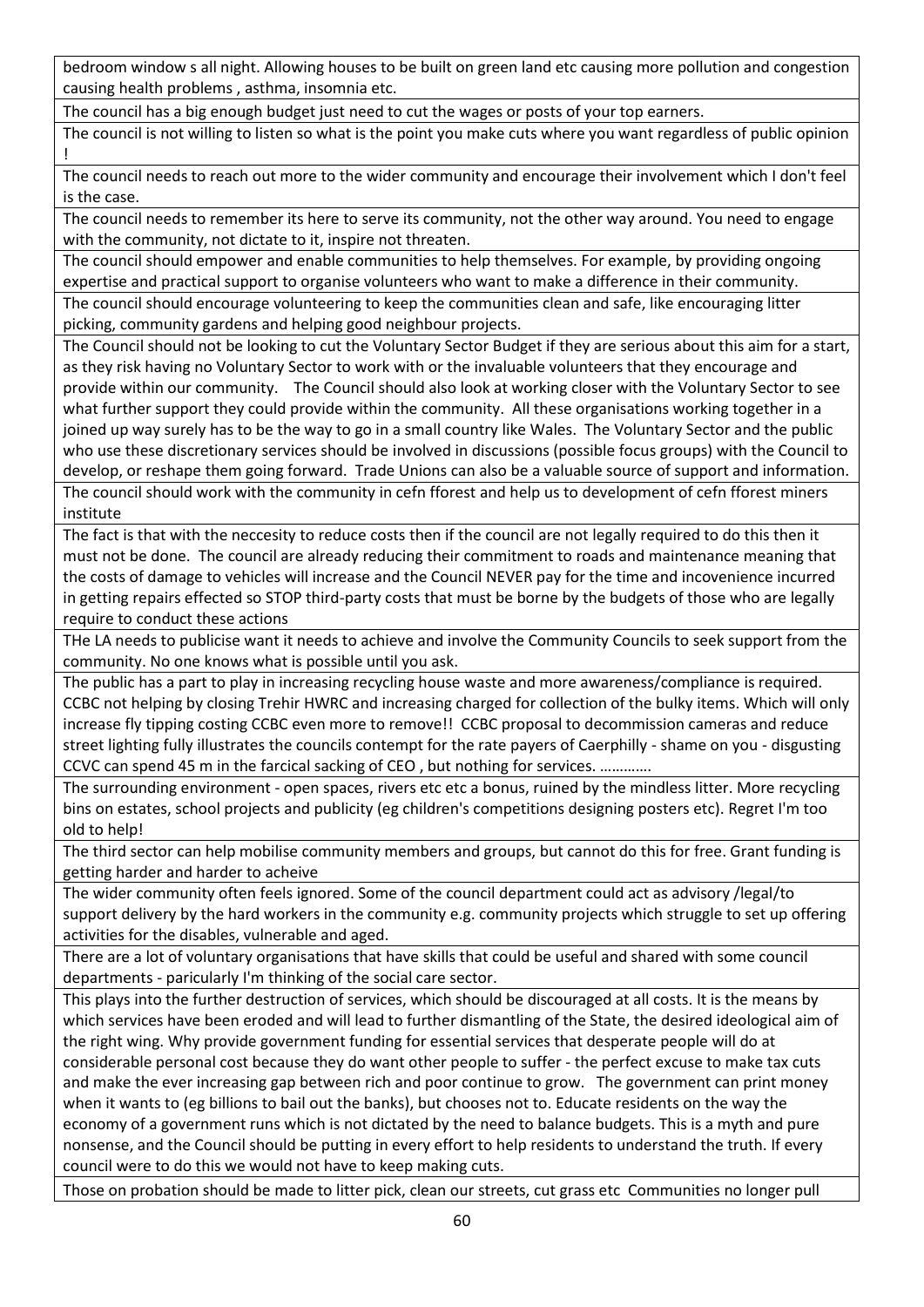| |
|---|
| bedroom window s all night. Allowing houses to be built on green land etc causing more pollution and congestion causing health problems , asthma, insomnia etc. |
| The council has a big enough budget just need to cut the wages or posts of your top earners. |
| The council is not willing to listen so what is the point you make cuts where you want regardless of public opinion ! |
| The council needs to reach out more to the wider community and encourage their involvement which I don't feel is the case. |
| The council needs to remember its here to serve its community, not the other way around. You need to engage with the community, not dictate to it, inspire not threaten. |
| The council should empower and enable communities to help themselves. For example, by providing ongoing expertise and practical support to organise volunteers who want to make a difference in their community. |
| The council should encourage volunteering to keep the communities clean and safe, like encouraging litter picking, community gardens and helping good neighbour projects. |
| The Council should not be looking to cut the Voluntary Sector Budget if they are serious about this aim for a start, as they risk having no Voluntary Sector to work with or the invaluable volunteers that they encourage and provide within our community. The Council should also look at working closer with the Voluntary Sector to see what further support they could provide within the community. All these organisations working together in a joined up way surely has to be the way to go in a small country like Wales. The Voluntary Sector and the public who use these discretionary services should be involved in discussions (possible focus groups) with the Council to develop, or reshape them going forward. Trade Unions can also be a valuable source of support and information. |
| The council should work with the community in cefn fforest and help us to development of cefn fforest miners institute |
| The fact is that with the neccesity to reduce costs then if the council are not legally required to do this then it must not be done. The council are already reducing their commitment to roads and maintenance meaning that the costs of damage to vehicles will increase and the Council NEVER pay for the time and incovenience incurred in getting repairs effected so STOP third-party costs that must be borne by the budgets of those who are legally require to conduct these actions |
| THe LA needs to publicise want it needs to achieve and involve the Community Councils to seek support from the community. No one knows what is possible until you ask. |
| The public has a part to play in increasing recycling house waste and more awareness/compliance is required. CCBC not helping by closing Trehir HWRC and increasing charged for collection of the bulky items. Which will only increase fly tipping costing CCBC even more to remove!! CCBC proposal to decommission cameras and reduce street lighting fully illustrates the councils contempt for the rate payers of Caerphilly - shame on you - disgusting CCVC can spend 45 m in the farcical sacking of CEO , but nothing for services. …………. |
| The surrounding environment - open spaces, rivers etc etc a bonus, ruined by the mindless litter. More recycling bins on estates, school projects and publicity (eg children's competitions designing posters etc). Regret I'm too old to help! |
| The third sector can help mobilise community members and groups, but cannot do this for free. Grant funding is getting harder and harder to acheive |
| The wider community often feels ignored. Some of the council department could act as advisory /legal/to support delivery by the hard workers in the community e.g. community projects which struggle to set up offering activities for the disables, vulnerable and aged. |
| There are a lot of voluntary organisations that have skills that could be useful and shared with some council departments - paricularly I'm thinking of the social care sector. |
| This plays into the further destruction of services, which should be discouraged at all costs. It is the means by which services have been eroded and will lead to further dismantling of the State, the desired ideological aim of the right wing. Why provide government funding for essential services that desperate people will do at considerable personal cost because they do want other people to suffer - the perfect excuse to make tax cuts and make the ever increasing gap between rich and poor continue to grow. The government can print money when it wants to (eg billions to bail out the banks), but chooses not to. Educate residents on the way the economy of a government runs which is not dictated by the need to balance budgets. This is a myth and pure nonsense, and the Council should be putting in every effort to help residents to understand the truth. If every council were to do this we would not have to keep making cuts. |
| Those on probation should be made to litter pick, clean our streets, cut grass etc Communities no longer pull |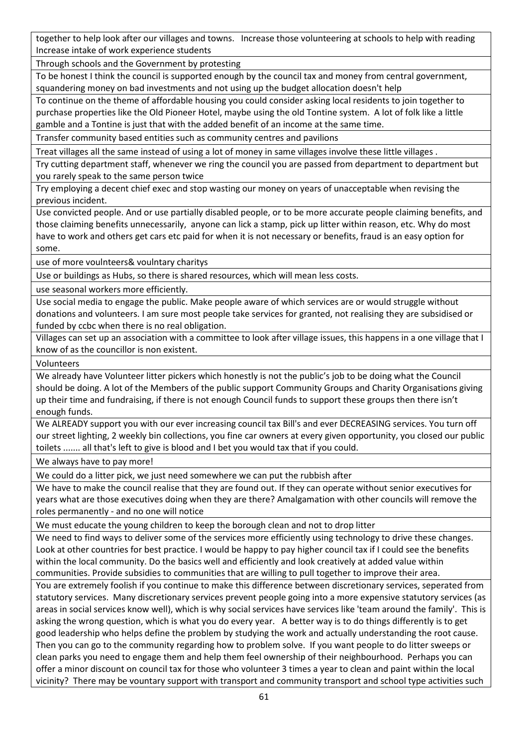| |
|---|
| together to help look after our villages and towns. Increase those volunteering at schools to help with reading Increase intake of work experience students |
| Through schools and the Government by protesting |
| To be honest I think the council is supported enough by the council tax and money from central government, squandering money on bad investments and not using up the budget allocation doesn't help |
| To continue on the theme of affordable housing you could consider asking local residents to join together to purchase properties like the Old Pioneer Hotel, maybe using the old Tontine system. A lot of folk like a little gamble and a Tontine is just that with the added benefit of an income at the same time. |
| Transfer community based entities such as community centres and pavilions |
| Treat villages all the same instead of using a lot of money in same villages involve these little villages . |
| Try cutting department staff, whenever we ring the council you are passed from department to department but you rarely speak to the same person twice |
| Try employing a decent chief exec and stop wasting our money on years of unacceptable when revising the previous incident. |
| Use convicted people. And or use partially disabled people, or to be more accurate people claiming benefits, and those claiming benefits unnecessarily, anyone can lick a stamp, pick up litter within reason, etc. Why do most have to work and others get cars etc paid for when it is not necessary or benefits, fraud is an easy option for some. |
| use of more voulnteers& voultary charitys |
| Use or buildings as Hubs, so there is shared resources, which will mean less costs. |
| use seasonal workers more efficiently. |
| Use social media to engage the public. Make people aware of which services are or would struggle without donations and volunteers. I am sure most people take services for granted, not realising they are subsidised or funded by ccbc when there is no real obligation. |
| Villages can set up an association with a committee to look after village issues, this happens in a one village that I know of as the councillor is non existent. |
| Volunteers |
| We already have Volunteer litter pickers which honestly is not the public's job to be doing what the Council should be doing. A lot of the Members of the public support Community Groups and Charity Organisations giving up their time and fundraising, if there is not enough Council funds to support these groups then there isn't enough funds. |
| We ALREADY support you with our ever increasing council tax Bill's and ever DECREASING services. You turn off our street lighting, 2 weekly bin collections, you fine car owners at every given opportunity, you closed our public toilets ....... all that's left to give is blood and I bet you would tax that if you could. |
| We always have to pay more! |
| We could do a litter pick, we just need somewhere we can put the rubbish after |
| We have to make the council realise that they are found out. If they can operate without senior executives for years what are those executives doing when they are there? Amalgamation with other councils will remove the roles permanently - and no one will notice |
| We must educate the young children to keep the borough clean and not to drop litter |
| We need to find ways to deliver some of the services more efficiently using technology to drive these changes. Look at other countries for best practice. I would be happy to pay higher council tax if I could see the benefits within the local community. Do the basics well and efficiently and look creatively at added value within communities. Provide subsidies to communities that are willing to pull together to improve their area. |
| You are extremely foolish if you continue to make this difference between discretionary services, seperated from statutory services. Many discretionary services prevent people going into a more expensive statutory services (as areas in social services know well), which is why social services have services like 'team around the family'. This is asking the wrong question, which is what you do every year. A better way is to do things differently is to get good leadership who helps define the problem by studying the work and actually understanding the root cause. Then you can go to the community regarding how to problem solve. If you want people to do litter sweeps or clean parks you need to engage them and help them feel ownership of their neighbourhood. Perhaps you can offer a minor discount on council tax for those who volunteer 3 times a year to clean and paint within the local vicinity? There may be vountary support with transport and community transport and school type activities such |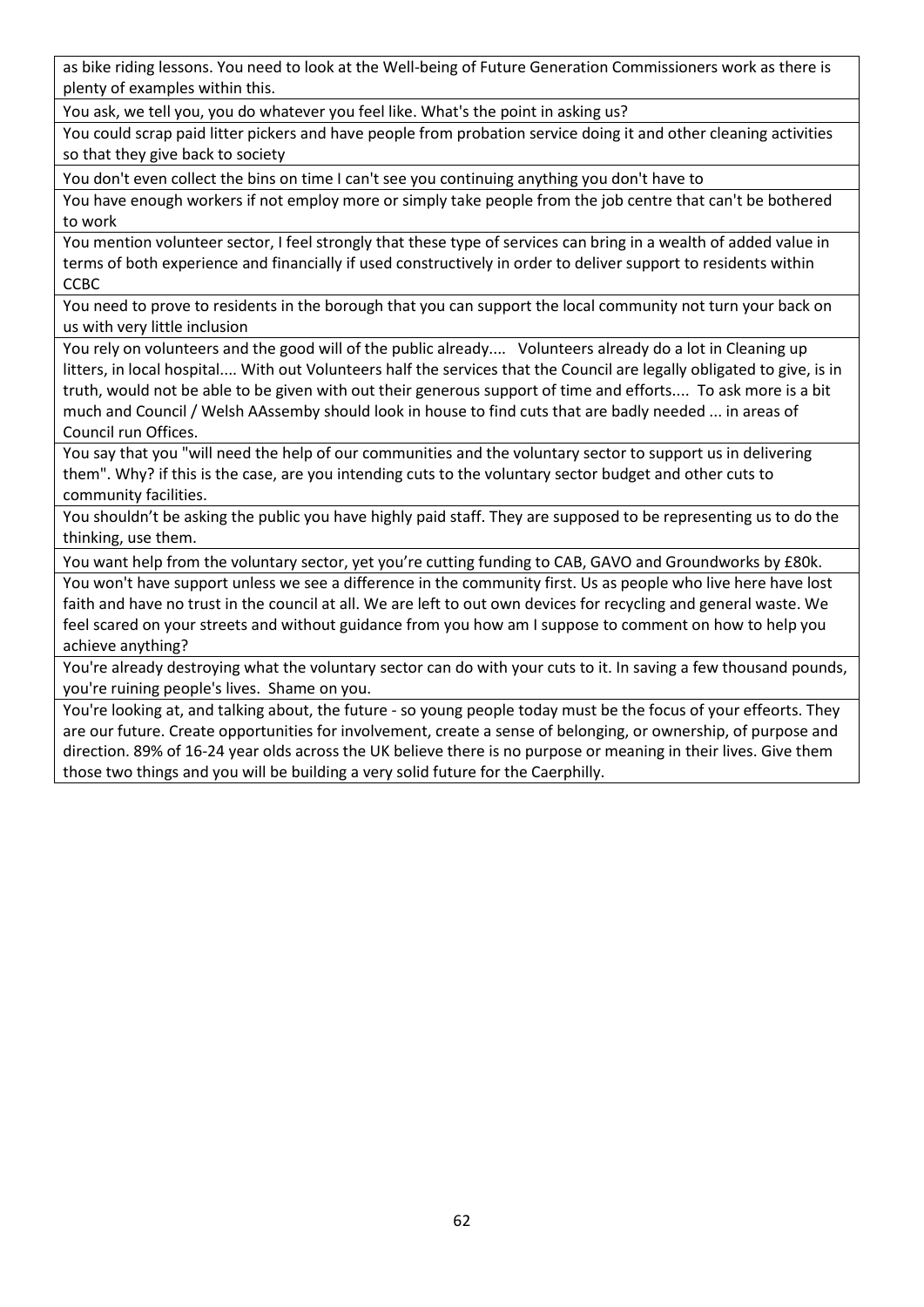| |
|---|
| as bike riding lessons. You need to look at the Well-being of Future Generation Commissioners work as there is plenty of examples within this. |
| You ask, we tell you, you do whatever you feel like. What's the point in asking us? |
| You could scrap paid litter pickers and have people from probation service doing it and other cleaning activities so that they give back to society |
| You don't even collect the bins on time I can't see you continuing anything you don't have to |
| You have enough workers if not employ more or simply take people from the job centre that can't be bothered to work |
| You mention volunteer sector, I feel strongly that these type of services can bring in a wealth of added value in terms of both experience and financially if used constructively in order to deliver support to residents within CCBC |
| You need to prove to residents in the borough that you can support the local community not turn your back on us with very little inclusion |
| You rely on volunteers and the good will of the public already.... Volunteers already do a lot in Cleaning up litters, in local hospital.... With out Volunteers half the services that the Council are legally obligated to give, is in truth, would not be able to be given with out their generous support of time and efforts.... To ask more is a bit much and Council / Welsh AAssemby should look in house to find cuts that are badly needed ... in areas of Council run Offices. |
| You say that you "will need the help of our communities and the voluntary sector to support us in delivering them". Why? if this is the case, are you intending cuts to the voluntary sector budget and other cuts to community facilities. |
| You shouldn't be asking the public you have highly paid staff. They are supposed to be representing us to do the thinking, use them. |
| You want help from the voluntary sector, yet you're cutting funding to CAB, GAVO and Groundworks by £80k. |
| You won't have support unless we see a difference in the community first. Us as people who live here have lost faith and have no trust in the council at all. We are left to out own devices for recycling and general waste. We feel scared on your streets and without guidance from you how am I suppose to comment on how to help you achieve anything? |
| You're already destroying what the voluntary sector can do with your cuts to it. In saving a few thousand pounds, you're ruining people's lives. Shame on you. |
| You're looking at, and talking about, the future - so young people today must be the focus of your effeorts. They are our future. Create opportunities for involvement, create a sense of belonging, or ownership, of purpose and direction. 89% of 16-24 year olds across the UK believe there is no purpose or meaning in their lives. Give them those two things and you will be building a very solid future for the Caerphilly. |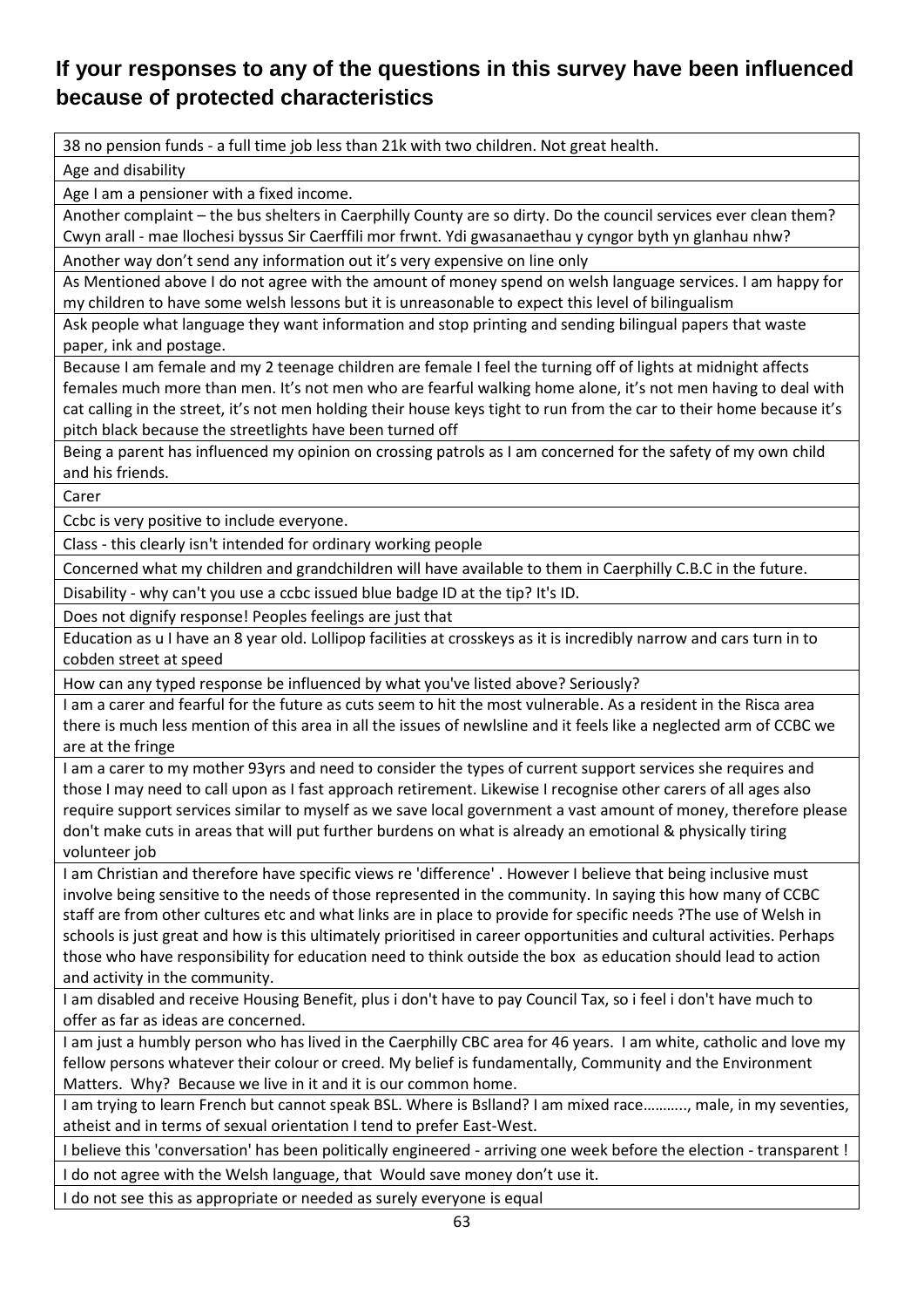## If your responses to any of the questions in this survey have been influenced because of protected characteristics

| |
|---|
| 38 no pension funds - a full time job less than 21k with two children. Not great health. |
| Age and disability |
| Age I am a pensioner with a fixed income. |
| Another complaint – the bus shelters in Caerphilly County are so dirty. Do the council services ever clean them? Cwyn arall - mae llochesi byssus Sir Caerffili mor frwnt. Ydi gwasanaethau y cyngor byth yn glanhau nhw? |
| Another way don't send any information out it's very expensive on line only |
| As Mentioned above I do not agree with the amount of money spend on welsh language services. I am happy for my children to have some welsh lessons but it is unreasonable to expect this level of bilingualism |
| Ask people what language they want information and stop printing and sending bilingual papers that waste paper, ink and postage. |
| Because I am female and my 2 teenage children are female I feel the turning off of lights at midnight affects females much more than men. It's not men who are fearful walking home alone, it's not men having to deal with cat calling in the street, it's not men holding their house keys tight to run from the car to their home because it's pitch black because the streetlights have been turned off |
| Being a parent has influenced my opinion on crossing patrols as I am concerned for the safety of my own child and his friends. |
| Carer |
| Ccbc is very positive to include everyone. |
| Class - this clearly isn't intended for ordinary working people |
| Concerned what my children and grandchildren will have available to them in Caerphilly C.B.C in the future. |
| Disability - why can't you use a ccbc issued blue badge ID at the tip? It's ID. |
| Does not dignify response! Peoples feelings are just that |
| Education as u I have an 8 year old. Lollipop facilities at crosskeys as it is incredibly narrow and cars turn in to cobden street at speed |
| How can any typed response be influenced by what you've listed above? Seriously? |
| I am a carer and fearful for the future as cuts seem to hit the most vulnerable. As a resident in the Risca area there is much less mention of this area in all the issues of newlsline and it feels like a neglected arm of CCBC we are at the fringe |
| I am a carer to my mother 93yrs and need to consider the types of current support services she requires and those I may need to call upon as I fast approach retirement. Likewise I recognise other carers of all ages also require support services similar to myself as we save local government a vast amount of money, therefore please don't make cuts in areas that will put further burdens on what is already an emotional & physically tiring volunteer job |
| I am Christian and therefore have specific views re 'difference' . However I believe that being inclusive must involve being sensitive to the needs of those represented in the community. In saying this how many of CCBC staff are from other cultures etc and what links are in place to provide for specific needs ?The use of Welsh in schools is just great and how is this ultimately prioritised in career opportunities and cultural activities. Perhaps those who have responsibility for education need to think outside the box as education should lead to action and activity in the community. |
| I am disabled and receive Housing Benefit, plus i don't have to pay Council Tax, so i feel i don't have much to offer as far as ideas are concerned. |
| I am just a humbly person who has lived in the Caerphilly CBC area for 46 years. I am white, catholic and love my fellow persons whatever their colour or creed. My belief is fundamentally, Community and the Environment Matters. Why? Because we live in it and it is our common home. |
| I am trying to learn French but cannot speak BSL. Where is Bslland? I am mixed race……….., male, in my seventies, atheist and in terms of sexual orientation I tend to prefer East-West. |
| I believe this 'conversation' has been politically engineered - arriving one week before the election - transparent ! |
| I do not agree with the Welsh language, that Would save money don't use it. |
| I do not see this as appropriate or needed as surely everyone is equal |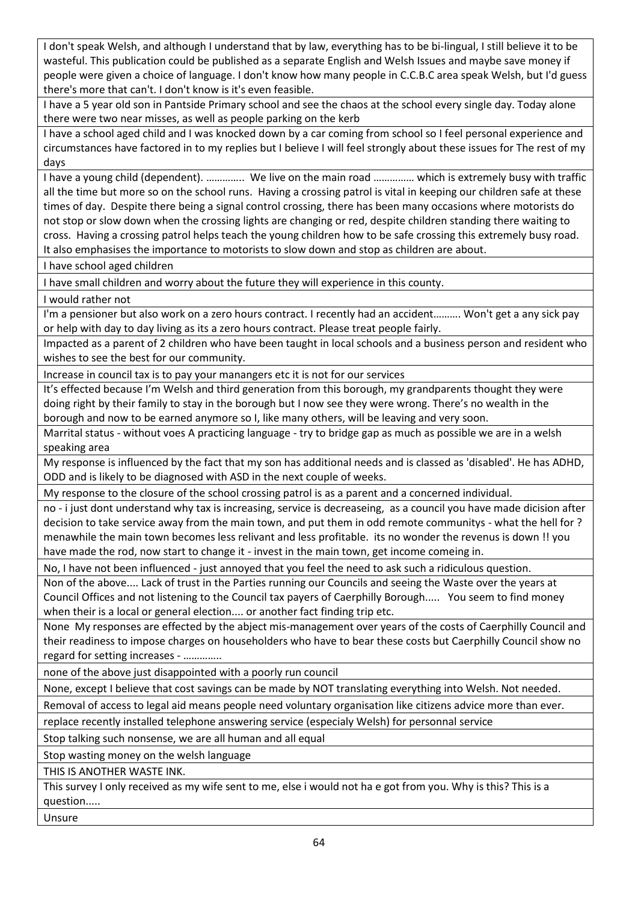| |
|---|
| I don't speak Welsh, and although I understand that by law, everything has to be bi-lingual, I still believe it to be wasteful. This publication could be published as a separate English and Welsh Issues and maybe save money if people were given a choice of language. I don't know how many people in C.C.B.C area speak Welsh, but I'd guess there's more that can't. I don't know is it's even feasible. |
| I have a 5 year old son in Pantside Primary school and see the chaos at the school every single day. Today alone there were two near misses, as well as people parking on the kerb |
| I have a school aged child and I was knocked down by a car coming from school so I feel personal experience and circumstances have factored in to my replies but I believe I will feel strongly about these issues for The rest of my days |
| I have a young child (dependent). ………….. We live on the main road …………… which is extremely busy with traffic all the time but more so on the school runs. Having a crossing patrol is vital in keeping our children safe at these times of day. Despite there being a signal control crossing, there has been many occasions where motorists do not stop or slow down when the crossing lights are changing or red, despite children standing there waiting to cross. Having a crossing patrol helps teach the young children how to be safe crossing this extremely busy road. It also emphasises the importance to motorists to slow down and stop as children are about. |
| I have school aged children |
| I have small children and worry about the future they will experience in this county. |
| I would rather not |
| I'm a pensioner but also work on a zero hours contract. I recently had an accident………. Won't get a any sick pay or help with day to day living as its a zero hours contract. Please treat people fairly. |
| Impacted as a parent of 2 children who have been taught in local schools and a business person and resident who wishes to see the best for our community. |
| Increase in council tax is to pay your manangers etc it is not for our services |
| It's effected because I'm Welsh and third generation from this borough, my grandparents thought they were doing right by their family to stay in the borough but I now see they were wrong. There's no wealth in the borough and now to be earned anymore so I, like many others, will be leaving and very soon. |
| Marrital status - without voes A practicing language - try to bridge gap as much as possible we are in a welsh speaking area |
| My response is influenced by the fact that my son has additional needs and is classed as 'disabled'. He has ADHD, ODD and is likely to be diagnosed with ASD in the next couple of weeks. |
| My response to the closure of the school crossing patrol is as a parent and a concerned individual. |
| no - i just dont understand why tax is increasing, service is decreaseing, as a council you have made dicision after decision to take service away from the main town, and put them in odd remote communitys - what the hell for ? menawhile the main town becomes less relivant and less profitable. its no wonder the revenus is down !! you have made the rod, now start to change it - invest in the main town, get income comeing in. |
| No, I have not been influenced - just annoyed that you feel the need to ask such a ridiculous question. |
| Non of the above.... Lack of trust in the Parties running our Councils and seeing the Waste over the years at Council Offices and not listening to the Council tax payers of Caerphilly Borough..... You seem to find money when their is a local or general election.... or another fact finding trip etc. |
| None My responses are effected by the abject mis-management over years of the costs of Caerphilly Council and their readiness to impose charges on householders who have to bear these costs but Caerphilly Council show no regard for setting increases - ………….. |
| none of the above just disappointed with a poorly run council |
| None, except I believe that cost savings can be made by NOT translating everything into Welsh. Not needed. |
| Removal of access to legal aid means people need voluntary organisation like citizens advice more than ever. |
| replace recently installed telephone answering service (especialy Welsh) for personnal service |
| Stop talking such nonsense, we are all human and all equal |
| Stop wasting money on the welsh language |
| THIS IS ANOTHER WASTE INK. |
| This survey I only received as my wife sent to me, else i would not ha e got from you. Why is this? This is a question..... |
| Unsure |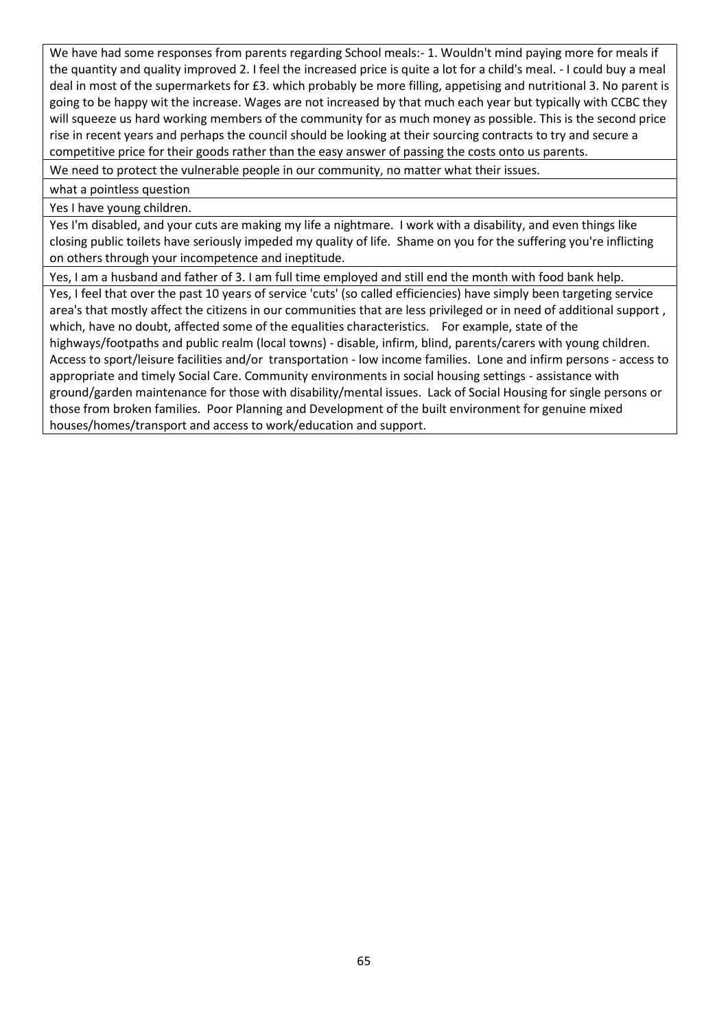| |
|---|
| We have had some responses from parents regarding School meals:- 1. Wouldn't mind paying more for meals if the quantity and quality improved 2. I feel the increased price is quite a lot for a child's meal. - I could buy a meal deal in most of the supermarkets for £3. which probably be more filling, appetising and nutritional 3. No parent is going to be happy wit the increase. Wages are not increased by that much each year but typically with CCBC they will squeeze us hard working members of the community for as much money as possible. This is the second price rise in recent years and perhaps the council should be looking at their sourcing contracts to try and secure a competitive price for their goods rather than the easy answer of passing the costs onto us parents. |
| We need to protect the vulnerable people in our community, no matter what their issues. |
| what a pointless question |
| Yes I have young children. |
| Yes I'm disabled, and your cuts are making my life a nightmare. I work with a disability, and even things like closing public toilets have seriously impeded my quality of life. Shame on you for the suffering you're inflicting on others through your incompetence and ineptitude. |
| Yes, I am a husband and father of 3. I am full time employed and still end the month with food bank help. |
| Yes, I feel that over the past 10 years of service 'cuts' (so called efficiencies) have simply been targeting service area's that mostly affect the citizens in our communities that are less privileged or in need of additional support , which, have no doubt, affected some of the equalities characteristics. For example, state of the highways/footpaths and public realm (local towns) - disable, infirm, blind, parents/carers with young children. Access to sport/leisure facilities and/or transportation - low income families. Lone and infirm persons - access to appropriate and timely Social Care. Community environments in social housing settings - assistance with ground/garden maintenance for those with disability/mental issues. Lack of Social Housing for single persons or those from broken families. Poor Planning and Development of the built environment for genuine mixed houses/homes/transport and access to work/education and support. |